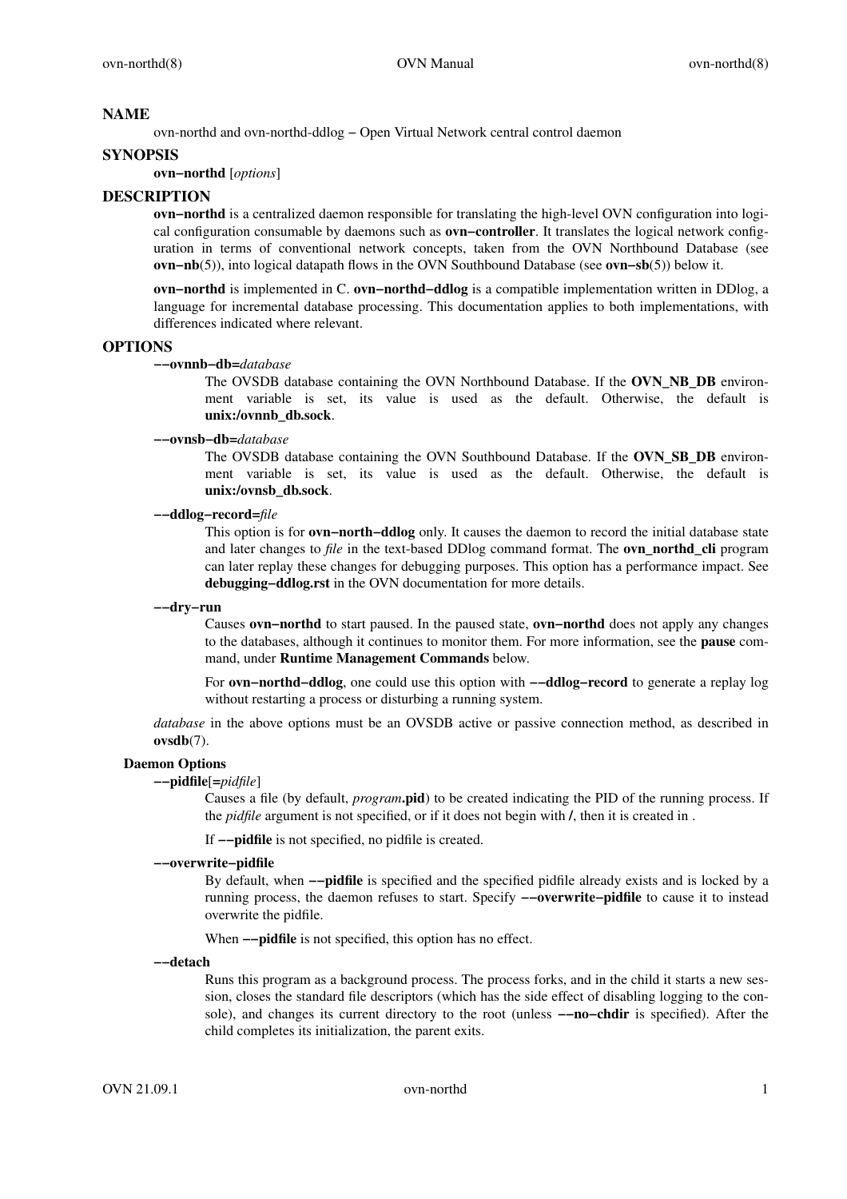## NAME

ovn-northd and ovn-northd-ddlog − Open Virtual Network central control daemon

## SYNOPSIS

**ovn−northd** [*options*]

## DESCRIPTION

**ovn−northd** is a centralized daemon responsible for translating the high-level OVN configuration into logical configuration consumable by daemons such as **ovn−controller**. It translates the logical network configuration in terms of conventional network concepts, taken from the OVN Northbound Database (see **ovn−nb**(5)), into logical datapath flows in the OVN Southbound Database (see **ovn−sb**(5)) below it.

**ovn−northd** is implemented in C. **ovn−northd−ddlog** is a compatible implementation written in DDlog, a language for incremental database processing. This documentation applies to both implementations, with differences indicated where relevant.

## OPTIONS

**−−ovnnb−db=***database*

The OVSDB database containing the OVN Northbound Database. If the **OVN_NB_DB** environment variable is set, its value is used as the default. Otherwise, the default is **unix:/ovnnb_db.sock**.

**−−ovnsb−db=***database*

The OVSDB database containing the OVN Southbound Database. If the **OVN_SB_DB** environment variable is set, its value is used as the default. Otherwise, the default is **unix:/ovnsb_db.sock**.

**−−ddlog−record=***file*

This option is for **ovn−north−ddlog** only. It causes the daemon to record the initial database state and later changes to *file* in the text-based DDlog command format. The **ovn_northd_cli** program can later replay these changes for debugging purposes. This option has a performance impact. See **debugging−ddlog.rst** in the OVN documentation for more details.

**−−dry−run**

Causes **ovn−northd** to start paused. In the paused state, **ovn−northd** does not apply any changes to the databases, although it continues to monitor them. For more information, see the **pause** command, under **Runtime Management Commands** below.

For **ovn−northd−ddlog**, one could use this option with **−−ddlog−record** to generate a replay log without restarting a process or disturbing a running system.

*database* in the above options must be an OVSDB active or passive connection method, as described in **ovsdb**(7).

### Daemon Options

**−−pidfile**[**=***pidfile*]

Causes a file (by default, *program***.pid**) to be created indicating the PID of the running process. If the *pidfile* argument is not specified, or if it does not begin with **/**, then it is created in .

If **−−pidfile** is not specified, no pidfile is created.

**−−overwrite−pidfile**

By default, when **−−pidfile** is specified and the specified pidfile already exists and is locked by a running process, the daemon refuses to start. Specify **−−overwrite−pidfile** to cause it to instead overwrite the pidfile.

When **−−pidfile** is not specified, this option has no effect.

**−−detach**

Runs this program as a background process. The process forks, and in the child it starts a new session, closes the standard file descriptors (which has the side effect of disabling logging to the console), and changes its current directory to the root (unless **−−no−chdir** is specified). After the child completes its initialization, the parent exits.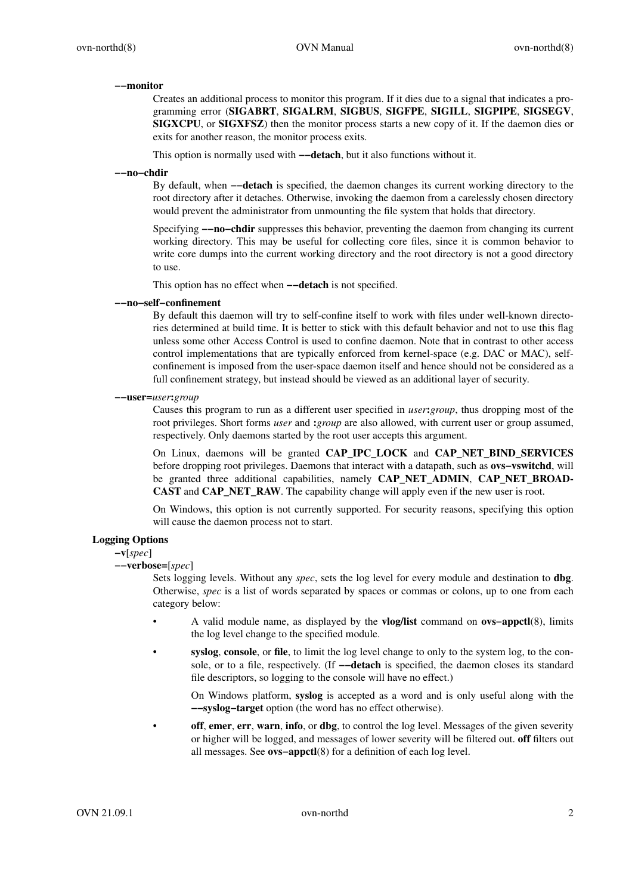**−−monitor**

Creates an additional process to monitor this program. If it dies due to a signal that indicates a programming error (**SIGABRT**, **SIGALRM**, **SIGBUS**, **SIGFPE**, **SIGILL**, **SIGPIPE**, **SIGSEGV**, **SIGXCPU**, or **SIGXFSZ**) then the monitor process starts a new copy of it. If the daemon dies or exits for another reason, the monitor process exits.

This option is normally used with **−−detach**, but it also functions without it.

**−−no−chdir**

By default, when **−−detach** is specified, the daemon changes its current working directory to the root directory after it detaches. Otherwise, invoking the daemon from a carelessly chosen directory would prevent the administrator from unmounting the file system that holds that directory.

Specifying **−−no−chdir** suppresses this behavior, preventing the daemon from changing its current working directory. This may be useful for collecting core files, since it is common behavior to write core dumps into the current working directory and the root directory is not a good directory to use.

This option has no effect when **−−detach** is not specified.

**−−no−self−confinement**

By default this daemon will try to self-confine itself to work with files under well-known directories determined at build time. It is better to stick with this default behavior and not to use this flag unless some other Access Control is used to confine daemon. Note that in contrast to other access control implementations that are typically enforced from kernel-space (e.g. DAC or MAC), self-confinement is imposed from the user-space daemon itself and hence should not be considered as a full confinement strategy, but instead should be viewed as an additional layer of security.

**−−user=***user***:***group*

Causes this program to run as a different user specified in *user***:***group*, thus dropping most of the root privileges. Short forms *user* and **:***group* are also allowed, with current user or group assumed, respectively. Only daemons started by the root user accepts this argument.

On Linux, daemons will be granted **CAP_IPC_LOCK** and **CAP_NET_BIND_SERVICES** before dropping root privileges. Daemons that interact with a datapath, such as **ovs−vswitchd**, will be granted three additional capabilities, namely **CAP_NET_ADMIN**, **CAP_NET_BROADCAST** and **CAP_NET_RAW**. The capability change will apply even if the new user is root.

On Windows, this option is not currently supported. For security reasons, specifying this option will cause the daemon process not to start.

### Logging Options

**−v**[*spec*]
**−−verbose=**[*spec*]

Sets logging levels. Without any *spec*, sets the log level for every module and destination to **dbg**. Otherwise, *spec* is a list of words separated by spaces or commas or colons, up to one from each category below:

- A valid module name, as displayed by the **vlog/list** command on **ovs−appctl**(8), limits the log level change to the specified module.
- **syslog**, **console**, or **file**, to limit the log level change to only to the system log, to the console, or to a file, respectively. (If **−−detach** is specified, the daemon closes its standard file descriptors, so logging to the console will have no effect.)

  On Windows platform, **syslog** is accepted as a word and is only useful along with the **−−syslog−target** option (the word has no effect otherwise).
- **off**, **emer**, **err**, **warn**, **info**, or **dbg**, to control the log level. Messages of the given severity or higher will be logged, and messages of lower severity will be filtered out. **off** filters out all messages. See **ovs−appctl**(8) for a definition of each log level.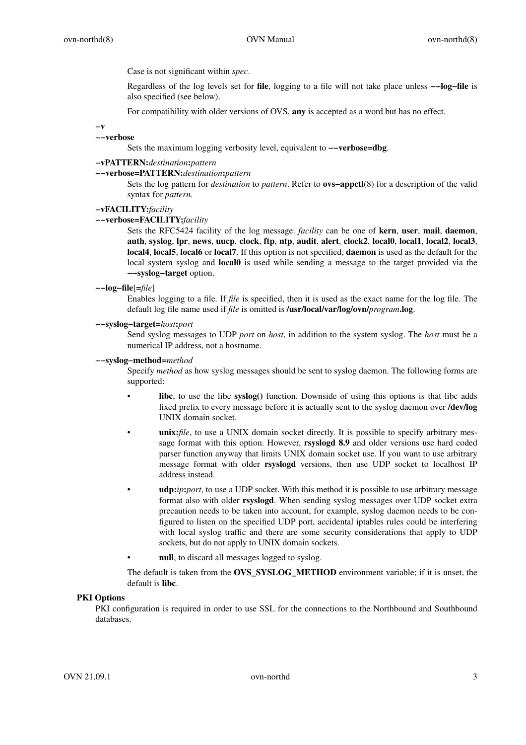Case is not significant within *spec*.

Regardless of the log levels set for **file**, logging to a file will not take place unless **−−log−file** is also specified (see below).

For compatibility with older versions of OVS, **any** is accepted as a word but has no effect.

**−v**
**−−verbose**
Sets the maximum logging verbosity level, equivalent to **−−verbose=dbg**.

**−vPATTERN:***destination***:***pattern*
**−−verbose=PATTERN:***destination***:***pattern*
Sets the log pattern for *destination* to *pattern*. Refer to **ovs−appctl**(8) for a description of the valid syntax for *pattern*.

**−vFACILITY:***facility*
**−−verbose=FACILITY:***facility*
Sets the RFC5424 facility of the log message. *facility* can be one of **kern**, **user**, **mail**, **daemon**, **auth**, **syslog**, **lpr**, **news**, **uucp**, **clock**, **ftp**, **ntp**, **audit**, **alert**, **clock2**, **local0**, **local1**, **local2**, **local3**, **local4**, **local5**, **local6** or **local7**. If this option is not specified, **daemon** is used as the default for the local system syslog and **local0** is used while sending a message to the target provided via the **−−syslog−target** option.

**−−log−file**[**=***file*]
Enables logging to a file. If *file* is specified, then it is used as the exact name for the log file. The default log file name used if *file* is omitted is **/usr/local/var/log/ovn/***program***.log**.

**−−syslog−target=***host***:***port*
Send syslog messages to UDP *port* on *host*, in addition to the system syslog. The *host* must be a numerical IP address, not a hostname.

**−−syslog−method=***method*
Specify *method* as how syslog messages should be sent to syslog daemon. The following forms are supported:

- **libc**, to use the libc **syslog()** function. Downside of using this options is that libc adds fixed prefix to every message before it is actually sent to the syslog daemon over **/dev/log** UNIX domain socket.
- **unix:***file*, to use a UNIX domain socket directly. It is possible to specify arbitrary message format with this option. However, **rsyslogd 8.9** and older versions use hard coded parser function anyway that limits UNIX domain socket use. If you want to use arbitrary message format with older **rsyslogd** versions, then use UDP socket to localhost IP address instead.
- **udp:***ip***:***port*, to use a UDP socket. With this method it is possible to use arbitrary message format also with older **rsyslogd**. When sending syslog messages over UDP socket extra precaution needs to be taken into account, for example, syslog daemon needs to be configured to listen on the specified UDP port, accidental iptables rules could be interfering with local syslog traffic and there are some security considerations that apply to UDP sockets, but do not apply to UNIX domain sockets.
- **null**, to discard all messages logged to syslog.

The default is taken from the **OVS_SYSLOG_METHOD** environment variable; if it is unset, the default is **libc**.

### PKI Options

PKI configuration is required in order to use SSL for the connections to the Northbound and Southbound databases.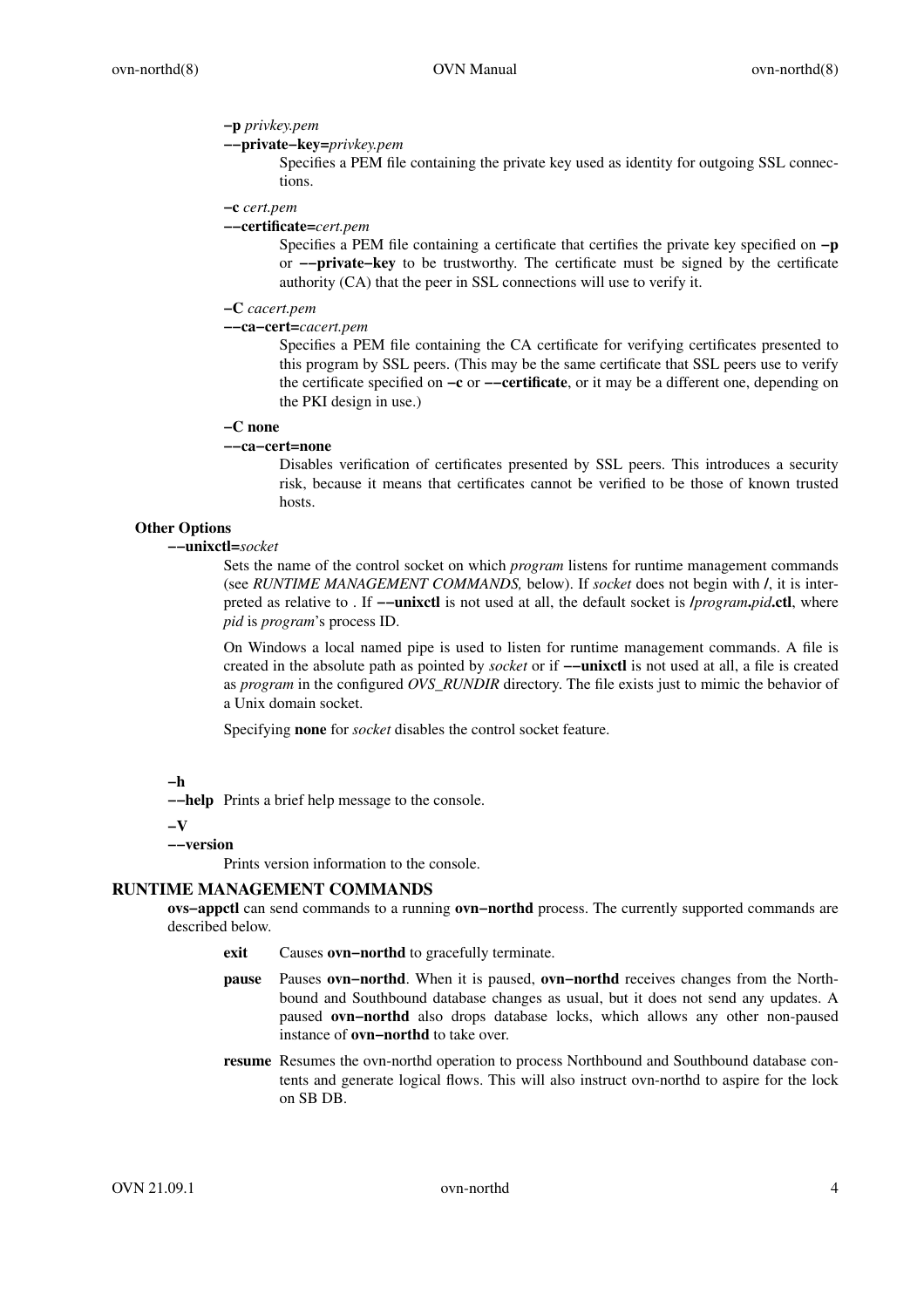**−p** *privkey.pem*

**−−private−key=***privkey.pem*

Specifies a PEM file containing the private key used as identity for outgoing SSL connections.

**−c** *cert.pem*

**−−certificate=***cert.pem*

Specifies a PEM file containing a certificate that certifies the private key specified on **−p** or **−−private−key** to be trustworthy. The certificate must be signed by the certificate authority (CA) that the peer in SSL connections will use to verify it.

**−C** *cacert.pem*

**−−ca−cert=***cacert.pem*

Specifies a PEM file containing the CA certificate for verifying certificates presented to this program by SSL peers. (This may be the same certificate that SSL peers use to verify the certificate specified on **−c** or **−−certificate**, or it may be a different one, depending on the PKI design in use.)

**−C none**

**−−ca−cert=none**

Disables verification of certificates presented by SSL peers. This introduces a security risk, because it means that certificates cannot be verified to be those of known trusted hosts.

### Other Options

**−−unixctl=***socket*

Sets the name of the control socket on which *program* listens for runtime management commands (see *RUNTIME MANAGEMENT COMMANDS,* below). If *socket* does not begin with **/**, it is interpreted as relative to . If **−−unixctl** is not used at all, the default socket is **/***program***.***pid***.ctl**, where *pid* is *program*'s process ID.

On Windows a local named pipe is used to listen for runtime management commands. A file is created in the absolute path as pointed by *socket* or if **−−unixctl** is not used at all, a file is created as *program* in the configured *OVS_RUNDIR* directory. The file exists just to mimic the behavior of a Unix domain socket.

Specifying **none** for *socket* disables the control socket feature.

**−h**

**−−help** Prints a brief help message to the console.

**−V**

**−−version**

Prints version information to the console.

## RUNTIME MANAGEMENT COMMANDS

**ovs−appctl** can send commands to a running **ovn−northd** process. The currently supported commands are described below.

**exit** Causes **ovn−northd** to gracefully terminate.

**pause** Pauses **ovn−northd**. When it is paused, **ovn−northd** receives changes from the Northbound and Southbound database changes as usual, but it does not send any updates. A paused **ovn−northd** also drops database locks, which allows any other non-paused instance of **ovn−northd** to take over.

**resume** Resumes the ovn-northd operation to process Northbound and Southbound database contents and generate logical flows. This will also instruct ovn-northd to aspire for the lock on SB DB.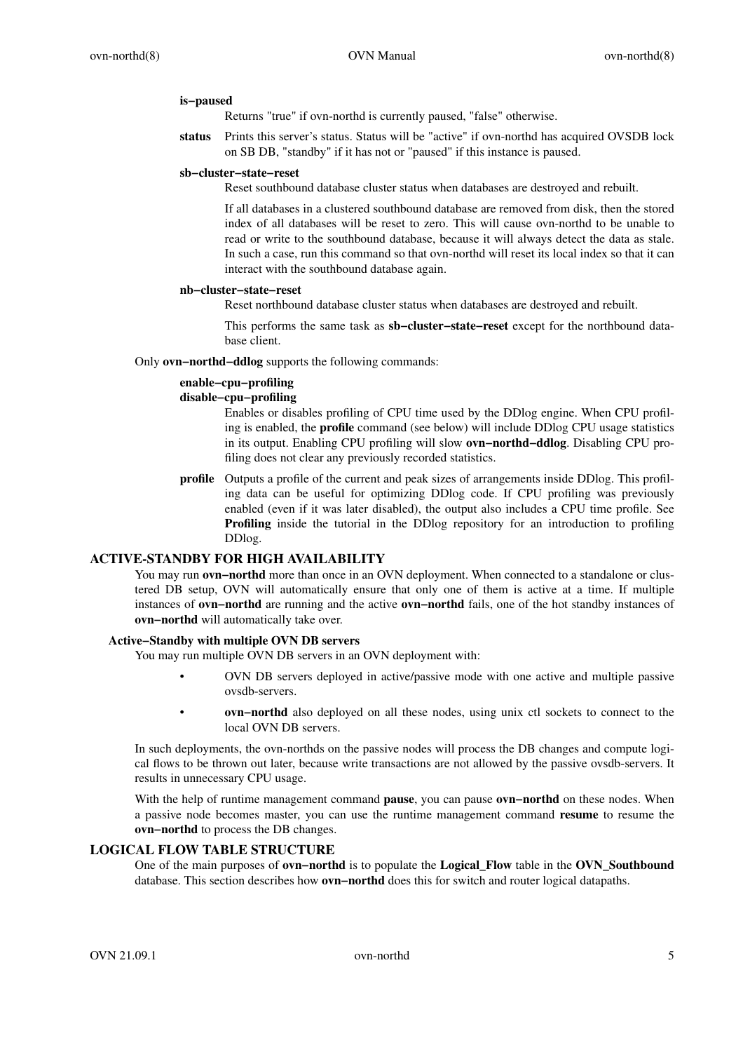**is−paused**

Returns "true" if ovn-northd is currently paused, "false" otherwise.

**status**

Prints this server's status. Status will be "active" if ovn-northd has acquired OVSDB lock on SB DB, "standby" if it has not or "paused" if this instance is paused.

**sb−cluster−state−reset**

Reset southbound database cluster status when databases are destroyed and rebuilt.

If all databases in a clustered southbound database are removed from disk, then the stored index of all databases will be reset to zero. This will cause ovn-northd to be unable to read or write to the southbound database, because it will always detect the data as stale. In such a case, run this command so that ovn-northd will reset its local index so that it can interact with the southbound database again.

**nb−cluster−state−reset**

Reset northbound database cluster status when databases are destroyed and rebuilt.

This performs the same task as **sb−cluster−state−reset** except for the northbound database client.

Only **ovn−northd−ddlog** supports the following commands:

**enable−cpu−profiling**
**disable−cpu−profiling**

Enables or disables profiling of CPU time used by the DDlog engine. When CPU profiling is enabled, the **profile** command (see below) will include DDlog CPU usage statistics in its output. Enabling CPU profiling will slow **ovn−northd−ddlog**. Disabling CPU profiling does not clear any previously recorded statistics.

**profile**

Outputs a profile of the current and peak sizes of arrangements inside DDlog. This profiling data can be useful for optimizing DDlog code. If CPU profiling was previously enabled (even if it was later disabled), the output also includes a CPU time profile. See **Profiling** inside the tutorial in the DDlog repository for an introduction to profiling DDlog.

## ACTIVE-STANDBY FOR HIGH AVAILABILITY

You may run **ovn−northd** more than once in an OVN deployment. When connected to a standalone or clustered DB setup, OVN will automatically ensure that only one of them is active at a time. If multiple instances of **ovn−northd** are running and the active **ovn−northd** fails, one of the hot standby instances of **ovn−northd** will automatically take over.

### Active−Standby with multiple OVN DB servers

You may run multiple OVN DB servers in an OVN deployment with:

- OVN DB servers deployed in active/passive mode with one active and multiple passive ovsdb-servers.
- **ovn−northd** also deployed on all these nodes, using unix ctl sockets to connect to the local OVN DB servers.

In such deployments, the ovn-northds on the passive nodes will process the DB changes and compute logical flows to be thrown out later, because write transactions are not allowed by the passive ovsdb-servers. It results in unnecessary CPU usage.

With the help of runtime management command **pause**, you can pause **ovn−northd** on these nodes. When a passive node becomes master, you can use the runtime management command **resume** to resume the **ovn−northd** to process the DB changes.

## LOGICAL FLOW TABLE STRUCTURE

One of the main purposes of **ovn−northd** is to populate the **Logical_Flow** table in the **OVN_Southbound** database. This section describes how **ovn−northd** does this for switch and router logical datapaths.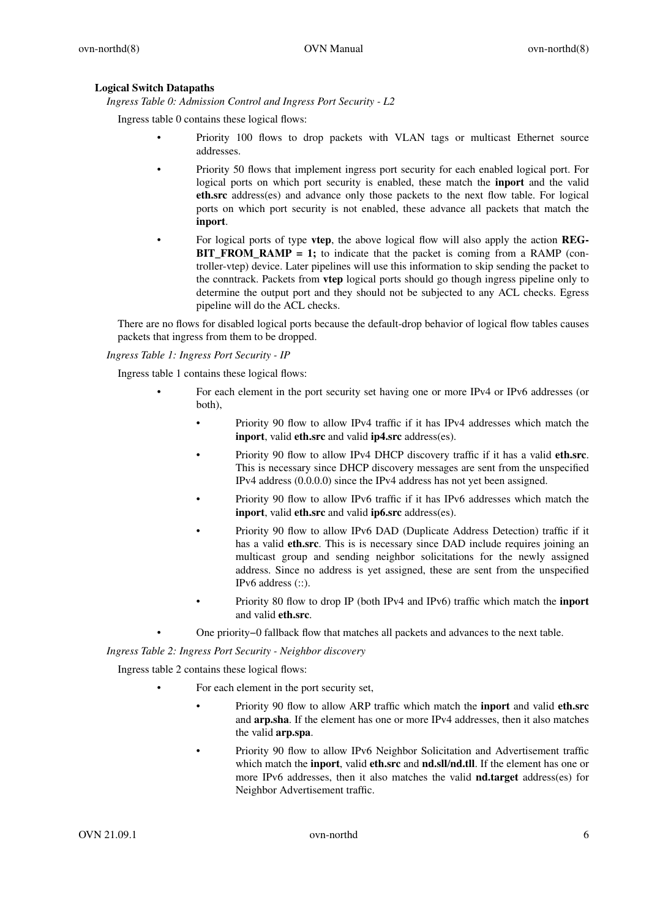### Logical Switch Datapaths

*Ingress Table 0: Admission Control and Ingress Port Security - L2*

Ingress table 0 contains these logical flows:

- Priority 100 flows to drop packets with VLAN tags or multicast Ethernet source addresses.
- Priority 50 flows that implement ingress port security for each enabled logical port. For logical ports on which port security is enabled, these match the **inport** and the valid **eth.src** address(es) and advance only those packets to the next flow table. For logical ports on which port security is not enabled, these advance all packets that match the **inport**.
- For logical ports of type **vtep**, the above logical flow will also apply the action **REGBIT_FROM_RAMP = 1;** to indicate that the packet is coming from a RAMP (controller-vtep) device. Later pipelines will use this information to skip sending the packet to the conntrack. Packets from **vtep** logical ports should go though ingress pipeline only to determine the output port and they should not be subjected to any ACL checks. Egress pipeline will do the ACL checks.

There are no flows for disabled logical ports because the default-drop behavior of logical flow tables causes packets that ingress from them to be dropped.

*Ingress Table 1: Ingress Port Security - IP*

Ingress table 1 contains these logical flows:

- For each element in the port security set having one or more IPv4 or IPv6 addresses (or both),
  - Priority 90 flow to allow IPv4 traffic if it has IPv4 addresses which match the **inport**, valid **eth.src** and valid **ip4.src** address(es).
  - Priority 90 flow to allow IPv4 DHCP discovery traffic if it has a valid **eth.src**. This is necessary since DHCP discovery messages are sent from the unspecified IPv4 address (0.0.0.0) since the IPv4 address has not yet been assigned.
  - Priority 90 flow to allow IPv6 traffic if it has IPv6 addresses which match the **inport**, valid **eth.src** and valid **ip6.src** address(es).
  - Priority 90 flow to allow IPv6 DAD (Duplicate Address Detection) traffic if it has a valid **eth.src**. This is is necessary since DAD include requires joining an multicast group and sending neighbor solicitations for the newly assigned address. Since no address is yet assigned, these are sent from the unspecified IPv6 address (::).
  - Priority 80 flow to drop IP (both IPv4 and IPv6) traffic which match the **inport** and valid **eth.src**.
- One priority−0 fallback flow that matches all packets and advances to the next table.

*Ingress Table 2: Ingress Port Security - Neighbor discovery*

Ingress table 2 contains these logical flows:

- For each element in the port security set,
  - Priority 90 flow to allow ARP traffic which match the **inport** and valid **eth.src** and **arp.sha**. If the element has one or more IPv4 addresses, then it also matches the valid **arp.spa**.
  - Priority 90 flow to allow IPv6 Neighbor Solicitation and Advertisement traffic which match the **inport**, valid **eth.src** and **nd.sll/nd.tll**. If the element has one or more IPv6 addresses, then it also matches the valid **nd.target** address(es) for Neighbor Advertisement traffic.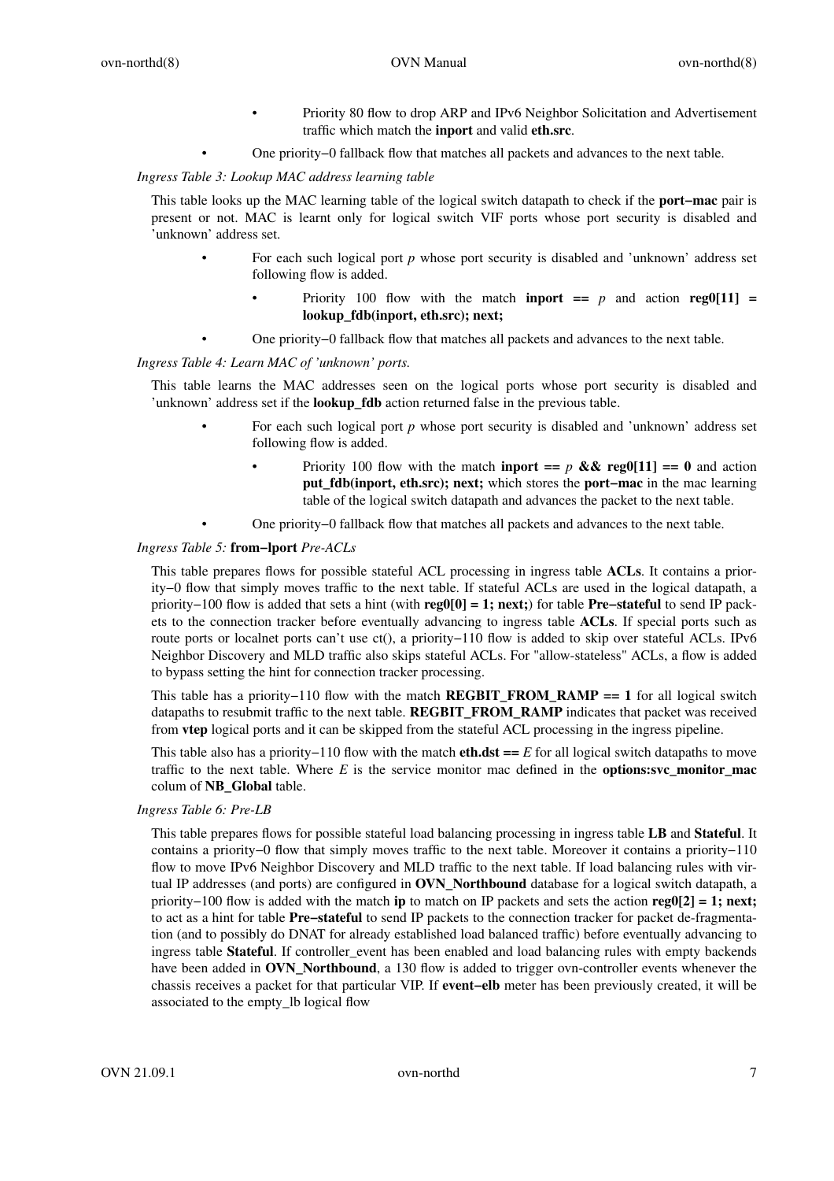- Priority 80 flow to drop ARP and IPv6 Neighbor Solicitation and Advertisement traffic which match the **inport** and valid **eth.src**.

- One priority−0 fallback flow that matches all packets and advances to the next table.

*Ingress Table 3: Lookup MAC address learning table*

This table looks up the MAC learning table of the logical switch datapath to check if the **port−mac** pair is present or not. MAC is learnt only for logical switch VIF ports whose port security is disabled and 'unknown' address set.

- For each such logical port *p* whose port security is disabled and 'unknown' address set following flow is added.
  - Priority 100 flow with the match **inport ==** *p* and action **reg0[11] = lookup_fdb(inport, eth.src); next;**
- One priority−0 fallback flow that matches all packets and advances to the next table.

*Ingress Table 4: Learn MAC of 'unknown' ports.*

This table learns the MAC addresses seen on the logical ports whose port security is disabled and 'unknown' address set if the **lookup_fdb** action returned false in the previous table.

- For each such logical port *p* whose port security is disabled and 'unknown' address set following flow is added.
  - Priority 100 flow with the match **inport ==** *p* **&& reg0[11] == 0** and action **put_fdb(inport, eth.src); next;** which stores the **port−mac** in the mac learning table of the logical switch datapath and advances the packet to the next table.
- One priority−0 fallback flow that matches all packets and advances to the next table.

*Ingress Table 5:* **from−lport** *Pre-ACLs*

This table prepares flows for possible stateful ACL processing in ingress table **ACLs**. It contains a priority−0 flow that simply moves traffic to the next table. If stateful ACLs are used in the logical datapath, a priority−100 flow is added that sets a hint (with **reg0[0] = 1; next;**) for table **Pre−stateful** to send IP packets to the connection tracker before eventually advancing to ingress table **ACLs**. If special ports such as route ports or localnet ports can't use ct(), a priority−110 flow is added to skip over stateful ACLs. IPv6 Neighbor Discovery and MLD traffic also skips stateful ACLs. For "allow-stateless" ACLs, a flow is added to bypass setting the hint for connection tracker processing.

This table has a priority−110 flow with the match **REGBIT_FROM_RAMP == 1** for all logical switch datapaths to resubmit traffic to the next table. **REGBIT_FROM_RAMP** indicates that packet was received from **vtep** logical ports and it can be skipped from the stateful ACL processing in the ingress pipeline.

This table also has a priority−110 flow with the match **eth.dst ==** *E* for all logical switch datapaths to move traffic to the next table. Where *E* is the service monitor mac defined in the **options:svc_monitor_mac** colum of **NB_Global** table.

*Ingress Table 6: Pre-LB*

This table prepares flows for possible stateful load balancing processing in ingress table **LB** and **Stateful**. It contains a priority−0 flow that simply moves traffic to the next table. Moreover it contains a priority−110 flow to move IPv6 Neighbor Discovery and MLD traffic to the next table. If load balancing rules with virtual IP addresses (and ports) are configured in **OVN_Northbound** database for a logical switch datapath, a priority−100 flow is added with the match **ip** to match on IP packets and sets the action **reg0[2] = 1; next;** to act as a hint for table **Pre−stateful** to send IP packets to the connection tracker for packet de-fragmentation (and to possibly do DNAT for already established load balanced traffic) before eventually advancing to ingress table **Stateful**. If controller_event has been enabled and load balancing rules with empty backends have been added in **OVN_Northbound**, a 130 flow is added to trigger ovn-controller events whenever the chassis receives a packet for that particular VIP. If **event−elb** meter has been previously created, it will be associated to the empty_lb logical flow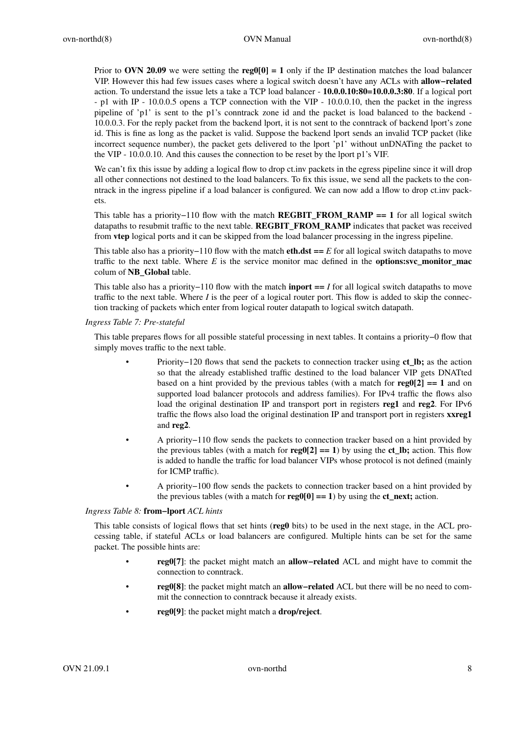Prior to **OVN 20.09** we were setting the **reg0[0] = 1** only if the IP destination matches the load balancer VIP. However this had few issues cases where a logical switch doesn't have any ACLs with **allow−related** action. To understand the issue lets a take a TCP load balancer - **10.0.0.10:80=10.0.0.3:80**. If a logical port - p1 with IP - 10.0.0.5 opens a TCP connection with the VIP - 10.0.0.10, then the packet in the ingress pipeline of 'p1' is sent to the p1's conntrack zone id and the packet is load balanced to the backend - 10.0.0.3. For the reply packet from the backend lport, it is not sent to the conntrack of backend lport's zone id. This is fine as long as the packet is valid. Suppose the backend lport sends an invalid TCP packet (like incorrect sequence number), the packet gets delivered to the lport 'p1' without unDNATing the packet to the VIP - 10.0.0.10. And this causes the connection to be reset by the lport p1's VIF.

We can't fix this issue by adding a logical flow to drop ct.inv packets in the egress pipeline since it will drop all other connections not destined to the load balancers. To fix this issue, we send all the packets to the conntrack in the ingress pipeline if a load balancer is configured. We can now add a lflow to drop ct.inv packets.

This table has a priority−110 flow with the match **REGBIT_FROM_RAMP == 1** for all logical switch datapaths to resubmit traffic to the next table. **REGBIT_FROM_RAMP** indicates that packet was received from **vtep** logical ports and it can be skipped from the load balancer processing in the ingress pipeline.

This table also has a priority−110 flow with the match **eth.dst ==** *E* for all logical switch datapaths to move traffic to the next table. Where *E* is the service monitor mac defined in the **options:svc_monitor_mac** colum of **NB_Global** table.

This table also has a priority−110 flow with the match **inport ==** *I* for all logical switch datapaths to move traffic to the next table. Where *I* is the peer of a logical router port. This flow is added to skip the connection tracking of packets which enter from logical router datapath to logical switch datapath.

*Ingress Table 7: Pre-stateful*

This table prepares flows for all possible stateful processing in next tables. It contains a priority−0 flow that simply moves traffic to the next table.

- Priority−120 flows that send the packets to connection tracker using **ct_lb;** as the action so that the already established traffic destined to the load balancer VIP gets DNATted based on a hint provided by the previous tables (with a match for **reg0[2] == 1** and on supported load balancer protocols and address families). For IPv4 traffic the flows also load the original destination IP and transport port in registers **reg1** and **reg2**. For IPv6 traffic the flows also load the original destination IP and transport port in registers **xxreg1** and **reg2**.
- A priority−110 flow sends the packets to connection tracker based on a hint provided by the previous tables (with a match for **reg0[2] == 1**) by using the **ct_lb;** action. This flow is added to handle the traffic for load balancer VIPs whose protocol is not defined (mainly for ICMP traffic).
- A priority−100 flow sends the packets to connection tracker based on a hint provided by the previous tables (with a match for **reg0[0] == 1**) by using the **ct_next;** action.

*Ingress Table 8:* **from−lport** *ACL hints*

This table consists of logical flows that set hints (**reg0** bits) to be used in the next stage, in the ACL processing table, if stateful ACLs or load balancers are configured. Multiple hints can be set for the same packet. The possible hints are:

- **reg0[7]**: the packet might match an **allow−related** ACL and might have to commit the connection to conntrack.
- **reg0[8]**: the packet might match an **allow−related** ACL but there will be no need to commit the connection to conntrack because it already exists.
- **reg0[9]**: the packet might match a **drop/reject**.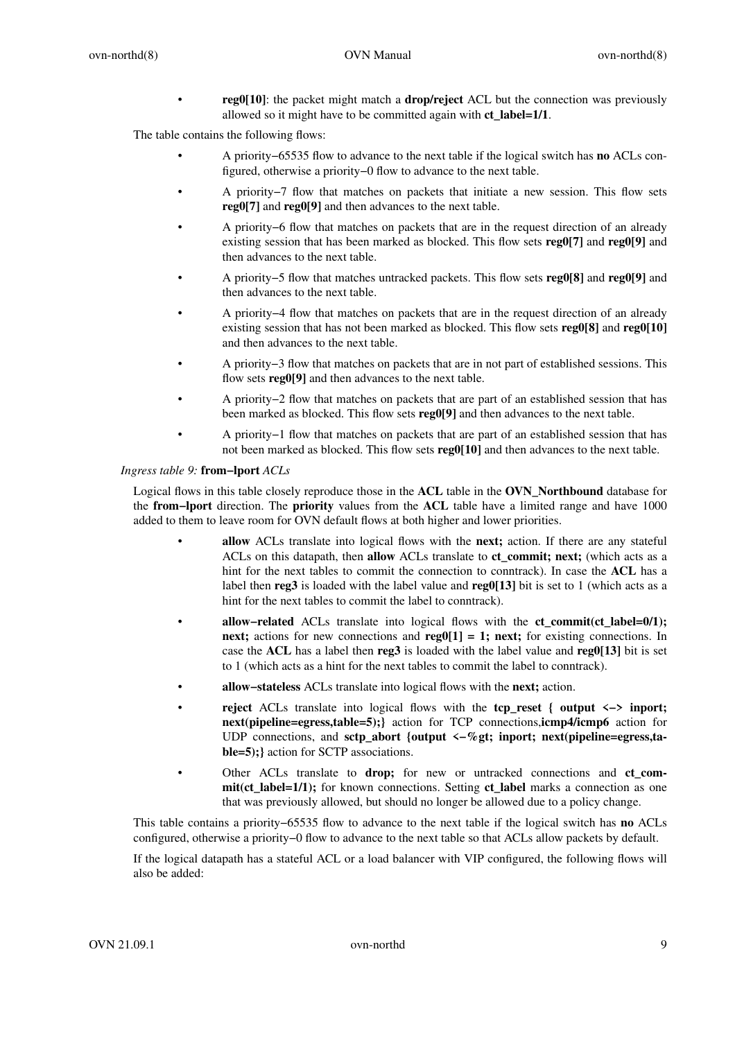- **reg0[10]**: the packet might match a **drop/reject** ACL but the connection was previously allowed so it might have to be committed again with **ct_label=1/1**.

The table contains the following flows:

- A priority−65535 flow to advance to the next table if the logical switch has **no** ACLs configured, otherwise a priority−0 flow to advance to the next table.
- A priority−7 flow that matches on packets that initiate a new session. This flow sets **reg0[7]** and **reg0[9]** and then advances to the next table.
- A priority−6 flow that matches on packets that are in the request direction of an already existing session that has been marked as blocked. This flow sets **reg0[7]** and **reg0[9]** and then advances to the next table.
- A priority−5 flow that matches untracked packets. This flow sets **reg0[8]** and **reg0[9]** and then advances to the next table.
- A priority−4 flow that matches on packets that are in the request direction of an already existing session that has not been marked as blocked. This flow sets **reg0[8]** and **reg0[10]** and then advances to the next table.
- A priority−3 flow that matches on packets that are in not part of established sessions. This flow sets **reg0[9]** and then advances to the next table.
- A priority−2 flow that matches on packets that are part of an established session that has been marked as blocked. This flow sets **reg0[9]** and then advances to the next table.
- A priority−1 flow that matches on packets that are part of an established session that has not been marked as blocked. This flow sets **reg0[10]** and then advances to the next table.

*Ingress table 9:* **from−lport** *ACLs*

Logical flows in this table closely reproduce those in the **ACL** table in the **OVN_Northbound** database for the **from−lport** direction. The **priority** values from the **ACL** table have a limited range and have 1000 added to them to leave room for OVN default flows at both higher and lower priorities.

- **allow** ACLs translate into logical flows with the **next;** action. If there are any stateful ACLs on this datapath, then **allow** ACLs translate to **ct_commit; next;** (which acts as a hint for the next tables to commit the connection to conntrack). In case the **ACL** has a label then **reg3** is loaded with the label value and **reg0[13]** bit is set to 1 (which acts as a hint for the next tables to commit the label to conntrack).
- **allow−related** ACLs translate into logical flows with the **ct_commit(ct_label=0/1); next;** actions for new connections and **reg0[1] = 1; next;** for existing connections. In case the **ACL** has a label then **reg3** is loaded with the label value and **reg0[13]** bit is set to 1 (which acts as a hint for the next tables to commit the label to conntrack).
- **allow−stateless** ACLs translate into logical flows with the **next;** action.
- **reject** ACLs translate into logical flows with the **tcp_reset { output <−> inport; next(pipeline=egress,table=5);}** action for TCP connections,**icmp4/icmp6** action for UDP connections, and **sctp_abort {output <−%gt; inport; next(pipeline=egress,table=5);}** action for SCTP associations.
- Other ACLs translate to **drop;** for new or untracked connections and **ct_commit(ct_label=1/1);** for known connections. Setting **ct_label** marks a connection as one that was previously allowed, but should no longer be allowed due to a policy change.

This table contains a priority−65535 flow to advance to the next table if the logical switch has **no** ACLs configured, otherwise a priority−0 flow to advance to the next table so that ACLs allow packets by default.

If the logical datapath has a stateful ACL or a load balancer with VIP configured, the following flows will also be added: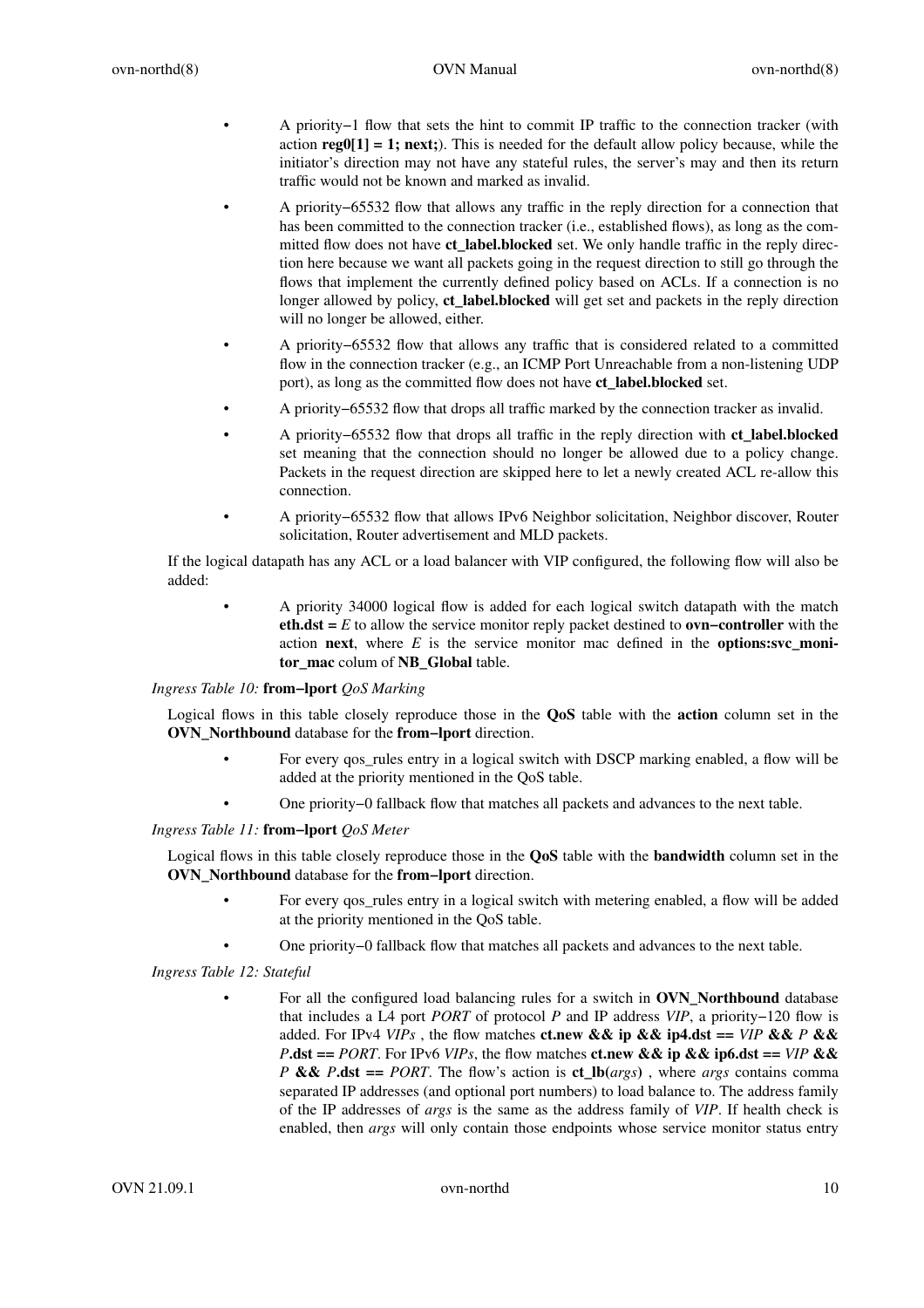- A priority−1 flow that sets the hint to commit IP traffic to the connection tracker (with action **reg0[1] = 1; next;**). This is needed for the default allow policy because, while the initiator's direction may not have any stateful rules, the server's may and then its return traffic would not be known and marked as invalid.
- A priority−65532 flow that allows any traffic in the reply direction for a connection that has been committed to the connection tracker (i.e., established flows), as long as the committed flow does not have **ct_label.blocked** set. We only handle traffic in the reply direction here because we want all packets going in the request direction to still go through the flows that implement the currently defined policy based on ACLs. If a connection is no longer allowed by policy, **ct_label.blocked** will get set and packets in the reply direction will no longer be allowed, either.
- A priority−65532 flow that allows any traffic that is considered related to a committed flow in the connection tracker (e.g., an ICMP Port Unreachable from a non-listening UDP port), as long as the committed flow does not have **ct_label.blocked** set.
- A priority−65532 flow that drops all traffic marked by the connection tracker as invalid.
- A priority−65532 flow that drops all traffic in the reply direction with **ct_label.blocked** set meaning that the connection should no longer be allowed due to a policy change. Packets in the request direction are skipped here to let a newly created ACL re-allow this connection.
- A priority−65532 flow that allows IPv6 Neighbor solicitation, Neighbor discover, Router solicitation, Router advertisement and MLD packets.

If the logical datapath has any ACL or a load balancer with VIP configured, the following flow will also be added:

- A priority 34000 logical flow is added for each logical switch datapath with the match **eth.dst =** *E* to allow the service monitor reply packet destined to **ovn−controller** with the action **next**, where *E* is the service monitor mac defined in the **options:svc_monitor_mac** colum of **NB_Global** table.

*Ingress Table 10:* **from−lport** *QoS Marking*

Logical flows in this table closely reproduce those in the **QoS** table with the **action** column set in the **OVN_Northbound** database for the **from−lport** direction.

- For every qos_rules entry in a logical switch with DSCP marking enabled, a flow will be added at the priority mentioned in the QoS table.
- One priority−0 fallback flow that matches all packets and advances to the next table.

*Ingress Table 11:* **from−lport** *QoS Meter*

Logical flows in this table closely reproduce those in the **QoS** table with the **bandwidth** column set in the **OVN_Northbound** database for the **from−lport** direction.

- For every qos_rules entry in a logical switch with metering enabled, a flow will be added at the priority mentioned in the QoS table.
- One priority−0 fallback flow that matches all packets and advances to the next table.

*Ingress Table 12: Stateful*

- For all the configured load balancing rules for a switch in **OVN_Northbound** database that includes a L4 port *PORT* of protocol *P* and IP address *VIP*, a priority−120 flow is added. For IPv4 *VIPs* , the flow matches **ct.new && ip && ip4.dst ==** *VIP* **&&** *P* **&&** *P***.dst ==** *PORT*. For IPv6 *VIPs*, the flow matches **ct.new && ip && ip6.dst ==** *VIP* **&&** *P* **&&** *P***.dst ==** *PORT*. The flow's action is **ct_lb(***args***)** , where *args* contains comma separated IP addresses (and optional port numbers) to load balance to. The address family of the IP addresses of *args* is the same as the address family of *VIP*. If health check is enabled, then *args* will only contain those endpoints whose service monitor status entry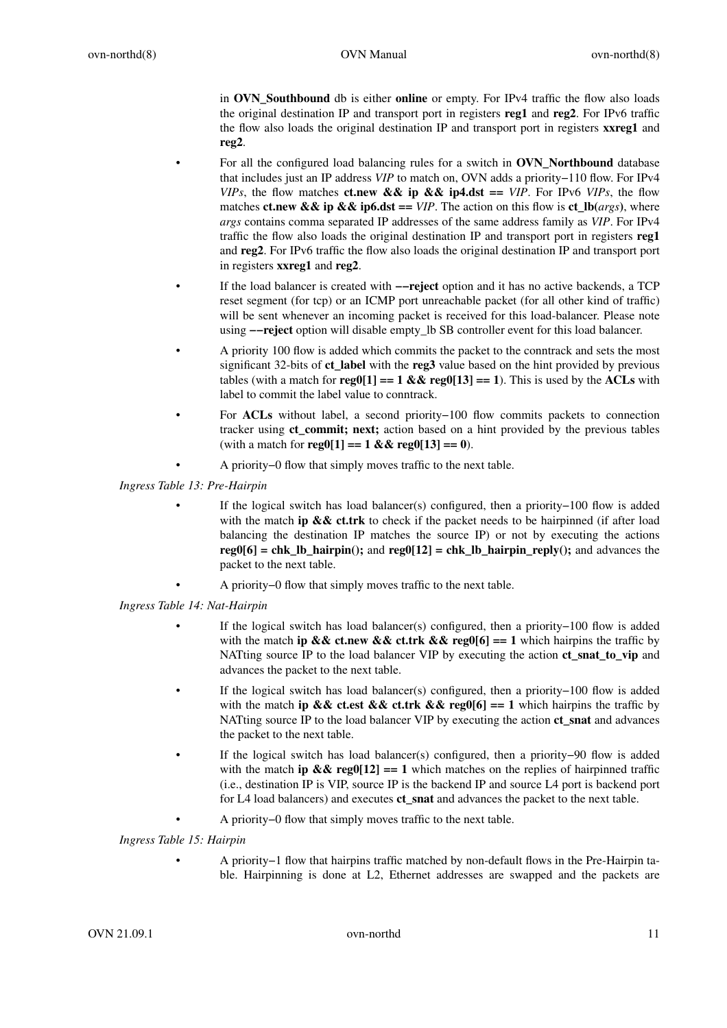in **OVN_Southbound** db is either **online** or empty. For IPv4 traffic the flow also loads the original destination IP and transport port in registers **reg1** and **reg2**. For IPv6 traffic the flow also loads the original destination IP and transport port in registers **xxreg1** and **reg2**.

- For all the configured load balancing rules for a switch in **OVN_Northbound** database that includes just an IP address *VIP* to match on, OVN adds a priority−110 flow. For IPv4 *VIPs*, the flow matches **ct.new && ip && ip4.dst ==** *VIP*. For IPv6 *VIPs*, the flow matches **ct.new && ip && ip6.dst ==** *VIP*. The action on this flow is **ct_lb(***args***)**, where *args* contains comma separated IP addresses of the same address family as *VIP*. For IPv4 traffic the flow also loads the original destination IP and transport port in registers **reg1** and **reg2**. For IPv6 traffic the flow also loads the original destination IP and transport port in registers **xxreg1** and **reg2**.
- If the load balancer is created with **−−reject** option and it has no active backends, a TCP reset segment (for tcp) or an ICMP port unreachable packet (for all other kind of traffic) will be sent whenever an incoming packet is received for this load-balancer. Please note using **−−reject** option will disable empty_lb SB controller event for this load balancer.
- A priority 100 flow is added which commits the packet to the conntrack and sets the most significant 32-bits of **ct_label** with the **reg3** value based on the hint provided by previous tables (with a match for **reg0[1] == 1 && reg0[13] == 1**). This is used by the **ACLs** with label to commit the label value to conntrack.
- For **ACLs** without label, a second priority−100 flow commits packets to connection tracker using **ct_commit; next;** action based on a hint provided by the previous tables (with a match for **reg0[1] == 1 && reg0[13] == 0**).
- A priority−0 flow that simply moves traffic to the next table.

*Ingress Table 13: Pre-Hairpin*

- If the logical switch has load balancer(s) configured, then a priority−100 flow is added with the match **ip && ct.trk** to check if the packet needs to be hairpinned (if after load balancing the destination IP matches the source IP) or not by executing the actions **reg0[6] = chk_lb_hairpin();** and **reg0[12] = chk_lb_hairpin_reply();** and advances the packet to the next table.
- A priority−0 flow that simply moves traffic to the next table.

*Ingress Table 14: Nat-Hairpin*

- If the logical switch has load balancer(s) configured, then a priority−100 flow is added with the match **ip && ct.new && ct.trk && reg0[6] == 1** which hairpins the traffic by NATting source IP to the load balancer VIP by executing the action **ct_snat_to_vip** and advances the packet to the next table.
- If the logical switch has load balancer(s) configured, then a priority−100 flow is added with the match **ip && ct.est && ct.trk && reg0[6] == 1** which hairpins the traffic by NATting source IP to the load balancer VIP by executing the action **ct_snat** and advances the packet to the next table.
- If the logical switch has load balancer(s) configured, then a priority−90 flow is added with the match **ip && reg0[12] == 1** which matches on the replies of hairpinned traffic (i.e., destination IP is VIP, source IP is the backend IP and source L4 port is backend port for L4 load balancers) and executes **ct_snat** and advances the packet to the next table.
- A priority−0 flow that simply moves traffic to the next table.

*Ingress Table 15: Hairpin*

- A priority−1 flow that hairpins traffic matched by non-default flows in the Pre-Hairpin table. Hairpinning is done at L2, Ethernet addresses are swapped and the packets are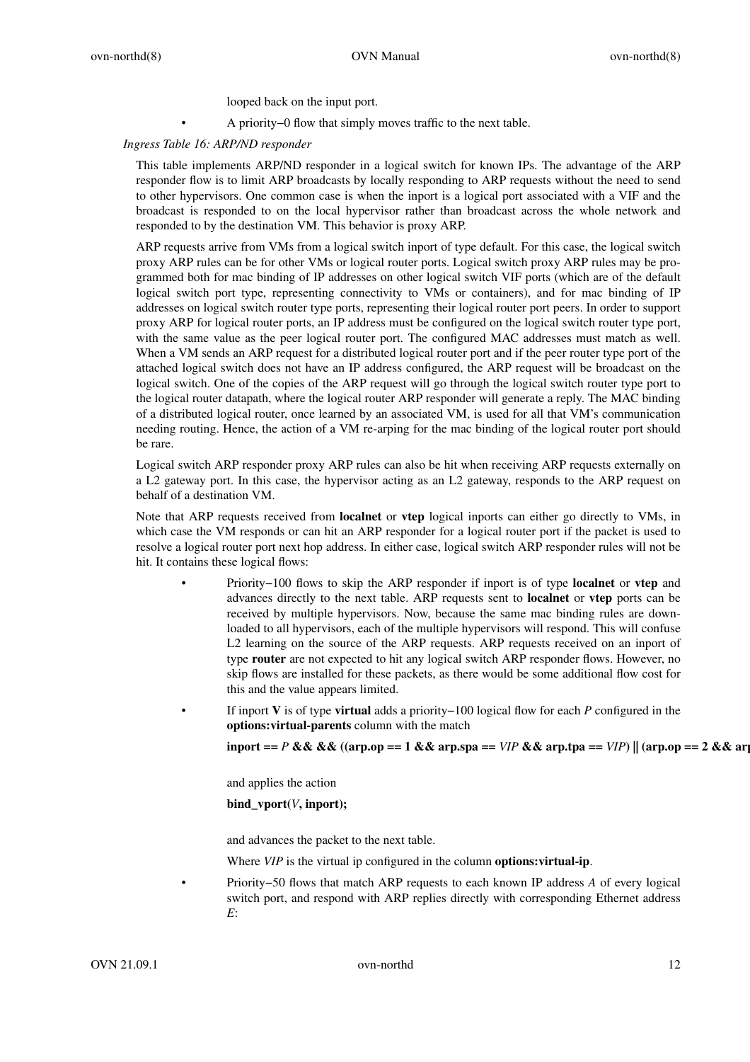looped back on the input port.

- A priority−0 flow that simply moves traffic to the next table.

*Ingress Table 16: ARP/ND responder*

This table implements ARP/ND responder in a logical switch for known IPs. The advantage of the ARP responder flow is to limit ARP broadcasts by locally responding to ARP requests without the need to send to other hypervisors. One common case is when the inport is a logical port associated with a VIF and the broadcast is responded to on the local hypervisor rather than broadcast across the whole network and responded to by the destination VM. This behavior is proxy ARP.

ARP requests arrive from VMs from a logical switch inport of type default. For this case, the logical switch proxy ARP rules can be for other VMs or logical router ports. Logical switch proxy ARP rules may be programmed both for mac binding of IP addresses on other logical switch VIF ports (which are of the default logical switch port type, representing connectivity to VMs or containers), and for mac binding of IP addresses on logical switch router type ports, representing their logical router port peers. In order to support proxy ARP for logical router ports, an IP address must be configured on the logical switch router type port, with the same value as the peer logical router port. The configured MAC addresses must match as well. When a VM sends an ARP request for a distributed logical router port and if the peer router type port of the attached logical switch does not have an IP address configured, the ARP request will be broadcast on the logical switch. One of the copies of the ARP request will go through the logical switch router type port to the logical router datapath, where the logical router ARP responder will generate a reply. The MAC binding of a distributed logical router, once learned by an associated VM, is used for all that VM's communication needing routing. Hence, the action of a VM re-arping for the mac binding of the logical router port should be rare.

Logical switch ARP responder proxy ARP rules can also be hit when receiving ARP requests externally on a L2 gateway port. In this case, the hypervisor acting as an L2 gateway, responds to the ARP request on behalf of a destination VM.

Note that ARP requests received from **localnet** or **vtep** logical inports can either go directly to VMs, in which case the VM responds or can hit an ARP responder for a logical router port if the packet is used to resolve a logical router port next hop address. In either case, logical switch ARP responder rules will not be hit. It contains these logical flows:

- Priority−100 flows to skip the ARP responder if inport is of type **localnet** or **vtep** and advances directly to the next table. ARP requests sent to **localnet** or **vtep** ports can be received by multiple hypervisors. Now, because the same mac binding rules are downloaded to all hypervisors, each of the multiple hypervisors will respond. This will confuse L2 learning on the source of the ARP requests. ARP requests received on an inport of type **router** are not expected to hit any logical switch ARP responder flows. However, no skip flows are installed for these packets, as there would be some additional flow cost for this and the value appears limited.

- If inport **V** is of type **virtual** adds a priority−100 logical flow for each *P* configured in the **options:virtual-parents** column with the match

  **inport ==** *P* **&& && ((arp.op == 1 && arp.spa ==** *VIP* **&& arp.tpa ==** *VIP*) **|| (arp.op == 2 && arp**

  and applies the action

  **bind_vport(***V***, inport);**

  and advances the packet to the next table.

  Where *VIP* is the virtual ip configured in the column **options:virtual-ip**.

- Priority−50 flows that match ARP requests to each known IP address *A* of every logical switch port, and respond with ARP replies directly with corresponding Ethernet address *E*: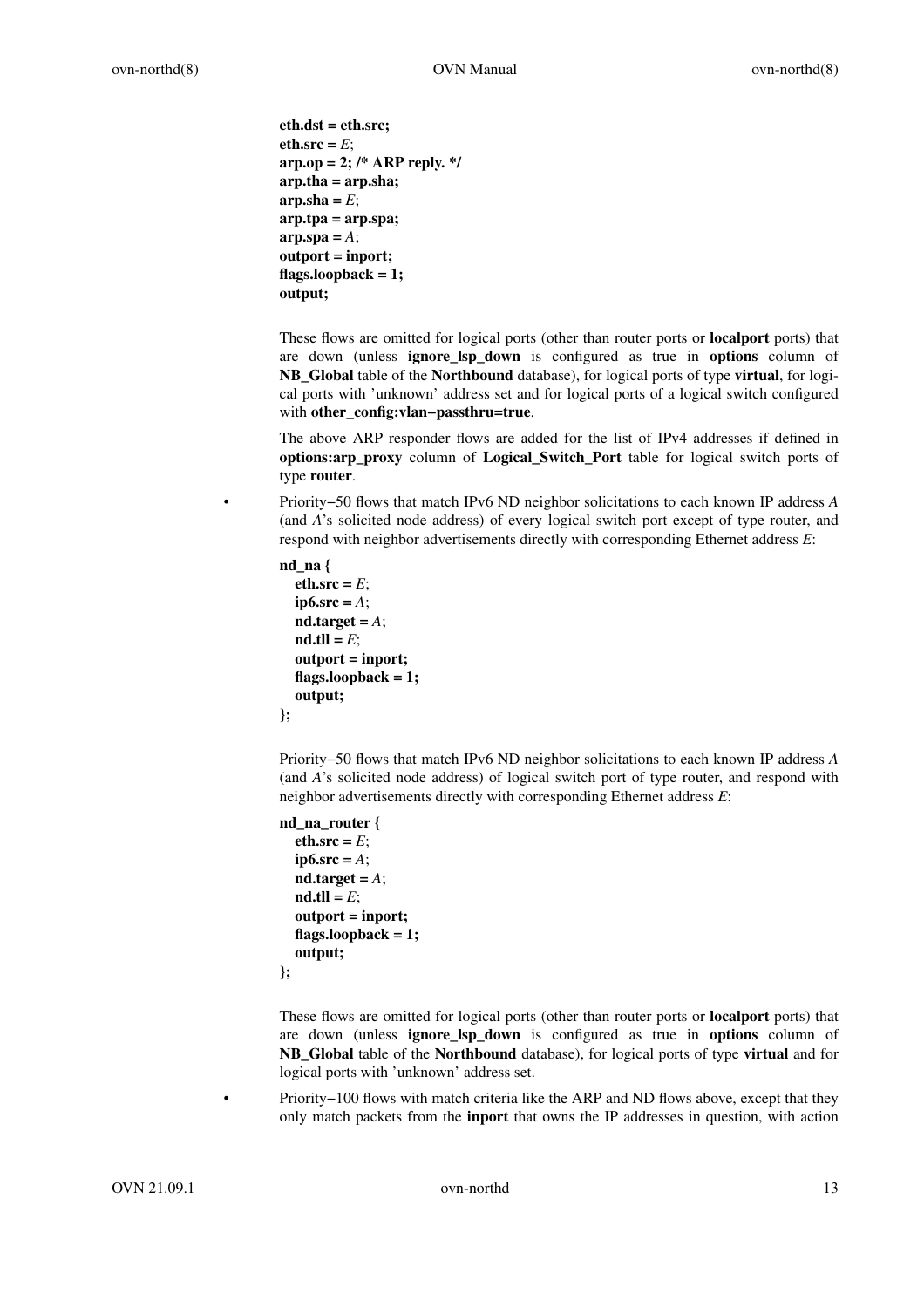```
eth.dst = eth.src;
eth.src = E;
arp.op = 2; /* ARP reply. */
arp.tha = arp.sha;
arp.sha = E;
arp.tpa = arp.spa;
arp.spa = A;
outport = inport;
flags.loopback = 1;
output;
```

These flows are omitted for logical ports (other than router ports or **localport** ports) that are down (unless **ignore_lsp_down** is configured as true in **options** column of **NB_Global** table of the **Northbound** database), for logical ports of type **virtual**, for logical ports with 'unknown' address set and for logical ports of a logical switch configured with **other_config:vlan−passthru=true**.

The above ARP responder flows are added for the list of IPv4 addresses if defined in **options:arp_proxy** column of **Logical_Switch_Port** table for logical switch ports of type **router**.

- Priority−50 flows that match IPv6 ND neighbor solicitations to each known IP address *A* (and *A*'s solicited node address) of every logical switch port except of type router, and respond with neighbor advertisements directly with corresponding Ethernet address *E*:

  ```
  nd_na {
     eth.src = E;
     ip6.src = A;
     nd.target = A;
     nd.tll = E;
     outport = inport;
     flags.loopback = 1;
     output;
  };
  ```

  Priority−50 flows that match IPv6 ND neighbor solicitations to each known IP address *A* (and *A*'s solicited node address) of logical switch port of type router, and respond with neighbor advertisements directly with corresponding Ethernet address *E*:

  ```
  nd_na_router {
     eth.src = E;
     ip6.src = A;
     nd.target = A;
     nd.tll = E;
     outport = inport;
     flags.loopback = 1;
     output;
  };
  ```

  These flows are omitted for logical ports (other than router ports or **localport** ports) that are down (unless **ignore_lsp_down** is configured as true in **options** column of **NB_Global** table of the **Northbound** database), for logical ports of type **virtual** and for logical ports with 'unknown' address set.

- Priority−100 flows with match criteria like the ARP and ND flows above, except that they only match packets from the **inport** that owns the IP addresses in question, with action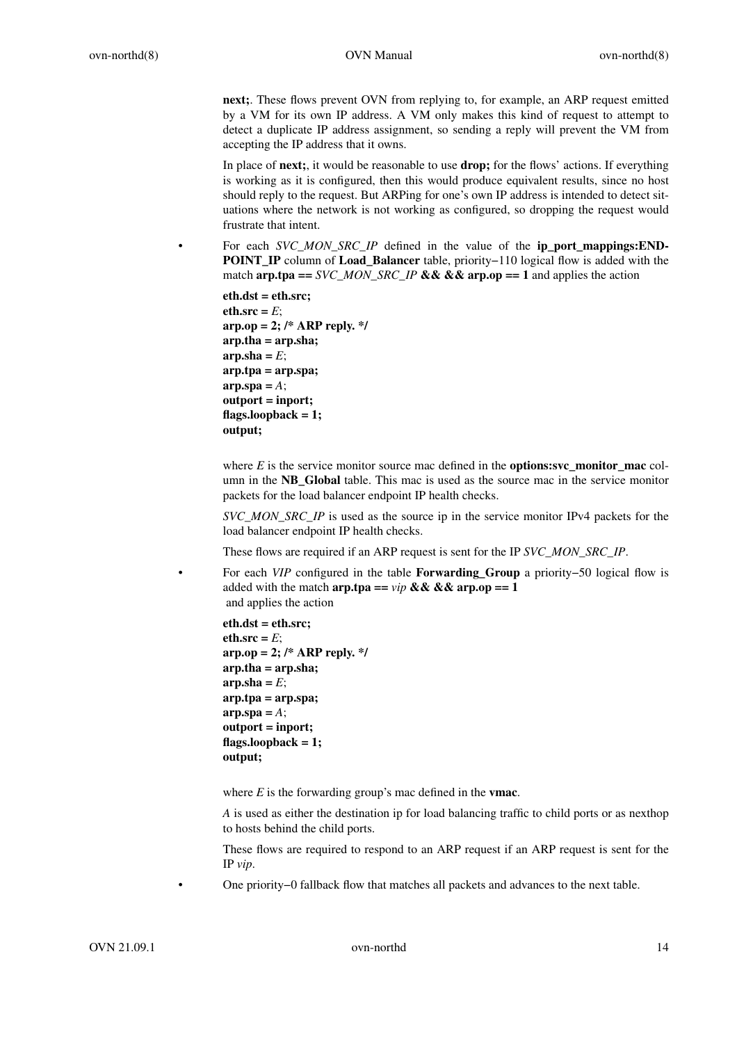**next;**. These flows prevent OVN from replying to, for example, an ARP request emitted by a VM for its own IP address. A VM only makes this kind of request to attempt to detect a duplicate IP address assignment, so sending a reply will prevent the VM from accepting the IP address that it owns.

In place of **next;**, it would be reasonable to use **drop;** for the flows' actions. If everything is working as it is configured, then this would produce equivalent results, since no host should reply to the request. But ARPing for one's own IP address is intended to detect situations where the network is not working as configured, so dropping the request would frustrate that intent.

- For each *SVC_MON_SRC_IP* defined in the value of the **ip_port_mappings:ENDPOINT_IP** column of **Load_Balancer** table, priority−110 logical flow is added with the match **arp.tpa ==** *SVC_MON_SRC_IP* **&& && arp.op == 1** and applies the action

  **eth.dst = eth.src;**
  **eth.src =** *E*;
  **arp.op = 2; /* ARP reply. */**
  **arp.tha = arp.sha;**
  **arp.sha =** *E*;
  **arp.tpa = arp.spa;**
  **arp.spa =** *A*;
  **outport = inport;**
  **flags.loopback = 1;**
  **output;**

  where *E* is the service monitor source mac defined in the **options:svc_monitor_mac** column in the **NB_Global** table. This mac is used as the source mac in the service monitor packets for the load balancer endpoint IP health checks.

  *SVC_MON_SRC_IP* is used as the source ip in the service monitor IPv4 packets for the load balancer endpoint IP health checks.

  These flows are required if an ARP request is sent for the IP *SVC_MON_SRC_IP*.

- For each *VIP* configured in the table **Forwarding_Group** a priority−50 logical flow is added with the match **arp.tpa ==** *vip* **&& && arp.op == 1**
  and applies the action

  **eth.dst = eth.src;**
  **eth.src =** *E*;
  **arp.op = 2; /* ARP reply. */**
  **arp.tha = arp.sha;**
  **arp.sha =** *E*;
  **arp.tpa = arp.spa;**
  **arp.spa =** *A*;
  **outport = inport;**
  **flags.loopback = 1;**
  **output;**

  where *E* is the forwarding group's mac defined in the **vmac**.

  *A* is used as either the destination ip for load balancing traffic to child ports or as nexthop to hosts behind the child ports.

  These flows are required to respond to an ARP request if an ARP request is sent for the IP *vip*.

- One priority−0 fallback flow that matches all packets and advances to the next table.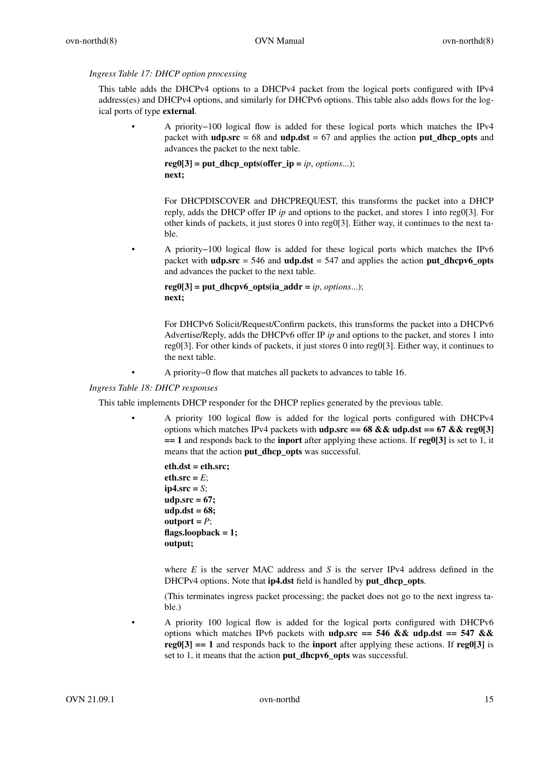*Ingress Table 17: DHCP option processing*

This table adds the DHCPv4 options to a DHCPv4 packet from the logical ports configured with IPv4 address(es) and DHCPv4 options, and similarly for DHCPv6 options. This table also adds flows for the logical ports of type **external**.

- A priority−100 logical flow is added for these logical ports which matches the IPv4 packet with **udp.src** = 68 and **udp.dst** = 67 and applies the action **put_dhcp_opts** and advances the packet to the next table.

  **reg0[3] = put_dhcp_opts(offer_ip =** *ip*, *options*...);
  **next;**

  For DHCPDISCOVER and DHCPREQUEST, this transforms the packet into a DHCP reply, adds the DHCP offer IP *ip* and options to the packet, and stores 1 into reg0[3]. For other kinds of packets, it just stores 0 into reg0[3]. Either way, it continues to the next table.

- A priority−100 logical flow is added for these logical ports which matches the IPv6 packet with **udp.src** = 546 and **udp.dst** = 547 and applies the action **put_dhcpv6_opts** and advances the packet to the next table.

  **reg0[3] = put_dhcpv6_opts(ia_addr =** *ip*, *options*...);
  **next;**

  For DHCPv6 Solicit/Request/Confirm packets, this transforms the packet into a DHCPv6 Advertise/Reply, adds the DHCPv6 offer IP *ip* and options to the packet, and stores 1 into reg0[3]. For other kinds of packets, it just stores 0 into reg0[3]. Either way, it continues to the next table.

- A priority−0 flow that matches all packets to advances to table 16.

*Ingress Table 18: DHCP responses*

This table implements DHCP responder for the DHCP replies generated by the previous table.

- A priority 100 logical flow is added for the logical ports configured with DHCPv4 options which matches IPv4 packets with **udp.src == 68 && udp.dst == 67 && reg0[3] == 1** and responds back to the **inport** after applying these actions. If **reg0[3]** is set to 1, it means that the action **put_dhcp_opts** was successful.

  **eth.dst = eth.src;**
  **eth.src =** *E*;
  **ip4.src =** *S*;
  **udp.src = 67;**
  **udp.dst = 68;**
  **outport =** *P*;
  **flags.loopback = 1;**
  **output;**

  where *E* is the server MAC address and *S* is the server IPv4 address defined in the DHCPv4 options. Note that **ip4.dst** field is handled by **put_dhcp_opts**.

  (This terminates ingress packet processing; the packet does not go to the next ingress table.)

- A priority 100 logical flow is added for the logical ports configured with DHCPv6 options which matches IPv6 packets with **udp.src == 546 && udp.dst == 547 && reg0[3] == 1** and responds back to the **inport** after applying these actions. If **reg0[3]** is set to 1, it means that the action **put_dhcpv6_opts** was successful.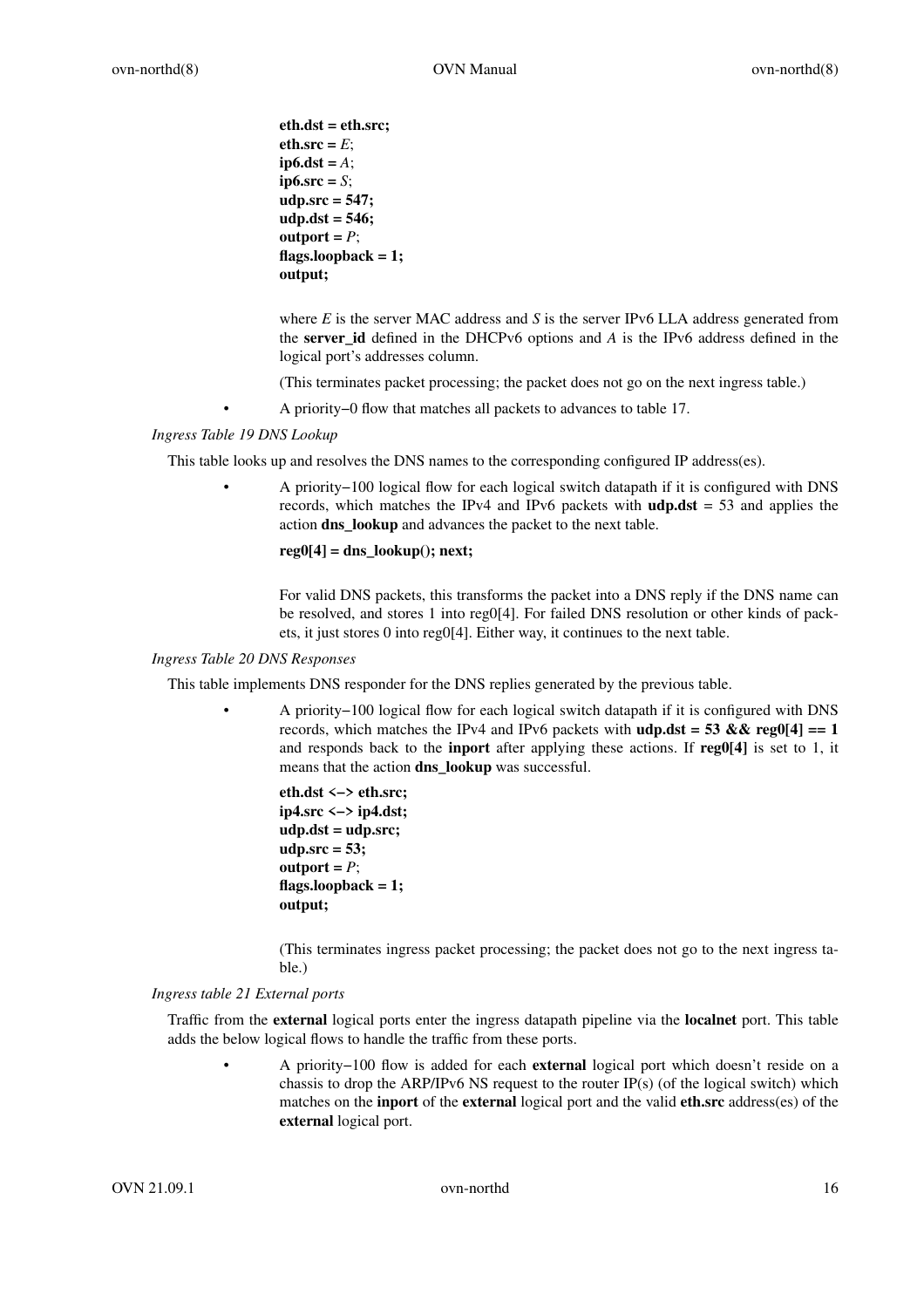**eth.dst = eth.src;**
**eth.src =** *E*;
**ip6.dst =** *A*;
**ip6.src =** *S*;
**udp.src = 547;**
**udp.dst = 546;**
**outport =** *P*;
**flags.loopback = 1;**
**output;**

where *E* is the server MAC address and *S* is the server IPv6 LLA address generated from the **server_id** defined in the DHCPv6 options and *A* is the IPv6 address defined in the logical port's addresses column.

(This terminates packet processing; the packet does not go on the next ingress table.)

- A priority−0 flow that matches all packets to advances to table 17.

*Ingress Table 19 DNS Lookup*

This table looks up and resolves the DNS names to the corresponding configured IP address(es).

- A priority−100 logical flow for each logical switch datapath if it is configured with DNS records, which matches the IPv4 and IPv6 packets with **udp.dst** = 53 and applies the action **dns_lookup** and advances the packet to the next table.

  **reg0[4] = dns_lookup(); next;**

  For valid DNS packets, this transforms the packet into a DNS reply if the DNS name can be resolved, and stores 1 into reg0[4]. For failed DNS resolution or other kinds of packets, it just stores 0 into reg0[4]. Either way, it continues to the next table.

*Ingress Table 20 DNS Responses*

This table implements DNS responder for the DNS replies generated by the previous table.

- A priority−100 logical flow for each logical switch datapath if it is configured with DNS records, which matches the IPv4 and IPv6 packets with **udp.dst = 53 && reg0[4] == 1** and responds back to the **inport** after applying these actions. If **reg0[4]** is set to 1, it means that the action **dns_lookup** was successful.

  **eth.dst <−> eth.src;**
  **ip4.src <−> ip4.dst;**
  **udp.dst = udp.src;**
  **udp.src = 53;**
  **outport =** *P*;
  **flags.loopback = 1;**
  **output;**

  (This terminates ingress packet processing; the packet does not go to the next ingress table.)

*Ingress table 21 External ports*

Traffic from the **external** logical ports enter the ingress datapath pipeline via the **localnet** port. This table adds the below logical flows to handle the traffic from these ports.

- A priority−100 flow is added for each **external** logical port which doesn't reside on a chassis to drop the ARP/IPv6 NS request to the router IP(s) (of the logical switch) which matches on the **inport** of the **external** logical port and the valid **eth.src** address(es) of the **external** logical port.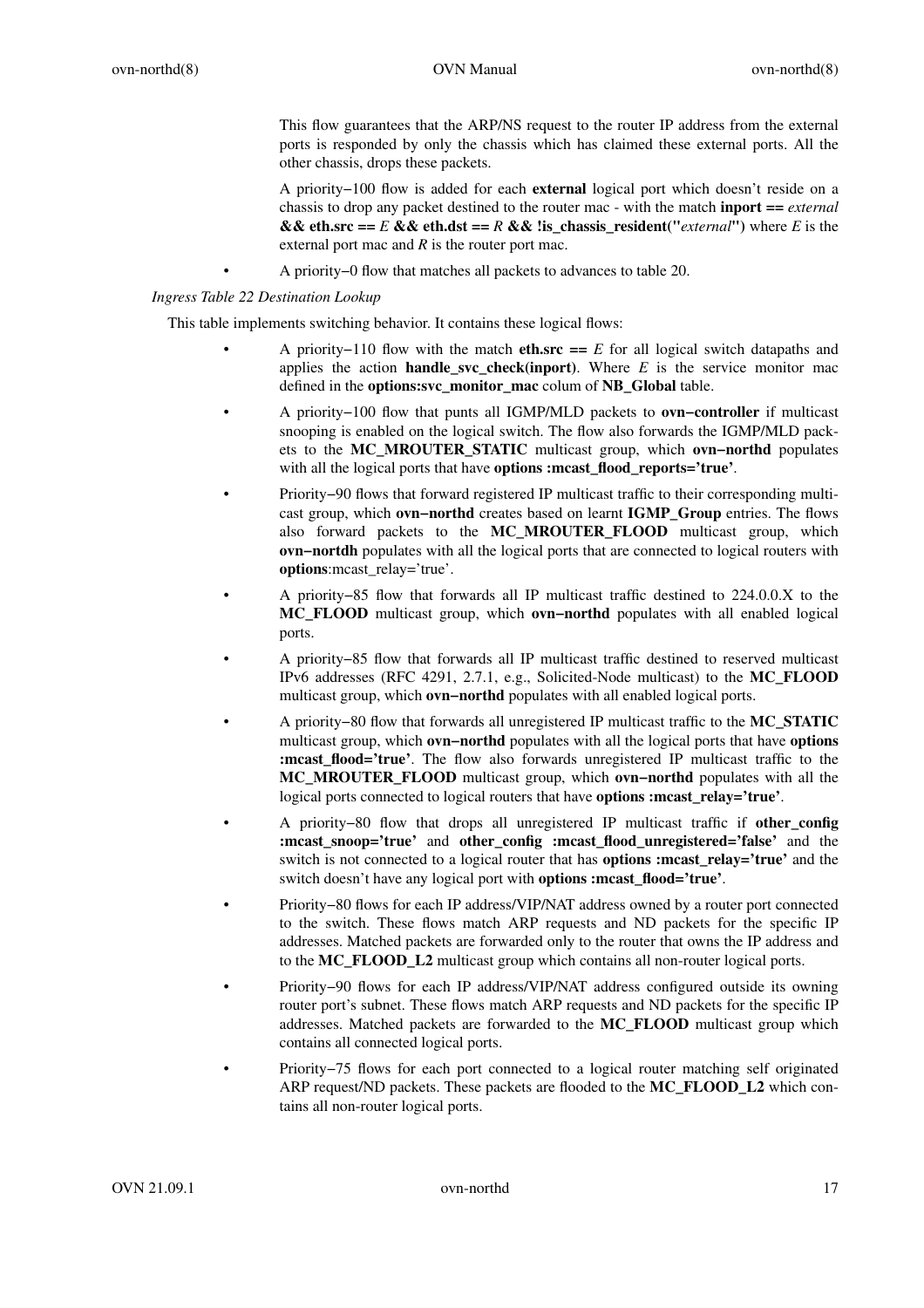This flow guarantees that the ARP/NS request to the router IP address from the external ports is responded by only the chassis which has claimed these external ports. All the other chassis, drops these packets.

A priority−100 flow is added for each **external** logical port which doesn't reside on a chassis to drop any packet destined to the router mac - with the match **inport ==** *external* **&& eth.src ==** *E* **&& eth.dst ==** *R* **&& !is_chassis_resident("***external***")** where *E* is the external port mac and *R* is the router port mac.

- A priority−0 flow that matches all packets to advances to table 20.

*Ingress Table 22 Destination Lookup*

This table implements switching behavior. It contains these logical flows:

- A priority−110 flow with the match **eth.src ==** *E* for all logical switch datapaths and applies the action **handle_svc_check(inport)**. Where *E* is the service monitor mac defined in the **options:svc_monitor_mac** colum of **NB_Global** table.
- A priority−100 flow that punts all IGMP/MLD packets to **ovn−controller** if multicast snooping is enabled on the logical switch. The flow also forwards the IGMP/MLD packets to the **MC_MROUTER_STATIC** multicast group, which **ovn−northd** populates with all the logical ports that have **options :mcast_flood_reports='true'**.
- Priority−90 flows that forward registered IP multicast traffic to their corresponding multicast group, which **ovn−northd** creates based on learnt **IGMP_Group** entries. The flows also forward packets to the **MC_MROUTER_FLOOD** multicast group, which **ovn−nortdh** populates with all the logical ports that are connected to logical routers with **options**:mcast_relay='true'.
- A priority−85 flow that forwards all IP multicast traffic destined to 224.0.0.X to the **MC_FLOOD** multicast group, which **ovn−northd** populates with all enabled logical ports.
- A priority−85 flow that forwards all IP multicast traffic destined to reserved multicast IPv6 addresses (RFC 4291, 2.7.1, e.g., Solicited-Node multicast) to the **MC_FLOOD** multicast group, which **ovn−northd** populates with all enabled logical ports.
- A priority−80 flow that forwards all unregistered IP multicast traffic to the **MC_STATIC** multicast group, which **ovn−northd** populates with all the logical ports that have **options :mcast_flood='true'**. The flow also forwards unregistered IP multicast traffic to the **MC_MROUTER_FLOOD** multicast group, which **ovn−northd** populates with all the logical ports connected to logical routers that have **options :mcast_relay='true'**.
- A priority−80 flow that drops all unregistered IP multicast traffic if **other_config :mcast_snoop='true'** and **other_config :mcast_flood_unregistered='false'** and the switch is not connected to a logical router that has **options :mcast_relay='true'** and the switch doesn't have any logical port with **options :mcast_flood='true'**.
- Priority−80 flows for each IP address/VIP/NAT address owned by a router port connected to the switch. These flows match ARP requests and ND packets for the specific IP addresses. Matched packets are forwarded only to the router that owns the IP address and to the **MC_FLOOD_L2** multicast group which contains all non-router logical ports.
- Priority−90 flows for each IP address/VIP/NAT address configured outside its owning router port's subnet. These flows match ARP requests and ND packets for the specific IP addresses. Matched packets are forwarded to the **MC_FLOOD** multicast group which contains all connected logical ports.
- Priority−75 flows for each port connected to a logical router matching self originated ARP request/ND packets. These packets are flooded to the **MC_FLOOD_L2** which contains all non-router logical ports.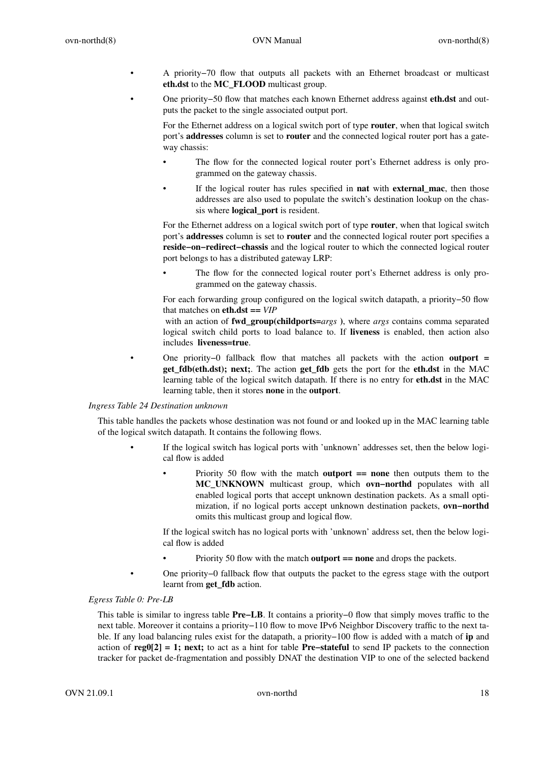- A priority−70 flow that outputs all packets with an Ethernet broadcast or multicast **eth.dst** to the **MC_FLOOD** multicast group.
- One priority−50 flow that matches each known Ethernet address against **eth.dst** and outputs the packet to the single associated output port.

  For the Ethernet address on a logical switch port of type **router**, when that logical switch port's **addresses** column is set to **router** and the connected logical router port has a gateway chassis:

  - The flow for the connected logical router port's Ethernet address is only programmed on the gateway chassis.
  - If the logical router has rules specified in **nat** with **external_mac**, then those addresses are also used to populate the switch's destination lookup on the chassis where **logical_port** is resident.

  For the Ethernet address on a logical switch port of type **router**, when that logical switch port's **addresses** column is set to **router** and the connected logical router port specifies a **reside−on−redirect−chassis** and the logical router to which the connected logical router port belongs to has a distributed gateway LRP:

  - The flow for the connected logical router port's Ethernet address is only programmed on the gateway chassis.

  For each forwarding group configured on the logical switch datapath, a priority−50 flow that matches on **eth.dst ==** *VIP*
  with an action of **fwd_group(childports=***args* **)**, where *args* contains comma separated logical switch child ports to load balance to. If **liveness** is enabled, then action also includes **liveness=true**.
- One priority−0 fallback flow that matches all packets with the action **outport = get_fdb(eth.dst); next;**. The action **get_fdb** gets the port for the **eth.dst** in the MAC learning table of the logical switch datapath. If there is no entry for **eth.dst** in the MAC learning table, then it stores **none** in the **outport**.

*Ingress Table 24 Destination unknown*

This table handles the packets whose destination was not found or and looked up in the MAC learning table of the logical switch datapath. It contains the following flows.

- If the logical switch has logical ports with 'unknown' addresses set, then the below logical flow is added

  - Priority 50 flow with the match **outport == none** then outputs them to the **MC_UNKNOWN** multicast group, which **ovn−northd** populates with all enabled logical ports that accept unknown destination packets. As a small optimization, if no logical ports accept unknown destination packets, **ovn−northd** omits this multicast group and logical flow.

  If the logical switch has no logical ports with 'unknown' address set, then the below logical flow is added

  - Priority 50 flow with the match **outport == none** and drops the packets.
- One priority−0 fallback flow that outputs the packet to the egress stage with the outport learnt from **get_fdb** action.

*Egress Table 0: Pre-LB*

This table is similar to ingress table **Pre−LB**. It contains a priority−0 flow that simply moves traffic to the next table. Moreover it contains a priority−110 flow to move IPv6 Neighbor Discovery traffic to the next table. If any load balancing rules exist for the datapath, a priority−100 flow is added with a match of **ip** and action of **reg0[2] = 1; next;** to act as a hint for table **Pre−stateful** to send IP packets to the connection tracker for packet de-fragmentation and possibly DNAT the destination VIP to one of the selected backend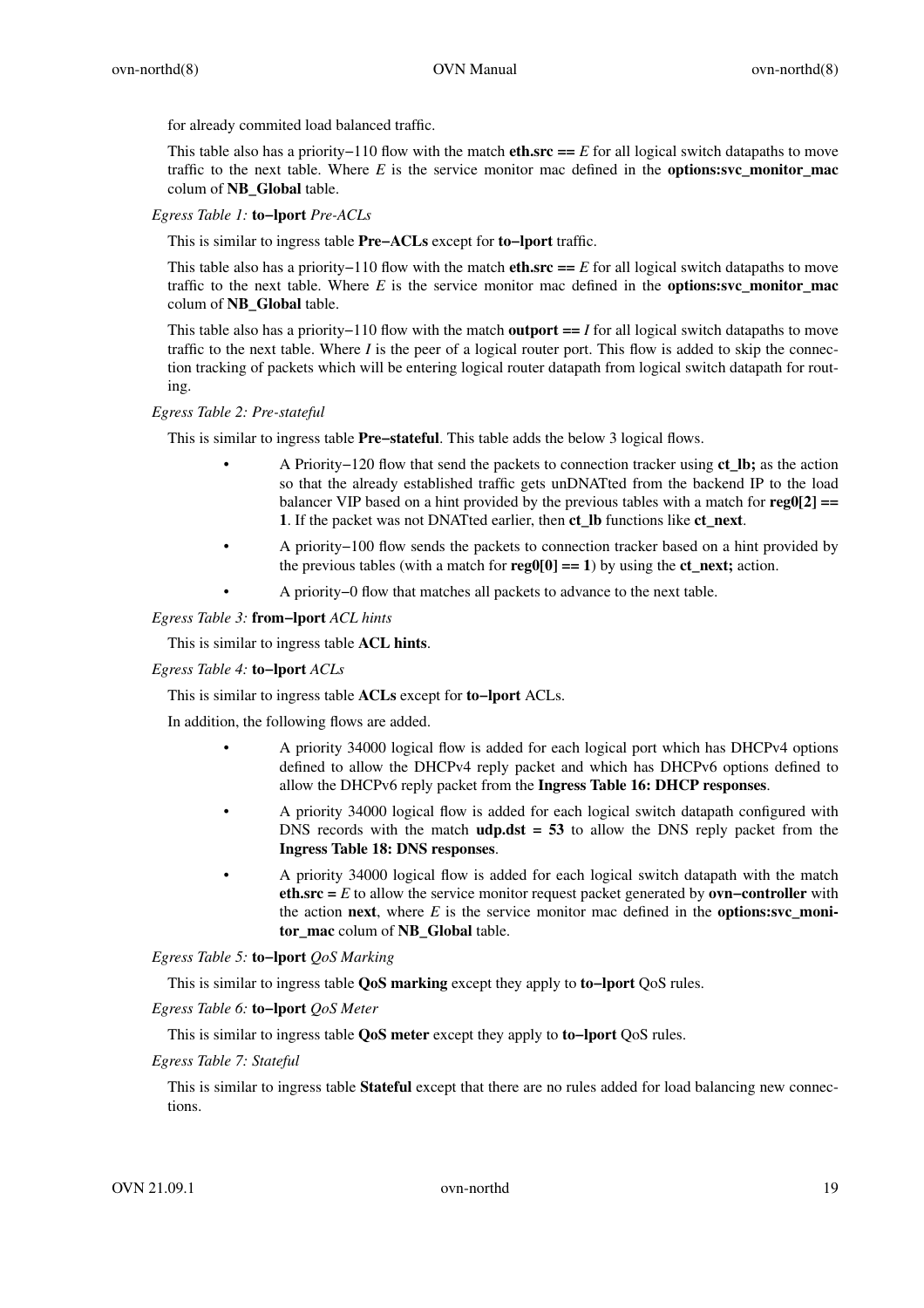for already commited load balanced traffic.

This table also has a priority−110 flow with the match **eth.src ==** *E* for all logical switch datapaths to move traffic to the next table. Where *E* is the service monitor mac defined in the **options:svc_monitor_mac** colum of **NB_Global** table.

*Egress Table 1:* **to−lport** *Pre-ACLs*

This is similar to ingress table **Pre−ACLs** except for **to−lport** traffic.

This table also has a priority−110 flow with the match **eth.src ==** *E* for all logical switch datapaths to move traffic to the next table. Where *E* is the service monitor mac defined in the **options:svc_monitor_mac** colum of **NB_Global** table.

This table also has a priority−110 flow with the match **outport ==** *I* for all logical switch datapaths to move traffic to the next table. Where *I* is the peer of a logical router port. This flow is added to skip the connection tracking of packets which will be entering logical router datapath from logical switch datapath for routing.

*Egress Table 2: Pre-stateful*

This is similar to ingress table **Pre−stateful**. This table adds the below 3 logical flows.

- A Priority−120 flow that send the packets to connection tracker using **ct_lb;** as the action so that the already established traffic gets unDNATted from the backend IP to the load balancer VIP based on a hint provided by the previous tables with a match for **reg0[2] == 1**. If the packet was not DNATted earlier, then **ct_lb** functions like **ct_next**.
- A priority−100 flow sends the packets to connection tracker based on a hint provided by the previous tables (with a match for **reg0[0] == 1**) by using the **ct_next;** action.
- A priority−0 flow that matches all packets to advance to the next table.

*Egress Table 3:* **from−lport** *ACL hints*

This is similar to ingress table **ACL hints**.

*Egress Table 4:* **to−lport** *ACLs*

This is similar to ingress table **ACLs** except for **to−lport** ACLs.

In addition, the following flows are added.

- A priority 34000 logical flow is added for each logical port which has DHCPv4 options defined to allow the DHCPv4 reply packet and which has DHCPv6 options defined to allow the DHCPv6 reply packet from the **Ingress Table 16: DHCP responses**.
- A priority 34000 logical flow is added for each logical switch datapath configured with DNS records with the match **udp.dst = 53** to allow the DNS reply packet from the **Ingress Table 18: DNS responses**.
- A priority 34000 logical flow is added for each logical switch datapath with the match **eth.src =** *E* to allow the service monitor request packet generated by **ovn−controller** with the action **next**, where *E* is the service monitor mac defined in the **options:svc_monitor_mac** colum of **NB_Global** table.

*Egress Table 5:* **to−lport** *QoS Marking*

This is similar to ingress table **QoS marking** except they apply to **to−lport** QoS rules.

*Egress Table 6:* **to−lport** *QoS Meter*

This is similar to ingress table **QoS meter** except they apply to **to−lport** QoS rules.

*Egress Table 7: Stateful*

This is similar to ingress table **Stateful** except that there are no rules added for load balancing new connections.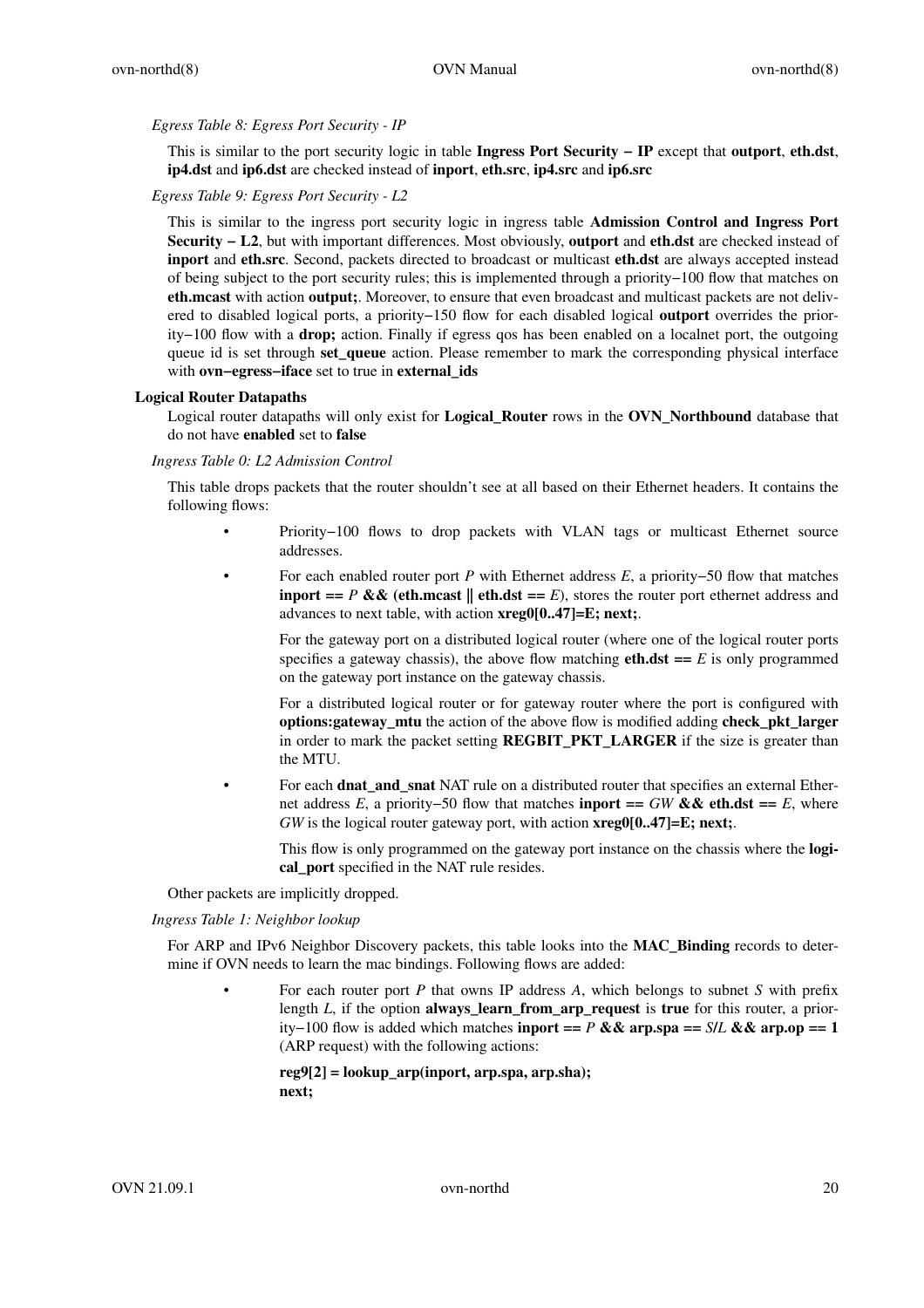*Egress Table 8: Egress Port Security - IP*

This is similar to the port security logic in table **Ingress Port Security − IP** except that **outport**, **eth.dst**, **ip4.dst** and **ip6.dst** are checked instead of **inport**, **eth.src**, **ip4.src** and **ip6.src**

*Egress Table 9: Egress Port Security - L2*

This is similar to the ingress port security logic in ingress table **Admission Control and Ingress Port Security − L2**, but with important differences. Most obviously, **outport** and **eth.dst** are checked instead of **inport** and **eth.src**. Second, packets directed to broadcast or multicast **eth.dst** are always accepted instead of being subject to the port security rules; this is implemented through a priority−100 flow that matches on **eth.mcast** with action **output;**. Moreover, to ensure that even broadcast and multicast packets are not delivered to disabled logical ports, a priority−150 flow for each disabled logical **outport** overrides the priority−100 flow with a **drop;** action. Finally if egress qos has been enabled on a localnet port, the outgoing queue id is set through **set_queue** action. Please remember to mark the corresponding physical interface with **ovn−egress−iface** set to true in **external_ids**

## Logical Router Datapaths

Logical router datapaths will only exist for **Logical_Router** rows in the **OVN_Northbound** database that do not have **enabled** set to **false**

*Ingress Table 0: L2 Admission Control*

This table drops packets that the router shouldn't see at all based on their Ethernet headers. It contains the following flows:

- Priority−100 flows to drop packets with VLAN tags or multicast Ethernet source addresses.
- For each enabled router port *P* with Ethernet address *E*, a priority−50 flow that matches **inport ==** *P* **&& (eth.mcast || eth.dst ==** *E*), stores the router port ethernet address and advances to next table, with action **xreg0[0..47]=E; next;**.

  For the gateway port on a distributed logical router (where one of the logical router ports specifies a gateway chassis), the above flow matching **eth.dst ==** *E* is only programmed on the gateway port instance on the gateway chassis.

  For a distributed logical router or for gateway router where the port is configured with **options:gateway_mtu** the action of the above flow is modified adding **check_pkt_larger** in order to mark the packet setting **REGBIT_PKT_LARGER** if the size is greater than the MTU.
- For each **dnat_and_snat** NAT rule on a distributed router that specifies an external Ethernet address *E*, a priority−50 flow that matches **inport ==** *GW* **&& eth.dst ==** *E*, where *GW* is the logical router gateway port, with action **xreg0[0..47]=E; next;**.

  This flow is only programmed on the gateway port instance on the chassis where the **logical_port** specified in the NAT rule resides.

Other packets are implicitly dropped.

*Ingress Table 1: Neighbor lookup*

For ARP and IPv6 Neighbor Discovery packets, this table looks into the **MAC_Binding** records to determine if OVN needs to learn the mac bindings. Following flows are added:

- For each router port *P* that owns IP address *A*, which belongs to subnet *S* with prefix length *L*, if the option **always_learn_from_arp_request** is **true** for this router, a priority−100 flow is added which matches **inport ==** *P* **&& arp.spa ==** *S/L* **&& arp.op == 1** (ARP request) with the following actions:

  ```
  reg9[2] = lookup_arp(inport, arp.spa, arp.sha);
  next;
  ```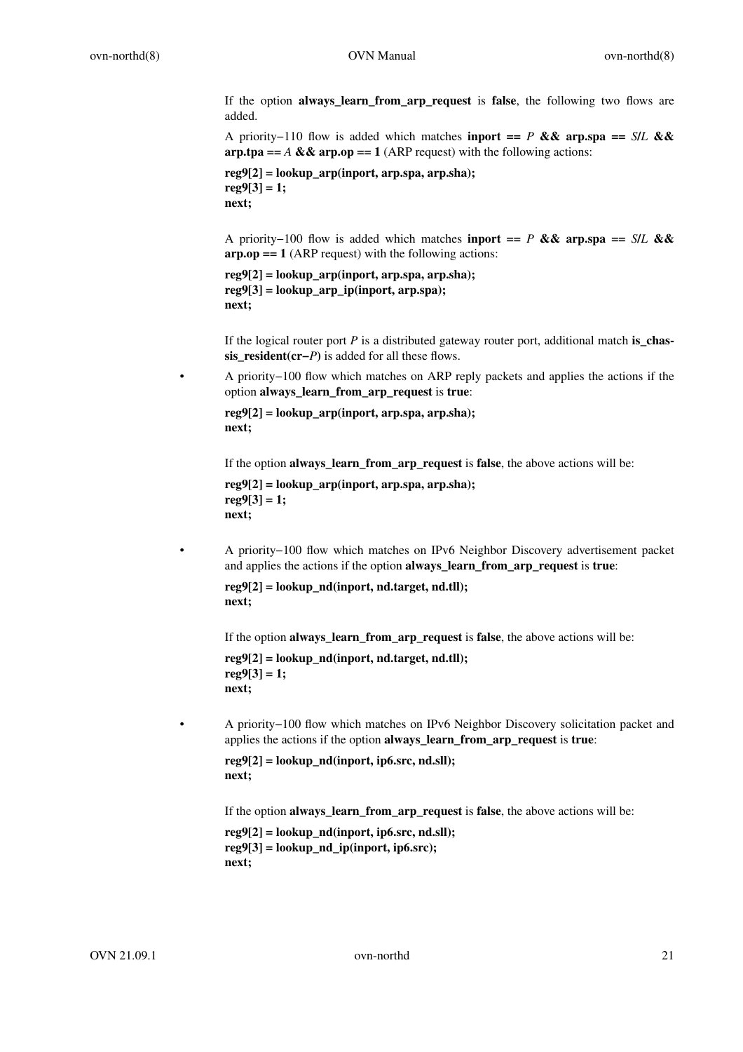If the option **always_learn_from_arp_request** is **false**, the following two flows are added.

A priority−110 flow is added which matches **inport ==** *P* **&& arp.spa ==** *S*/*L* **&& arp.tpa ==** *A* **&& arp.op == 1** (ARP request) with the following actions:

```
reg9[2] = lookup_arp(inport, arp.spa, arp.sha);
reg9[3] = 1;
next;
```

A priority−100 flow is added which matches **inport ==** *P* **&& arp.spa ==** *S*/*L* **&& arp.op == 1** (ARP request) with the following actions:

```
reg9[2] = lookup_arp(inport, arp.spa, arp.sha);
reg9[3] = lookup_arp_ip(inport, arp.spa);
next;
```

If the logical router port *P* is a distributed gateway router port, additional match **is_chassis_resident(cr−***P***)** is added for all these flows.

- A priority−100 flow which matches on ARP reply packets and applies the actions if the option **always_learn_from_arp_request** is **true**:

  ```
  reg9[2] = lookup_arp(inport, arp.spa, arp.sha);
  next;
  ```

  If the option **always_learn_from_arp_request** is **false**, the above actions will be:

  ```
  reg9[2] = lookup_arp(inport, arp.spa, arp.sha);
  reg9[3] = 1;
  next;
  ```

- A priority−100 flow which matches on IPv6 Neighbor Discovery advertisement packet and applies the actions if the option **always_learn_from_arp_request** is **true**:

  ```
  reg9[2] = lookup_nd(inport, nd.target, nd.tll);
  next;
  ```

  If the option **always_learn_from_arp_request** is **false**, the above actions will be:

  ```
  reg9[2] = lookup_nd(inport, nd.target, nd.tll);
  reg9[3] = 1;
  next;
  ```

- A priority−100 flow which matches on IPv6 Neighbor Discovery solicitation packet and applies the actions if the option **always_learn_from_arp_request** is **true**:

  ```
  reg9[2] = lookup_nd(inport, ip6.src, nd.sll);
  next;
  ```

  If the option **always_learn_from_arp_request** is **false**, the above actions will be:

  ```
  reg9[2] = lookup_nd(inport, ip6.src, nd.sll);
  reg9[3] = lookup_nd_ip(inport, ip6.src);
  next;
  ```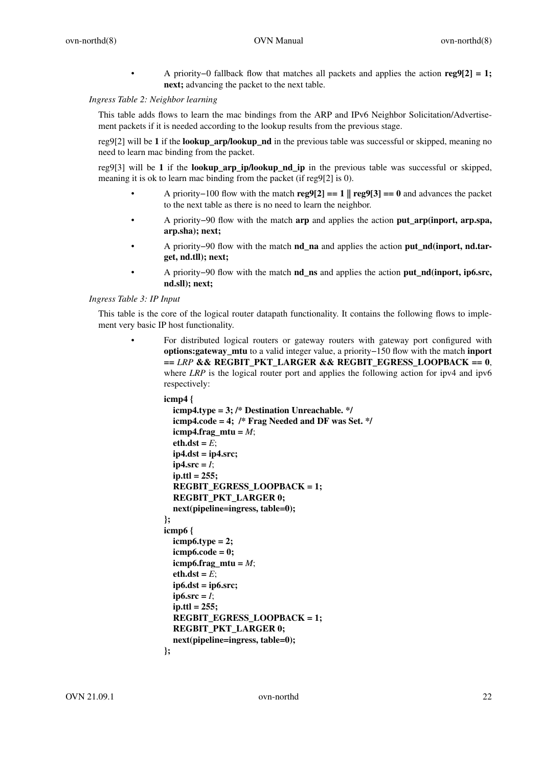- A priority−0 fallback flow that matches all packets and applies the action **reg9[2] = 1; next;** advancing the packet to the next table.

*Ingress Table 2: Neighbor learning*

This table adds flows to learn the mac bindings from the ARP and IPv6 Neighbor Solicitation/Advertisement packets if it is needed according to the lookup results from the previous stage.

reg9[2] will be **1** if the **lookup_arp/lookup_nd** in the previous table was successful or skipped, meaning no need to learn mac binding from the packet.

reg9[3] will be **1** if the **lookup_arp_ip/lookup_nd_ip** in the previous table was successful or skipped, meaning it is ok to learn mac binding from the packet (if reg9[2] is 0).

- A priority−100 flow with the match **reg9[2] == 1 || reg9[3] == 0** and advances the packet to the next table as there is no need to learn the neighbor.
- A priority−90 flow with the match **arp** and applies the action **put_arp(inport, arp.spa, arp.sha); next;**
- A priority−90 flow with the match **nd_na** and applies the action **put_nd(inport, nd.target, nd.tll); next;**
- A priority−90 flow with the match **nd_ns** and applies the action **put_nd(inport, ip6.src, nd.sll); next;**

*Ingress Table 3: IP Input*

This table is the core of the logical router datapath functionality. It contains the following flows to implement very basic IP host functionality.

- For distributed logical routers or gateway routers with gateway port configured with **options:gateway_mtu** to a valid integer value, a priority−150 flow with the match **inport ==** *LRP* **&& REGBIT_PKT_LARGER && REGBIT_EGRESS_LOOPBACK == 0**, where *LRP* is the logical router port and applies the following action for ipv4 and ipv6 respectively:

```
icmp4 {
   icmp4.type = 3; /* Destination Unreachable. */
   icmp4.code = 4;  /* Frag Needed and DF was Set. */
   icmp4.frag_mtu = M;
   eth.dst = E;
   ip4.dst = ip4.src;
   ip4.src = I;
   ip.ttl = 255;
   REGBIT_EGRESS_LOOPBACK = 1;
   REGBIT_PKT_LARGER 0;
   next(pipeline=ingress, table=0);
};
icmp6 {
   icmp6.type = 2;
   icmp6.code = 0;
   icmp6.frag_mtu = M;
   eth.dst = E;
   ip6.dst = ip6.src;
   ip6.src = I;
   ip.ttl = 255;
   REGBIT_EGRESS_LOOPBACK = 1;
   REGBIT_PKT_LARGER 0;
   next(pipeline=ingress, table=0);
};
```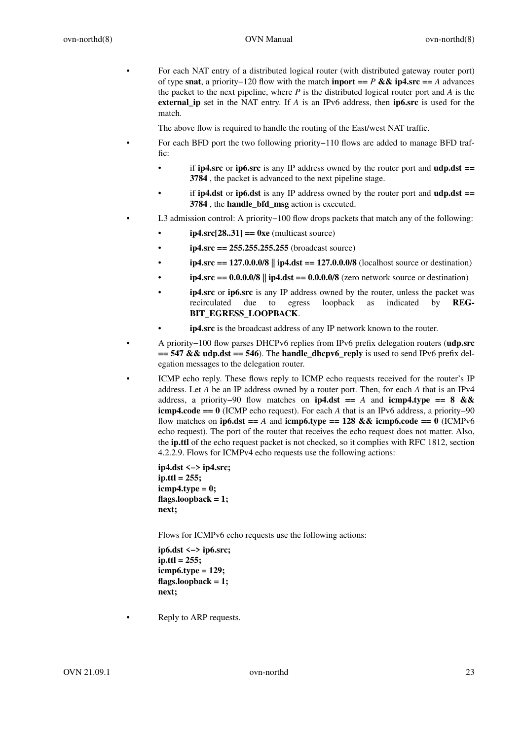- For each NAT entry of a distributed logical router (with distributed gateway router port) of type **snat**, a priority−120 flow with the match **inport ==** *P* **&& ip4.src ==** *A* advances the packet to the next pipeline, where *P* is the distributed logical router port and *A* is the **external_ip** set in the NAT entry. If *A* is an IPv6 address, then **ip6.src** is used for the match.

  The above flow is required to handle the routing of the East/west NAT traffic.

- For each BFD port the two following priority−110 flows are added to manage BFD traffic:

  - if **ip4.src** or **ip6.src** is any IP address owned by the router port and **udp.dst == 3784** , the packet is advanced to the next pipeline stage.
  - if **ip4.dst** or **ip6.dst** is any IP address owned by the router port and **udp.dst == 3784** , the **handle_bfd_msg** action is executed.

- L3 admission control: A priority−100 flow drops packets that match any of the following:

  - **ip4.src[28..31] == 0xe** (multicast source)
  - **ip4.src == 255.255.255.255** (broadcast source)
  - **ip4.src == 127.0.0.0/8 || ip4.dst == 127.0.0.0/8** (localhost source or destination)
  - **ip4.src == 0.0.0.0/8 || ip4.dst == 0.0.0.0/8** (zero network source or destination)
  - **ip4.src** or **ip6.src** is any IP address owned by the router, unless the packet was recirculated due to egress loopback as indicated by **REGBIT_EGRESS_LOOPBACK**.
  - **ip4.src** is the broadcast address of any IP network known to the router.

- A priority−100 flow parses DHCPv6 replies from IPv6 prefix delegation routers (**udp.src == 547 && udp.dst == 546**). The **handle_dhcpv6_reply** is used to send IPv6 prefix delegation messages to the delegation router.

- ICMP echo reply. These flows reply to ICMP echo requests received for the router's IP address. Let *A* be an IP address owned by a router port. Then, for each *A* that is an IPv4 address, a priority−90 flow matches on **ip4.dst ==** *A* and **icmp4.type == 8 && icmp4.code == 0** (ICMP echo request). For each *A* that is an IPv6 address, a priority−90 flow matches on **ip6.dst ==** *A* and **icmp6.type == 128 && icmp6.code == 0** (ICMPv6 echo request). The port of the router that receives the echo request does not matter. Also, the **ip.ttl** of the echo request packet is not checked, so it complies with RFC 1812, section 4.2.2.9. Flows for ICMPv4 echo requests use the following actions:

  ```
  ip4.dst <−> ip4.src;
  ip.ttl = 255;
  icmp4.type = 0;
  flags.loopback = 1;
  next;
  ```

  Flows for ICMPv6 echo requests use the following actions:

  ```
  ip6.dst <−> ip6.src;
  ip.ttl = 255;
  icmp6.type = 129;
  flags.loopback = 1;
  next;
  ```

- Reply to ARP requests.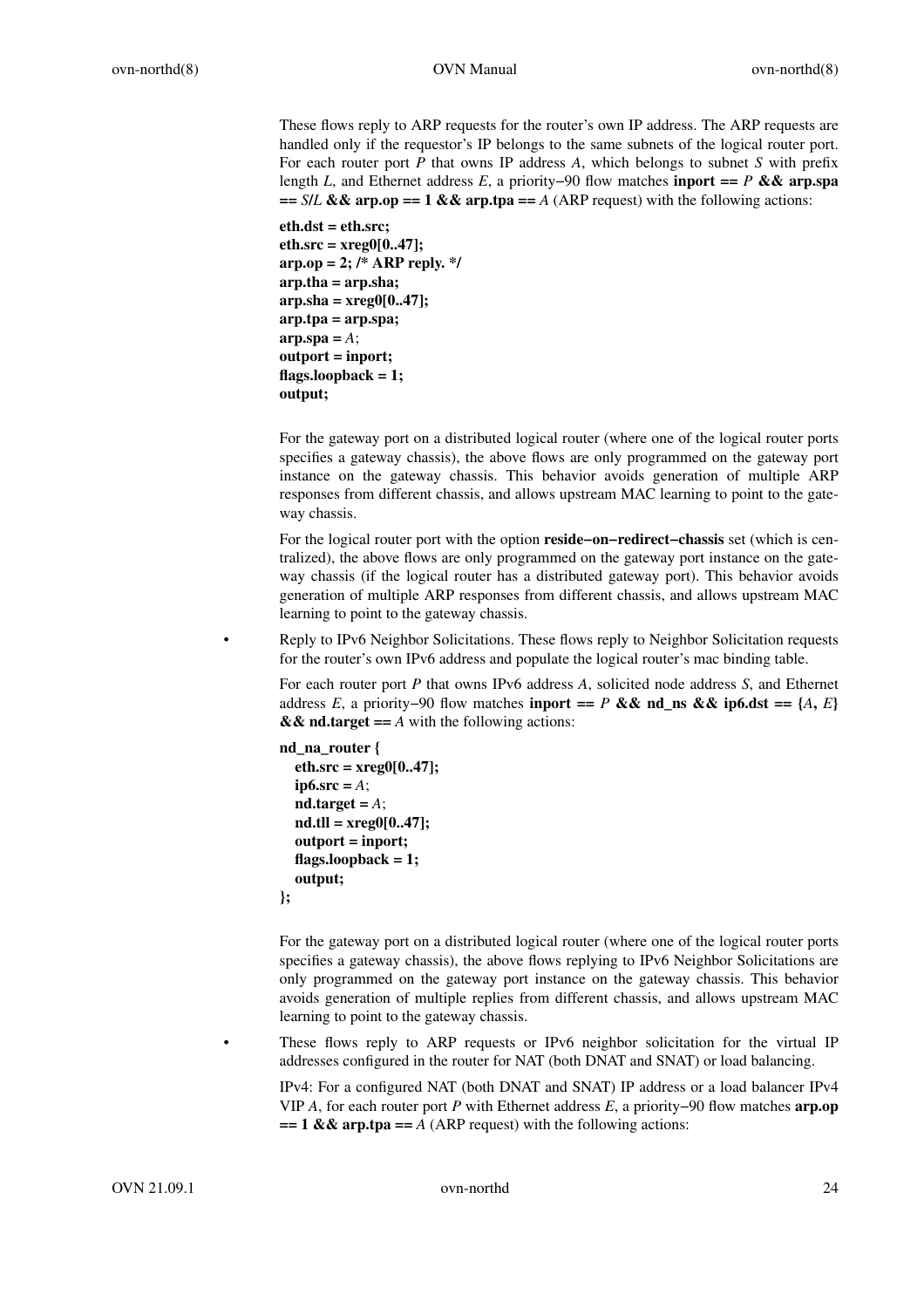These flows reply to ARP requests for the router's own IP address. The ARP requests are handled only if the requestor's IP belongs to the same subnets of the logical router port. For each router port *P* that owns IP address *A*, which belongs to subnet *S* with prefix length *L*, and Ethernet address *E*, a priority−90 flow matches **inport ==** *P* **&& arp.spa ==** *S*/*L* **&& arp.op == 1 && arp.tpa ==** *A* (ARP request) with the following actions:

```
eth.dst = eth.src;
eth.src = xreg0[0..47];
arp.op = 2; /* ARP reply. */
arp.tha = arp.sha;
arp.sha = xreg0[0..47];
arp.tpa = arp.spa;
arp.spa = A;
outport = inport;
flags.loopback = 1;
output;
```

For the gateway port on a distributed logical router (where one of the logical router ports specifies a gateway chassis), the above flows are only programmed on the gateway port instance on the gateway chassis. This behavior avoids generation of multiple ARP responses from different chassis, and allows upstream MAC learning to point to the gateway chassis.

For the logical router port with the option **reside−on−redirect−chassis** set (which is centralized), the above flows are only programmed on the gateway port instance on the gateway chassis (if the logical router has a distributed gateway port). This behavior avoids generation of multiple ARP responses from different chassis, and allows upstream MAC learning to point to the gateway chassis.

- Reply to IPv6 Neighbor Solicitations. These flows reply to Neighbor Solicitation requests for the router's own IPv6 address and populate the logical router's mac binding table.

  For each router port *P* that owns IPv6 address *A*, solicited node address *S*, and Ethernet address *E*, a priority−90 flow matches **inport ==** *P* **&& nd_ns && ip6.dst == {***A***,** *E***} && nd.target ==** *A* with the following actions:

  ```
  nd_na_router {
     eth.src = xreg0[0..47];
     ip6.src = A;
     nd.target = A;
     nd.tll = xreg0[0..47];
     outport = inport;
     flags.loopback = 1;
     output;
  };
  ```

  For the gateway port on a distributed logical router (where one of the logical router ports specifies a gateway chassis), the above flows replying to IPv6 Neighbor Solicitations are only programmed on the gateway port instance on the gateway chassis. This behavior avoids generation of multiple replies from different chassis, and allows upstream MAC learning to point to the gateway chassis.

- These flows reply to ARP requests or IPv6 neighbor solicitation for the virtual IP addresses configured in the router for NAT (both DNAT and SNAT) or load balancing.

  IPv4: For a configured NAT (both DNAT and SNAT) IP address or a load balancer IPv4 VIP *A*, for each router port *P* with Ethernet address *E*, a priority−90 flow matches **arp.op == 1 && arp.tpa ==** *A* (ARP request) with the following actions: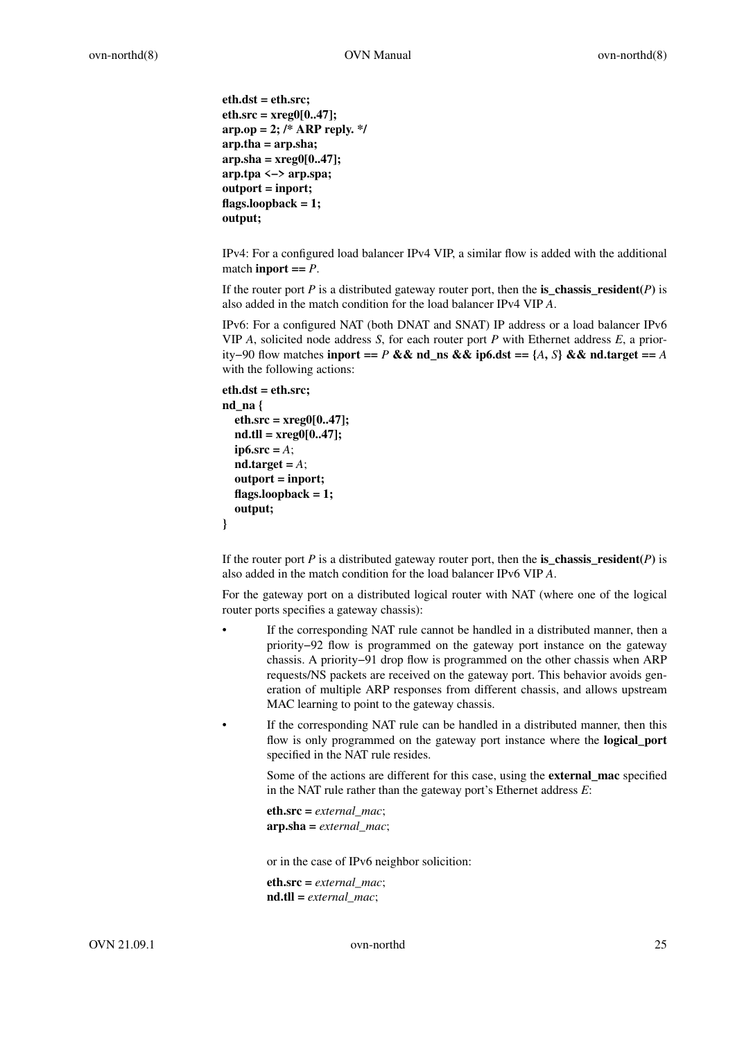```
eth.dst = eth.src;
eth.src = xreg0[0..47];
arp.op = 2; /* ARP reply. */
arp.tha = arp.sha;
arp.sha = xreg0[0..47];
arp.tpa <-> arp.spa;
outport = inport;
flags.loopback = 1;
output;
```

IPv4: For a configured load balancer IPv4 VIP, a similar flow is added with the additional match **inport ==** *P*.

If the router port *P* is a distributed gateway router port, then the **is_chassis_resident(***P***)** is also added in the match condition for the load balancer IPv4 VIP *A*.

IPv6: For a configured NAT (both DNAT and SNAT) IP address or a load balancer IPv6 VIP *A*, solicited node address *S*, for each router port *P* with Ethernet address *E*, a priority−90 flow matches **inport ==** *P* **&& nd_ns && ip6.dst == {***A***,** *S***} && nd.target ==** *A* with the following actions:

```
eth.dst = eth.src;
nd_na {
   eth.src = xreg0[0..47];
   nd.tll = xreg0[0..47];
   ip6.src = A;
   nd.target = A;
   outport = inport;
   flags.loopback = 1;
   output;
}
```

If the router port *P* is a distributed gateway router port, then the **is_chassis_resident(***P***)** is also added in the match condition for the load balancer IPv6 VIP *A*.

For the gateway port on a distributed logical router with NAT (where one of the logical router ports specifies a gateway chassis):

- If the corresponding NAT rule cannot be handled in a distributed manner, then a priority−92 flow is programmed on the gateway port instance on the gateway chassis. A priority−91 drop flow is programmed on the other chassis when ARP requests/NS packets are received on the gateway port. This behavior avoids generation of multiple ARP responses from different chassis, and allows upstream MAC learning to point to the gateway chassis.
- If the corresponding NAT rule can be handled in a distributed manner, then this flow is only programmed on the gateway port instance where the **logical_port** specified in the NAT rule resides.

  Some of the actions are different for this case, using the **external_mac** specified in the NAT rule rather than the gateway port's Ethernet address *E*:

  ```
  eth.src = external_mac;
  arp.sha = external_mac;
  ```

  or in the case of IPv6 neighbor solicition:

  ```
  eth.src = external_mac;
  nd.tll = external_mac;
  ```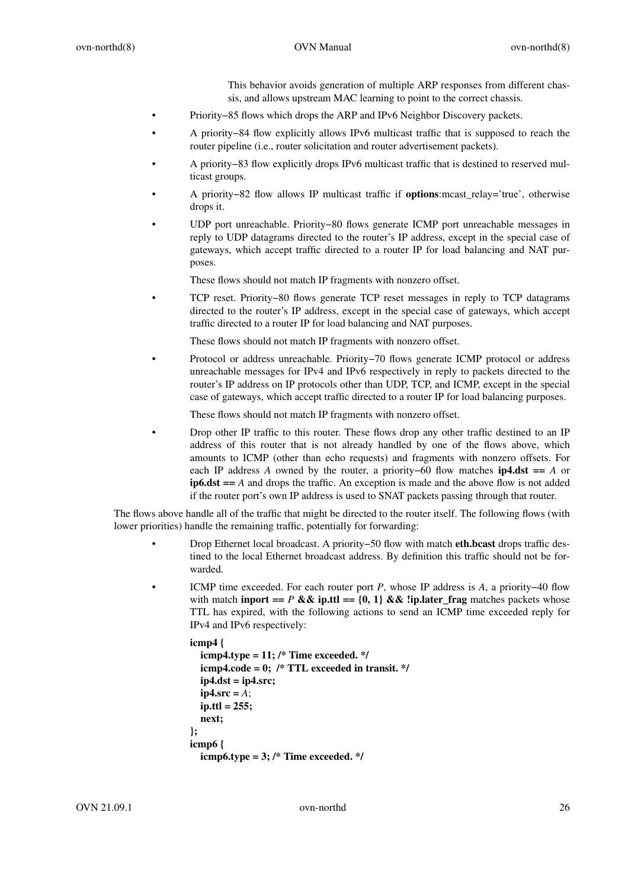This behavior avoids generation of multiple ARP responses from different chassis, and allows upstream MAC learning to point to the correct chassis.

- Priority−85 flows which drops the ARP and IPv6 Neighbor Discovery packets.
- A priority−84 flow explicitly allows IPv6 multicast traffic that is supposed to reach the router pipeline (i.e., router solicitation and router advertisement packets).
- A priority−83 flow explicitly drops IPv6 multicast traffic that is destined to reserved multicast groups.
- A priority−82 flow allows IP multicast traffic if **options**:mcast_relay='true', otherwise drops it.
- UDP port unreachable. Priority−80 flows generate ICMP port unreachable messages in reply to UDP datagrams directed to the router's IP address, except in the special case of gateways, which accept traffic directed to a router IP for load balancing and NAT purposes.

  These flows should not match IP fragments with nonzero offset.
- TCP reset. Priority−80 flows generate TCP reset messages in reply to TCP datagrams directed to the router's IP address, except in the special case of gateways, which accept traffic directed to a router IP for load balancing and NAT purposes.

  These flows should not match IP fragments with nonzero offset.
- Protocol or address unreachable. Priority−70 flows generate ICMP protocol or address unreachable messages for IPv4 and IPv6 respectively in reply to packets directed to the router's IP address on IP protocols other than UDP, TCP, and ICMP, except in the special case of gateways, which accept traffic directed to a router IP for load balancing purposes.

  These flows should not match IP fragments with nonzero offset.
- Drop other IP traffic to this router. These flows drop any other traffic destined to an IP address of this router that is not already handled by one of the flows above, which amounts to ICMP (other than echo requests) and fragments with nonzero offsets. For each IP address *A* owned by the router, a priority−60 flow matches **ip4.dst ==** *A* or **ip6.dst ==** *A* and drops the traffic. An exception is made and the above flow is not added if the router port's own IP address is used to SNAT packets passing through that router.

The flows above handle all of the traffic that might be directed to the router itself. The following flows (with lower priorities) handle the remaining traffic, potentially for forwarding:

- Drop Ethernet local broadcast. A priority−50 flow with match **eth.bcast** drops traffic destined to the local Ethernet broadcast address. By definition this traffic should not be forwarded.
- ICMP time exceeded. For each router port *P*, whose IP address is *A*, a priority−40 flow with match **inport ==** *P* **&& ip.ttl == {0, 1} && !ip.later_frag** matches packets whose TTL has expired, with the following actions to send an ICMP time exceeded reply for IPv4 and IPv6 respectively:

```
icmp4 {
   icmp4.type = 11; /* Time exceeded. */
   icmp4.code = 0;  /* TTL exceeded in transit. */
   ip4.dst = ip4.src;
   ip4.src = A;
   ip.ttl = 255;
   next;
};
icmp6 {
   icmp6.type = 3; /* Time exceeded. */
```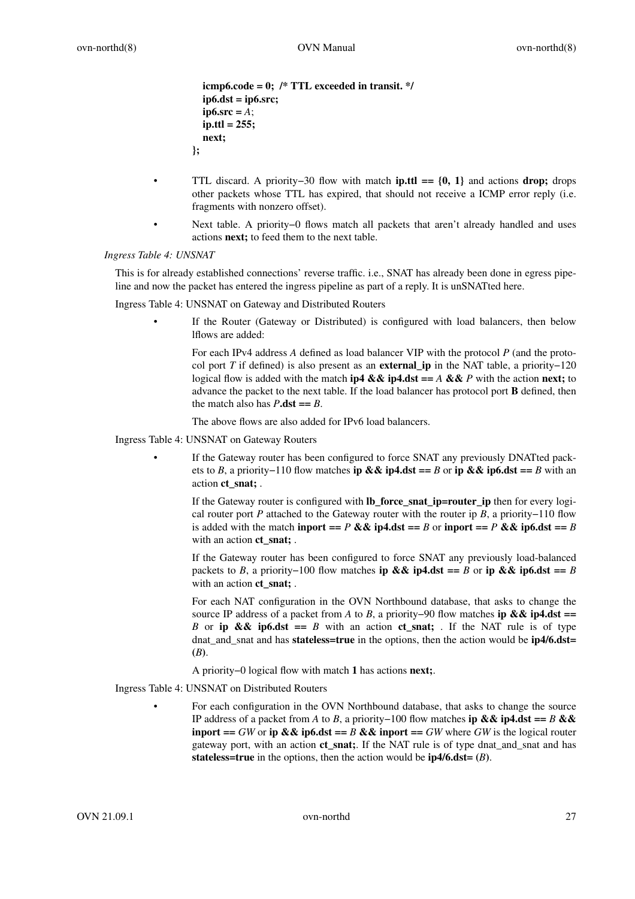```
    icmp6.code = 0;  /* TTL exceeded in transit. */
    ip6.dst = ip6.src;
    ip6.src = A;
    ip.ttl = 255;
    next;
};
```

- TTL discard. A priority−30 flow with match **ip.ttl == {0, 1}** and actions **drop;** drops other packets whose TTL has expired, that should not receive a ICMP error reply (i.e. fragments with nonzero offset).
- Next table. A priority−0 flows match all packets that aren't already handled and uses actions **next;** to feed them to the next table.

*Ingress Table 4: UNSNAT*

This is for already established connections' reverse traffic. i.e., SNAT has already been done in egress pipeline and now the packet has entered the ingress pipeline as part of a reply. It is unSNATted here.

Ingress Table 4: UNSNAT on Gateway and Distributed Routers

- If the Router (Gateway or Distributed) is configured with load balancers, then below lflows are added:

  For each IPv4 address *A* defined as load balancer VIP with the protocol *P* (and the protocol port *T* if defined) is also present as an **external_ip** in the NAT table, a priority−120 logical flow is added with the match **ip4 && ip4.dst ==** *A* **&&** *P* with the action **next;** to advance the packet to the next table. If the load balancer has protocol port **B** defined, then the match also has *P***.dst ==** *B*.

  The above flows are also added for IPv6 load balancers.

Ingress Table 4: UNSNAT on Gateway Routers

- If the Gateway router has been configured to force SNAT any previously DNATted packets to *B*, a priority−110 flow matches **ip && ip4.dst ==** *B* or **ip && ip6.dst ==** *B* with an action **ct_snat;** .

  If the Gateway router is configured with **lb_force_snat_ip=router_ip** then for every logical router port *P* attached to the Gateway router with the router ip *B*, a priority−110 flow is added with the match **inport ==** *P* **&& ip4.dst ==** *B* or **inport ==** *P* **&& ip6.dst ==** *B* with an action **ct_snat;** .

  If the Gateway router has been configured to force SNAT any previously load-balanced packets to *B*, a priority−100 flow matches **ip && ip4.dst ==** *B* or **ip && ip6.dst ==** *B* with an action **ct_snat;** .

  For each NAT configuration in the OVN Northbound database, that asks to change the source IP address of a packet from *A* to *B*, a priority−90 flow matches **ip && ip4.dst ==** *B* or **ip && ip6.dst ==** *B* with an action **ct_snat;** . If the NAT rule is of type dnat_and_snat and has **stateless=true** in the options, then the action would be **ip4/6.dst= (***B***)**.

  A priority−0 logical flow with match **1** has actions **next;**.

Ingress Table 4: UNSNAT on Distributed Routers

- For each configuration in the OVN Northbound database, that asks to change the source IP address of a packet from *A* to *B*, a priority−100 flow matches **ip && ip4.dst ==** *B* **&& inport ==** *GW* or **ip && ip6.dst ==** *B* **&& inport ==** *GW* where *GW* is the logical router gateway port, with an action **ct_snat;**. If the NAT rule is of type dnat_and_snat and has **stateless=true** in the options, then the action would be **ip4/6.dst= (***B***)**.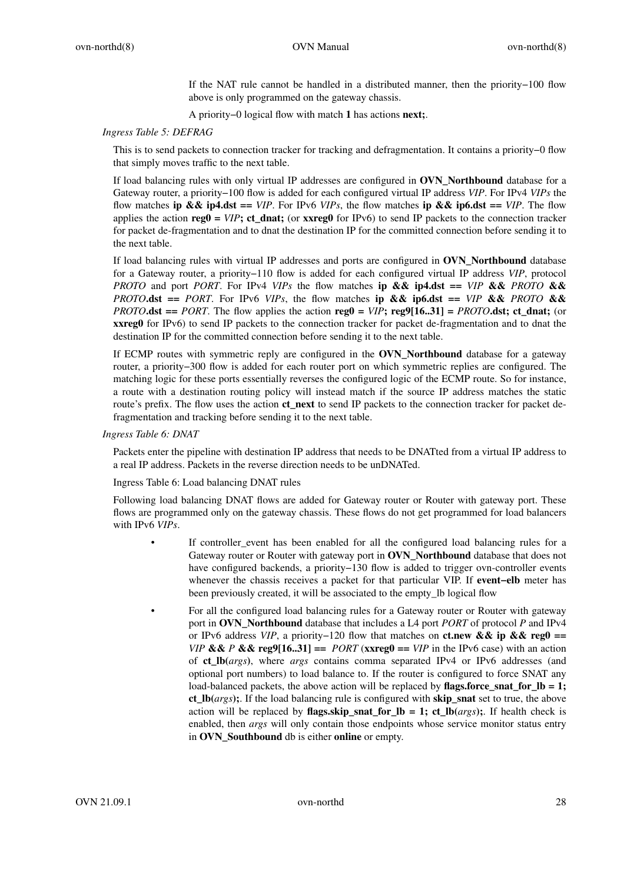If the NAT rule cannot be handled in a distributed manner, then the priority−100 flow above is only programmed on the gateway chassis.

A priority−0 logical flow with match **1** has actions **next;**.

*Ingress Table 5: DEFRAG*

This is to send packets to connection tracker for tracking and defragmentation. It contains a priority−0 flow that simply moves traffic to the next table.

If load balancing rules with only virtual IP addresses are configured in **OVN_Northbound** database for a Gateway router, a priority−100 flow is added for each configured virtual IP address *VIP*. For IPv4 *VIPs* the flow matches **ip && ip4.dst ==** *VIP*. For IPv6 *VIPs*, the flow matches **ip && ip6.dst ==** *VIP*. The flow applies the action **reg0 =** *VIP***; ct_dnat;** (or **xxreg0** for IPv6) to send IP packets to the connection tracker for packet de-fragmentation and to dnat the destination IP for the committed connection before sending it to the next table.

If load balancing rules with virtual IP addresses and ports are configured in **OVN_Northbound** database for a Gateway router, a priority−110 flow is added for each configured virtual IP address *VIP*, protocol *PROTO* and port *PORT*. For IPv4 *VIPs* the flow matches **ip && ip4.dst ==** *VIP* **&&** *PROTO* **&&** *PROTO***.dst ==** *PORT*. For IPv6 *VIPs*, the flow matches **ip && ip6.dst ==** *VIP* **&&** *PROTO* **&&** *PROTO***.dst ==** *PORT*. The flow applies the action **reg0 =** *VIP***; reg9[16..31] =** *PROTO***.dst; ct_dnat;** (or **xxreg0** for IPv6) to send IP packets to the connection tracker for packet de-fragmentation and to dnat the destination IP for the committed connection before sending it to the next table.

If ECMP routes with symmetric reply are configured in the **OVN_Northbound** database for a gateway router, a priority−300 flow is added for each router port on which symmetric replies are configured. The matching logic for these ports essentially reverses the configured logic of the ECMP route. So for instance, a route with a destination routing policy will instead match if the source IP address matches the static route's prefix. The flow uses the action **ct_next** to send IP packets to the connection tracker for packet de-fragmentation and tracking before sending it to the next table.

*Ingress Table 6: DNAT*

Packets enter the pipeline with destination IP address that needs to be DNATted from a virtual IP address to a real IP address. Packets in the reverse direction needs to be unDNATed.

Ingress Table 6: Load balancing DNAT rules

Following load balancing DNAT flows are added for Gateway router or Router with gateway port. These flows are programmed only on the gateway chassis. These flows do not get programmed for load balancers with IPv6 *VIPs*.

- If controller_event has been enabled for all the configured load balancing rules for a Gateway router or Router with gateway port in **OVN_Northbound** database that does not have configured backends, a priority−130 flow is added to trigger ovn-controller events whenever the chassis receives a packet for that particular VIP. If **event−elb** meter has been previously created, it will be associated to the empty_lb logical flow
- For all the configured load balancing rules for a Gateway router or Router with gateway port in **OVN_Northbound** database that includes a L4 port *PORT* of protocol *P* and IPv4 or IPv6 address *VIP*, a priority−120 flow that matches on **ct.new && ip && reg0 ==** *VIP* **&&** *P* **&& reg9[16..31] ==** *PORT* (**xxreg0 ==** *VIP* in the IPv6 case) with an action of **ct_lb(***args***)**, where *args* contains comma separated IPv4 or IPv6 addresses (and optional port numbers) to load balance to. If the router is configured to force SNAT any load-balanced packets, the above action will be replaced by **flags.force_snat_for_lb = 1; ct_lb(***args***);**. If the load balancing rule is configured with **skip_snat** set to true, the above action will be replaced by **flags.skip_snat_for_lb = 1; ct_lb(***args***);**. If health check is enabled, then *args* will only contain those endpoints whose service monitor status entry in **OVN_Southbound** db is either **online** or empty.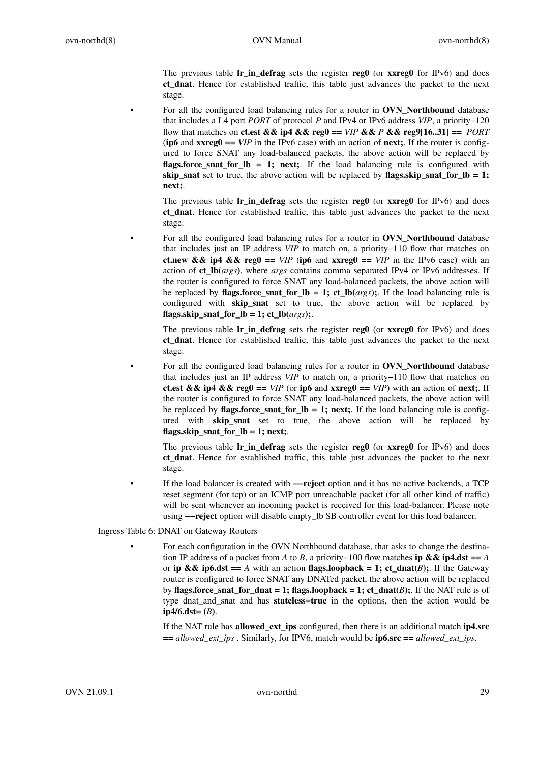The previous table **lr_in_defrag** sets the register **reg0** (or **xxreg0** for IPv6) and does **ct_dnat**. Hence for established traffic, this table just advances the packet to the next stage.

- For all the configured load balancing rules for a router in **OVN_Northbound** database that includes a L4 port *PORT* of protocol *P* and IPv4 or IPv6 address *VIP*, a priority−120 flow that matches on **ct.est && ip4 && reg0 ==** *VIP* **&&** *P* **&& reg9[16..31] ==** *PORT* (**ip6** and **xxreg0 ==** *VIP* in the IPv6 case) with an action of **next;**. If the router is configured to force SNAT any load-balanced packets, the above action will be replaced by **flags.force_snat_for_lb = 1; next;**. If the load balancing rule is configured with **skip_snat** set to true, the above action will be replaced by **flags.skip_snat_for_lb = 1; next;**.

  The previous table **lr_in_defrag** sets the register **reg0** (or **xxreg0** for IPv6) and does **ct_dnat**. Hence for established traffic, this table just advances the packet to the next stage.

- For all the configured load balancing rules for a router in **OVN_Northbound** database that includes just an IP address *VIP* to match on, a priority−110 flow that matches on **ct.new && ip4 && reg0 ==** *VIP* (**ip6** and **xxreg0 ==** *VIP* in the IPv6 case) with an action of **ct_lb(***args***)**, where *args* contains comma separated IPv4 or IPv6 addresses. If the router is configured to force SNAT any load-balanced packets, the above action will be replaced by **flags.force_snat_for_lb = 1; ct_lb(***args***);**. If the load balancing rule is configured with **skip_snat** set to true, the above action will be replaced by **flags.skip_snat_for_lb = 1; ct_lb(***args***);**.

  The previous table **lr_in_defrag** sets the register **reg0** (or **xxreg0** for IPv6) and does **ct_dnat**. Hence for established traffic, this table just advances the packet to the next stage.

- For all the configured load balancing rules for a router in **OVN_Northbound** database that includes just an IP address *VIP* to match on, a priority−110 flow that matches on **ct.est && ip4 && reg0 ==** *VIP* (or **ip6** and **xxreg0 ==** *VIP*) with an action of **next;**. If the router is configured to force SNAT any load-balanced packets, the above action will be replaced by **flags.force_snat_for_lb = 1; next;**. If the load balancing rule is configured with **skip_snat** set to true, the above action will be replaced by **flags.skip_snat_for_lb = 1; next;**.

  The previous table **lr_in_defrag** sets the register **reg0** (or **xxreg0** for IPv6) and does **ct_dnat**. Hence for established traffic, this table just advances the packet to the next stage.

- If the load balancer is created with **−−reject** option and it has no active backends, a TCP reset segment (for tcp) or an ICMP port unreachable packet (for all other kind of traffic) will be sent whenever an incoming packet is received for this load-balancer. Please note using **−−reject** option will disable empty_lb SB controller event for this load balancer.

Ingress Table 6: DNAT on Gateway Routers

- For each configuration in the OVN Northbound database, that asks to change the destination IP address of a packet from *A* to *B*, a priority−100 flow matches **ip && ip4.dst ==** *A* or **ip && ip6.dst ==** *A* with an action **flags.loopback = 1; ct_dnat(***B***);**. If the Gateway router is configured to force SNAT any DNATed packet, the above action will be replaced by **flags.force_snat_for_dnat = 1; flags.loopback = 1; ct_dnat(***B***);**. If the NAT rule is of type dnat_and_snat and has **stateless=true** in the options, then the action would be **ip4/6.dst= (***B***)**.

  If the NAT rule has **allowed_ext_ips** configured, then there is an additional match **ip4.src ==** *allowed_ext_ips* . Similarly, for IPV6, match would be **ip6.src ==** *allowed_ext_ips*.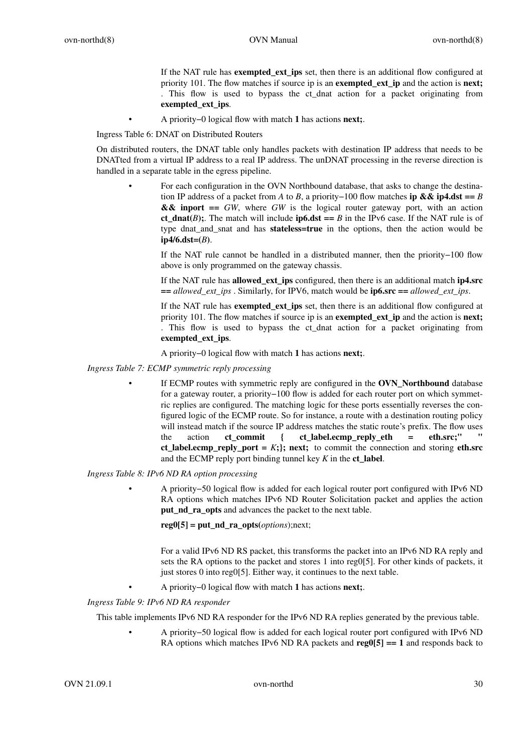If the NAT rule has **exempted_ext_ips** set, then there is an additional flow configured at priority 101. The flow matches if source ip is an **exempted_ext_ip** and the action is **next;** . This flow is used to bypass the ct_dnat action for a packet originating from **exempted_ext_ips**.

- A priority−0 logical flow with match **1** has actions **next;**.

Ingress Table 6: DNAT on Distributed Routers

On distributed routers, the DNAT table only handles packets with destination IP address that needs to be DNATted from a virtual IP address to a real IP address. The unDNAT processing in the reverse direction is handled in a separate table in the egress pipeline.

- For each configuration in the OVN Northbound database, that asks to change the destination IP address of a packet from *A* to *B*, a priority−100 flow matches **ip && ip4.dst ==** *B* **&& inport ==** *GW*, where *GW* is the logical router gateway port, with an action **ct_dnat(***B***);**. The match will include **ip6.dst ==** *B* in the IPv6 case. If the NAT rule is of type dnat_and_snat and has **stateless=true** in the options, then the action would be **ip4/6.dst=(***B***)**.

  If the NAT rule cannot be handled in a distributed manner, then the priority−100 flow above is only programmed on the gateway chassis.

  If the NAT rule has **allowed_ext_ips** configured, then there is an additional match **ip4.src ==** *allowed_ext_ips* . Similarly, for IPV6, match would be **ip6.src ==** *allowed_ext_ips*.

  If the NAT rule has **exempted_ext_ips** set, then there is an additional flow configured at priority 101. The flow matches if source ip is an **exempted_ext_ip** and the action is **next;** . This flow is used to bypass the ct_dnat action for a packet originating from **exempted_ext_ips**.

  A priority−0 logical flow with match **1** has actions **next;**.

*Ingress Table 7: ECMP symmetric reply processing*

- If ECMP routes with symmetric reply are configured in the **OVN_Northbound** database for a gateway router, a priority−100 flow is added for each router port on which symmetric replies are configured. The matching logic for these ports essentially reverses the configured logic of the ECMP route. So for instance, a route with a destination routing policy will instead match if the source IP address matches the static route's prefix. The flow uses the action **ct_commit { ct_label.ecmp_reply_eth = eth.src;" " ct_label.ecmp_reply_port =** *K***;}; next;** to commit the connection and storing **eth.src** and the ECMP reply port binding tunnel key *K* in the **ct_label**.

*Ingress Table 8: IPv6 ND RA option processing*

- A priority−50 logical flow is added for each logical router port configured with IPv6 ND RA options which matches IPv6 ND Router Solicitation packet and applies the action **put_nd_ra_opts** and advances the packet to the next table.

  **reg0[5] = put_nd_ra_opts(***options***)**;next;

  For a valid IPv6 ND RS packet, this transforms the packet into an IPv6 ND RA reply and sets the RA options to the packet and stores 1 into reg0[5]. For other kinds of packets, it just stores 0 into reg0[5]. Either way, it continues to the next table.

- A priority−0 logical flow with match **1** has actions **next;**.

*Ingress Table 9: IPv6 ND RA responder*

This table implements IPv6 ND RA responder for the IPv6 ND RA replies generated by the previous table.

- A priority−50 logical flow is added for each logical router port configured with IPv6 ND RA options which matches IPv6 ND RA packets and **reg0[5] == 1** and responds back to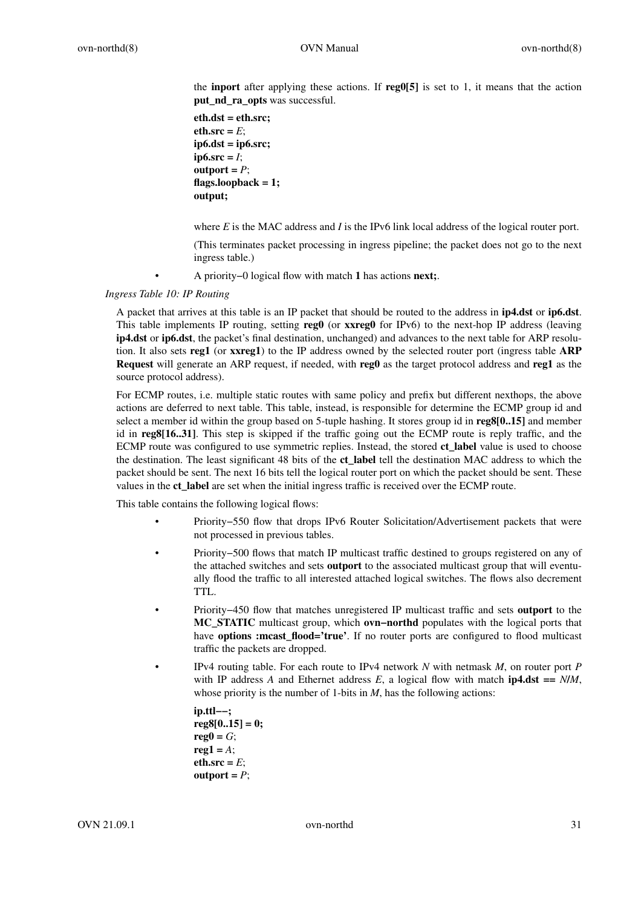the **inport** after applying these actions. If **reg0[5]** is set to 1, it means that the action **put_nd_ra_opts** was successful.

**eth.dst = eth.src;**
**eth.src =** *E*;
**ip6.dst = ip6.src;**
**ip6.src =** *I*;
**outport =** *P*;
**flags.loopback = 1;**
**output;**

where *E* is the MAC address and *I* is the IPv6 link local address of the logical router port.

(This terminates packet processing in ingress pipeline; the packet does not go to the next ingress table.)

- A priority−0 logical flow with match **1** has actions **next;**.

*Ingress Table 10: IP Routing*

A packet that arrives at this table is an IP packet that should be routed to the address in **ip4.dst** or **ip6.dst**. This table implements IP routing, setting **reg0** (or **xxreg0** for IPv6) to the next-hop IP address (leaving **ip4.dst** or **ip6.dst**, the packet's final destination, unchanged) and advances to the next table for ARP resolution. It also sets **reg1** (or **xxreg1**) to the IP address owned by the selected router port (ingress table **ARP Request** will generate an ARP request, if needed, with **reg0** as the target protocol address and **reg1** as the source protocol address).

For ECMP routes, i.e. multiple static routes with same policy and prefix but different nexthops, the above actions are deferred to next table. This table, instead, is responsible for determine the ECMP group id and select a member id within the group based on 5-tuple hashing. It stores group id in **reg8[0..15]** and member id in **reg8[16..31]**. This step is skipped if the traffic going out the ECMP route is reply traffic, and the ECMP route was configured to use symmetric replies. Instead, the stored **ct_label** value is used to choose the destination. The least significant 48 bits of the **ct_label** tell the destination MAC address to which the packet should be sent. The next 16 bits tell the logical router port on which the packet should be sent. These values in the **ct_label** are set when the initial ingress traffic is received over the ECMP route.

This table contains the following logical flows:

- Priority−550 flow that drops IPv6 Router Solicitation/Advertisement packets that were not processed in previous tables.
- Priority−500 flows that match IP multicast traffic destined to groups registered on any of the attached switches and sets **outport** to the associated multicast group that will eventually flood the traffic to all interested attached logical switches. The flows also decrement TTL.
- Priority−450 flow that matches unregistered IP multicast traffic and sets **outport** to the **MC_STATIC** multicast group, which **ovn−northd** populates with the logical ports that have **options :mcast_flood='true'**. If no router ports are configured to flood multicast traffic the packets are dropped.
- IPv4 routing table. For each route to IPv4 network *N* with netmask *M*, on router port *P* with IP address *A* and Ethernet address *E*, a logical flow with match **ip4.dst ==** *N*/*M*, whose priority is the number of 1-bits in *M*, has the following actions:

  **ip.ttl−−;**
  **reg8[0..15] = 0;**
  **reg0 =** *G*;
  **reg1 =** *A*;
  **eth.src =** *E*;
  **outport =** *P*;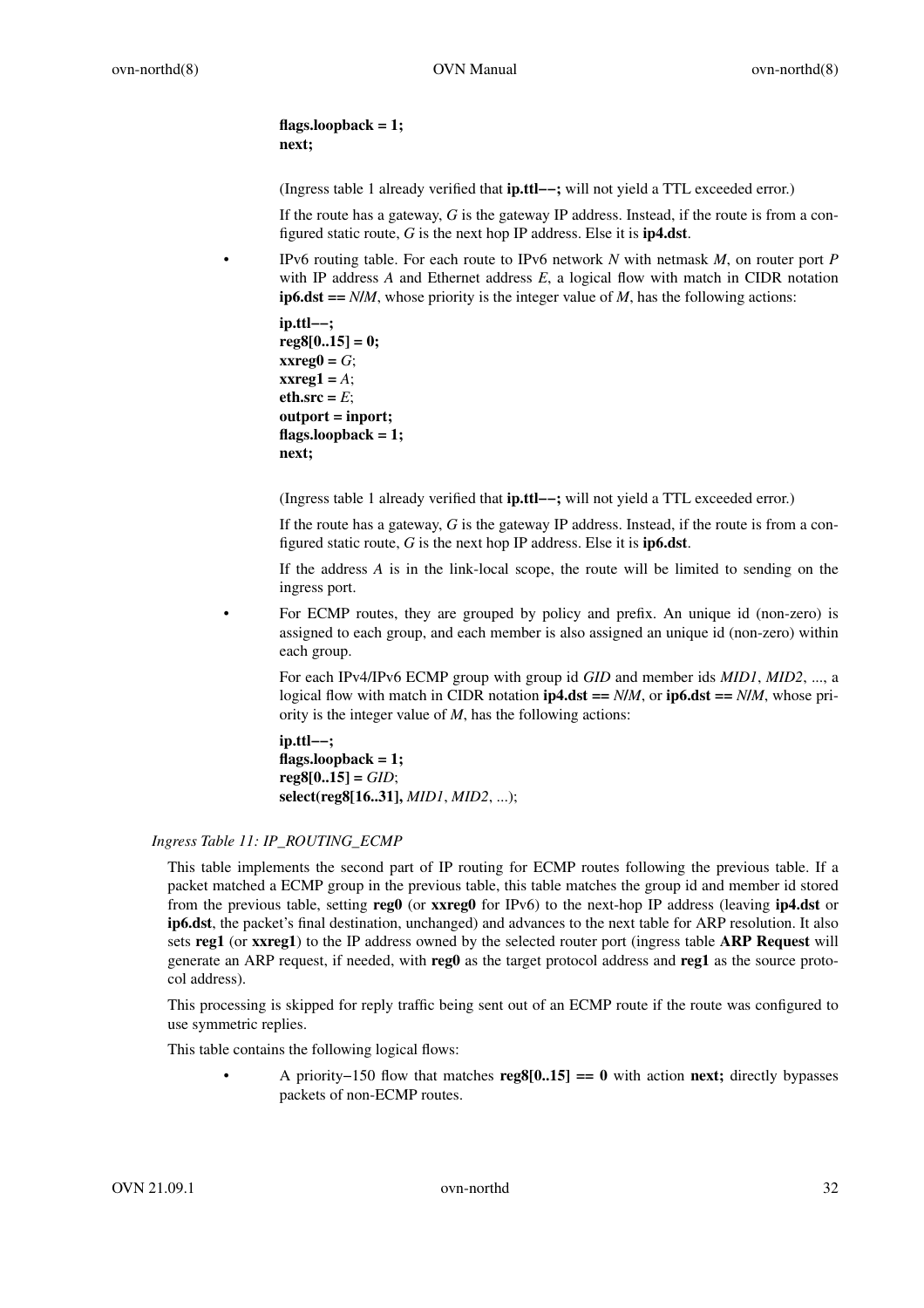**flags.loopback = 1;**
**next;**

(Ingress table 1 already verified that **ip.ttl−−;** will not yield a TTL exceeded error.)

If the route has a gateway, *G* is the gateway IP address. Instead, if the route is from a configured static route, *G* is the next hop IP address. Else it is **ip4.dst**.

- IPv6 routing table. For each route to IPv6 network *N* with netmask *M*, on router port *P* with IP address *A* and Ethernet address *E*, a logical flow with match in CIDR notation **ip6.dst ==** *N*/*M*, whose priority is the integer value of *M*, has the following actions:

  **ip.ttl−−;**
  **reg8[0..15] = 0;**
  **xxreg0 =** *G*;
  **xxreg1 =** *A*;
  **eth.src =** *E*;
  **outport = inport;**
  **flags.loopback = 1;**
  **next;**

  (Ingress table 1 already verified that **ip.ttl−−;** will not yield a TTL exceeded error.)

  If the route has a gateway, *G* is the gateway IP address. Instead, if the route is from a configured static route, *G* is the next hop IP address. Else it is **ip6.dst**.

  If the address *A* is in the link-local scope, the route will be limited to sending on the ingress port.

- For ECMP routes, they are grouped by policy and prefix. An unique id (non-zero) is assigned to each group, and each member is also assigned an unique id (non-zero) within each group.

  For each IPv4/IPv6 ECMP group with group id *GID* and member ids *MID1*, *MID2*, ..., a logical flow with match in CIDR notation **ip4.dst ==** *N*/*M*, or **ip6.dst ==** *N*/*M*, whose priority is the integer value of *M*, has the following actions:

  **ip.ttl−−;**
  **flags.loopback = 1;**
  **reg8[0..15] =** *GID*;
  **select(reg8[16..31],** *MID1*, *MID2*, ...);

*Ingress Table 11: IP_ROUTING_ECMP*

This table implements the second part of IP routing for ECMP routes following the previous table. If a packet matched a ECMP group in the previous table, this table matches the group id and member id stored from the previous table, setting **reg0** (or **xxreg0** for IPv6) to the next-hop IP address (leaving **ip4.dst** or **ip6.dst**, the packet's final destination, unchanged) and advances to the next table for ARP resolution. It also sets **reg1** (or **xxreg1**) to the IP address owned by the selected router port (ingress table **ARP Request** will generate an ARP request, if needed, with **reg0** as the target protocol address and **reg1** as the source protocol address).

This processing is skipped for reply traffic being sent out of an ECMP route if the route was configured to use symmetric replies.

This table contains the following logical flows:

- A priority−150 flow that matches **reg8[0..15] == 0** with action **next;** directly bypasses packets of non-ECMP routes.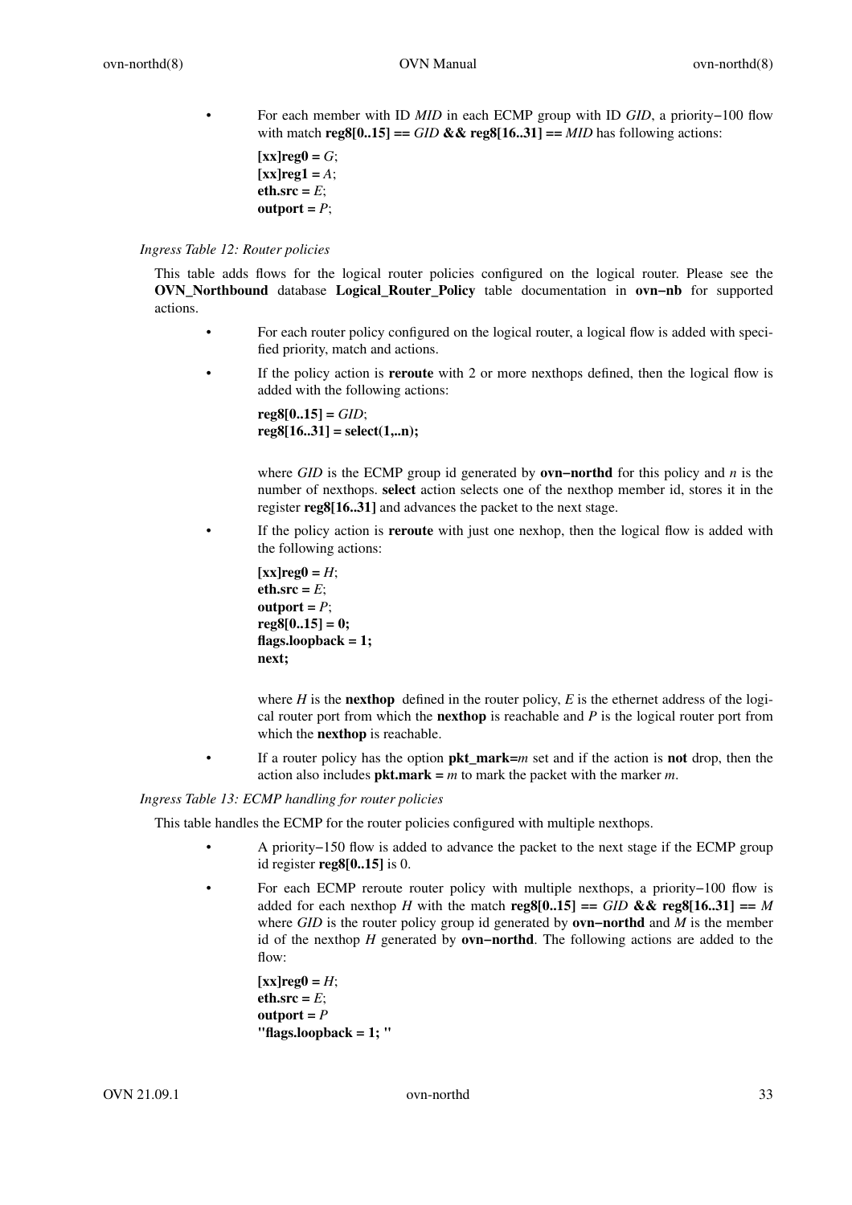- For each member with ID *MID* in each ECMP group with ID *GID*, a priority−100 flow with match **reg8[0..15] ==** *GID* **&& reg8[16..31] ==** *MID* has following actions:

  **[xx]reg0 =** *G*;
  **[xx]reg1 =** *A*;
  **eth.src =** *E*;
  **outport =** *P*;

*Ingress Table 12: Router policies*

This table adds flows for the logical router policies configured on the logical router. Please see the **OVN_Northbound** database **Logical_Router_Policy** table documentation in **ovn−nb** for supported actions.

- For each router policy configured on the logical router, a logical flow is added with specified priority, match and actions.
- If the policy action is **reroute** with 2 or more nexthops defined, then the logical flow is added with the following actions:

  **reg8[0..15] =** *GID*;
  **reg8[16..31] = select(1,..n);**

  where *GID* is the ECMP group id generated by **ovn−northd** for this policy and *n* is the number of nexthops. **select** action selects one of the nexthop member id, stores it in the register **reg8[16..31]** and advances the packet to the next stage.
- If the policy action is **reroute** with just one nexhop, then the logical flow is added with the following actions:

  **[xx]reg0 =** *H*;
  **eth.src =** *E*;
  **outport =** *P*;
  **reg8[0..15] = 0;**
  **flags.loopback = 1;**
  **next;**

  where *H* is the **nexthop** defined in the router policy, *E* is the ethernet address of the logical router port from which the **nexthop** is reachable and *P* is the logical router port from which the **nexthop** is reachable.
- If a router policy has the option **pkt_mark=***m* set and if the action is **not** drop, then the action also includes **pkt.mark =** *m* to mark the packet with the marker *m*.

*Ingress Table 13: ECMP handling for router policies*

This table handles the ECMP for the router policies configured with multiple nexthops.

- A priority−150 flow is added to advance the packet to the next stage if the ECMP group id register **reg8[0..15]** is 0.
- For each ECMP reroute router policy with multiple nexthops, a priority−100 flow is added for each nexthop *H* with the match **reg8[0..15] ==** *GID* **&& reg8[16..31] ==** *M* where *GID* is the router policy group id generated by **ovn−northd** and *M* is the member id of the nexthop *H* generated by **ovn−northd**. The following actions are added to the flow:

  **[xx]reg0 =** *H*;
  **eth.src =** *E*;
  **outport =** *P*
  **"flags.loopback = 1; "**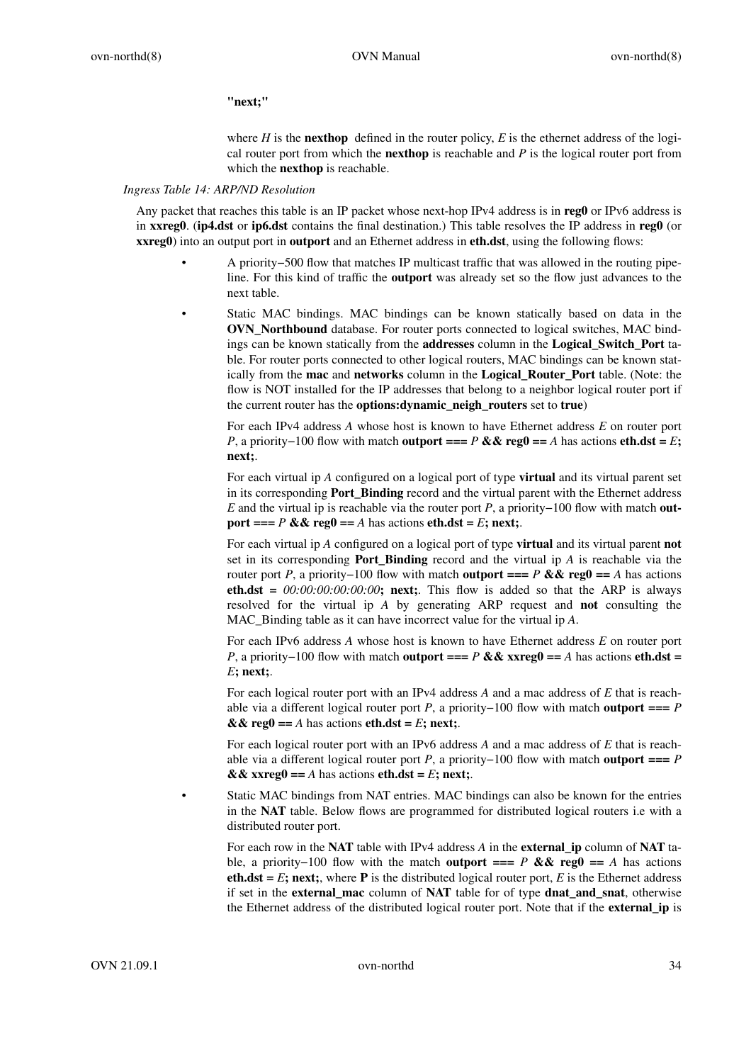**"next;"**

where *H* is the **nexthop** defined in the router policy, *E* is the ethernet address of the logical router port from which the **nexthop** is reachable and *P* is the logical router port from which the **nexthop** is reachable.

*Ingress Table 14: ARP/ND Resolution*

Any packet that reaches this table is an IP packet whose next-hop IPv4 address is in **reg0** or IPv6 address is in **xxreg0**. (**ip4.dst** or **ip6.dst** contains the final destination.) This table resolves the IP address in **reg0** (or **xxreg0**) into an output port in **outport** and an Ethernet address in **eth.dst**, using the following flows:

- A priority−500 flow that matches IP multicast traffic that was allowed in the routing pipeline. For this kind of traffic the **outport** was already set so the flow just advances to the next table.
- Static MAC bindings. MAC bindings can be known statically based on data in the **OVN_Northbound** database. For router ports connected to logical switches, MAC bindings can be known statically from the **addresses** column in the **Logical_Switch_Port** table. For router ports connected to other logical routers, MAC bindings can be known statically from the **mac** and **networks** column in the **Logical_Router_Port** table. (Note: the flow is NOT installed for the IP addresses that belong to a neighbor logical router port if the current router has the **options:dynamic_neigh_routers** set to **true**)

  For each IPv4 address *A* whose host is known to have Ethernet address *E* on router port *P*, a priority−100 flow with match **outport === *P* && reg0 == *A*** has actions **eth.dst = *E*; next;**.

  For each virtual ip *A* configured on a logical port of type **virtual** and its virtual parent set in its corresponding **Port_Binding** record and the virtual parent with the Ethernet address *E* and the virtual ip is reachable via the router port *P*, a priority−100 flow with match **outport === *P* && reg0 == *A*** has actions **eth.dst = *E*; next;**.

  For each virtual ip *A* configured on a logical port of type **virtual** and its virtual parent **not** set in its corresponding **Port_Binding** record and the virtual ip *A* is reachable via the router port *P*, a priority−100 flow with match **outport === *P* && reg0 == *A*** has actions **eth.dst = *00:00:00:00:00:00*; next;**. This flow is added so that the ARP is always resolved for the virtual ip *A* by generating ARP request and **not** consulting the MAC_Binding table as it can have incorrect value for the virtual ip *A*.

  For each IPv6 address *A* whose host is known to have Ethernet address *E* on router port *P*, a priority−100 flow with match **outport === *P* && xxreg0 == *A*** has actions **eth.dst = *E*; next;**.

  For each logical router port with an IPv4 address *A* and a mac address of *E* that is reachable via a different logical router port *P*, a priority−100 flow with match **outport === *P* && reg0 == *A*** has actions **eth.dst = *E*; next;**.

  For each logical router port with an IPv6 address *A* and a mac address of *E* that is reachable via a different logical router port *P*, a priority−100 flow with match **outport === *P* && xxreg0 == *A*** has actions **eth.dst = *E*; next;**.

- Static MAC bindings from NAT entries. MAC bindings can also be known for the entries in the **NAT** table. Below flows are programmed for distributed logical routers i.e with a distributed router port.

  For each row in the **NAT** table with IPv4 address *A* in the **external_ip** column of **NAT** table, a priority−100 flow with the match **outport === *P* && reg0 == *A*** has actions **eth.dst = *E*; next;**, where **P** is the distributed logical router port, *E* is the Ethernet address if set in the **external_mac** column of **NAT** table for of type **dnat_and_snat**, otherwise the Ethernet address of the distributed logical router port. Note that if the **external_ip** is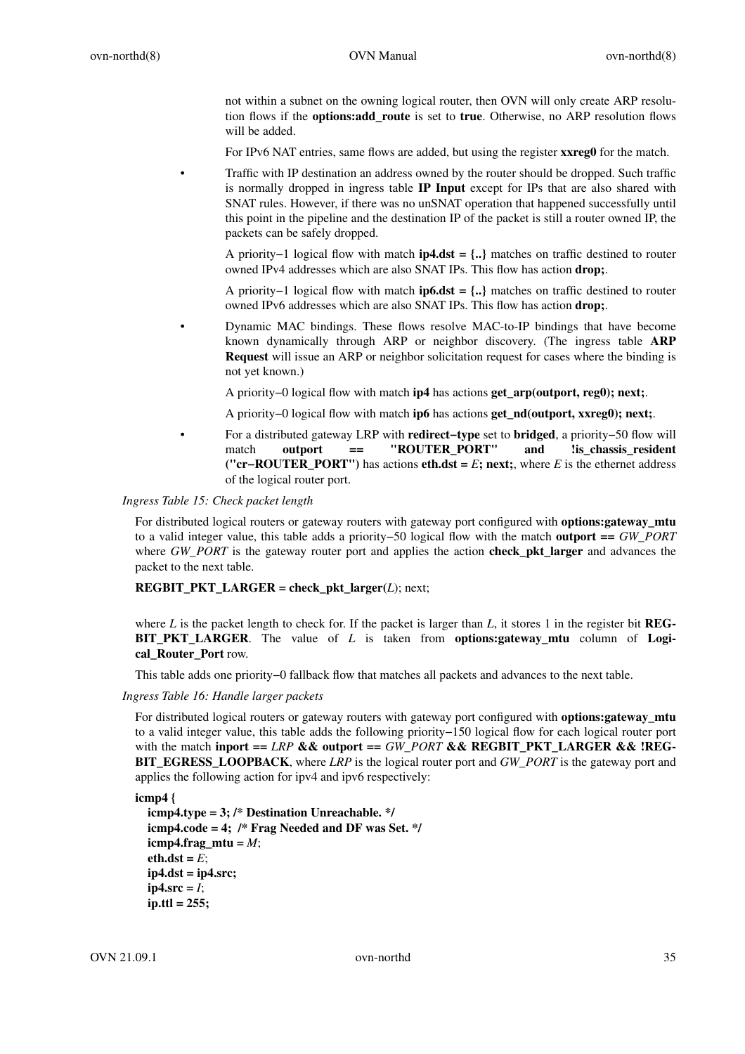not within a subnet on the owning logical router, then OVN will only create ARP resolution flows if the **options:add_route** is set to **true**. Otherwise, no ARP resolution flows will be added.

For IPv6 NAT entries, same flows are added, but using the register **xxreg0** for the match.

- Traffic with IP destination an address owned by the router should be dropped. Such traffic is normally dropped in ingress table **IP Input** except for IPs that are also shared with SNAT rules. However, if there was no unSNAT operation that happened successfully until this point in the pipeline and the destination IP of the packet is still a router owned IP, the packets can be safely dropped.

  A priority−1 logical flow with match **ip4.dst = {..}** matches on traffic destined to router owned IPv4 addresses which are also SNAT IPs. This flow has action **drop;**.

  A priority−1 logical flow with match **ip6.dst = {..}** matches on traffic destined to router owned IPv6 addresses which are also SNAT IPs. This flow has action **drop;**.

- Dynamic MAC bindings. These flows resolve MAC-to-IP bindings that have become known dynamically through ARP or neighbor discovery. (The ingress table **ARP Request** will issue an ARP or neighbor solicitation request for cases where the binding is not yet known.)

  A priority−0 logical flow with match **ip4** has actions **get_arp(outport, reg0); next;**.

  A priority−0 logical flow with match **ip6** has actions **get_nd(outport, xxreg0); next;**.

- For a distributed gateway LRP with **redirect−type** set to **bridged**, a priority−50 flow will match **outport == "ROUTER_PORT" and !is_chassis_resident ("cr−ROUTER_PORT")** has actions **eth.dst =** *E***; next;**, where *E* is the ethernet address of the logical router port.

*Ingress Table 15: Check packet length*

For distributed logical routers or gateway routers with gateway port configured with **options:gateway_mtu** to a valid integer value, this table adds a priority−50 logical flow with the match **outport ==** *GW_PORT* where *GW_PORT* is the gateway router port and applies the action **check_pkt_larger** and advances the packet to the next table.

**REGBIT_PKT_LARGER = check_pkt_larger(***L***)**; next;

where *L* is the packet length to check for. If the packet is larger than *L*, it stores 1 in the register bit **REGBIT_PKT_LARGER**. The value of *L* is taken from **options:gateway_mtu** column of **Logical_Router_Port** row.

This table adds one priority−0 fallback flow that matches all packets and advances to the next table.

*Ingress Table 16: Handle larger packets*

For distributed logical routers or gateway routers with gateway port configured with **options:gateway_mtu** to a valid integer value, this table adds the following priority−150 logical flow for each logical router port with the match **inport ==** *LRP* **&& outport ==** *GW_PORT* **&& REGBIT_PKT_LARGER && !REGBIT_EGRESS_LOOPBACK**, where *LRP* is the logical router port and *GW_PORT* is the gateway port and applies the following action for ipv4 and ipv6 respectively:

```
icmp4 {
   icmp4.type = 3; /* Destination Unreachable. */
   icmp4.code = 4;  /* Frag Needed and DF was Set. */
   icmp4.frag_mtu = M;
   eth.dst = E;
   ip4.dst = ip4.src;
   ip4.src = I;
   ip.ttl = 255;
```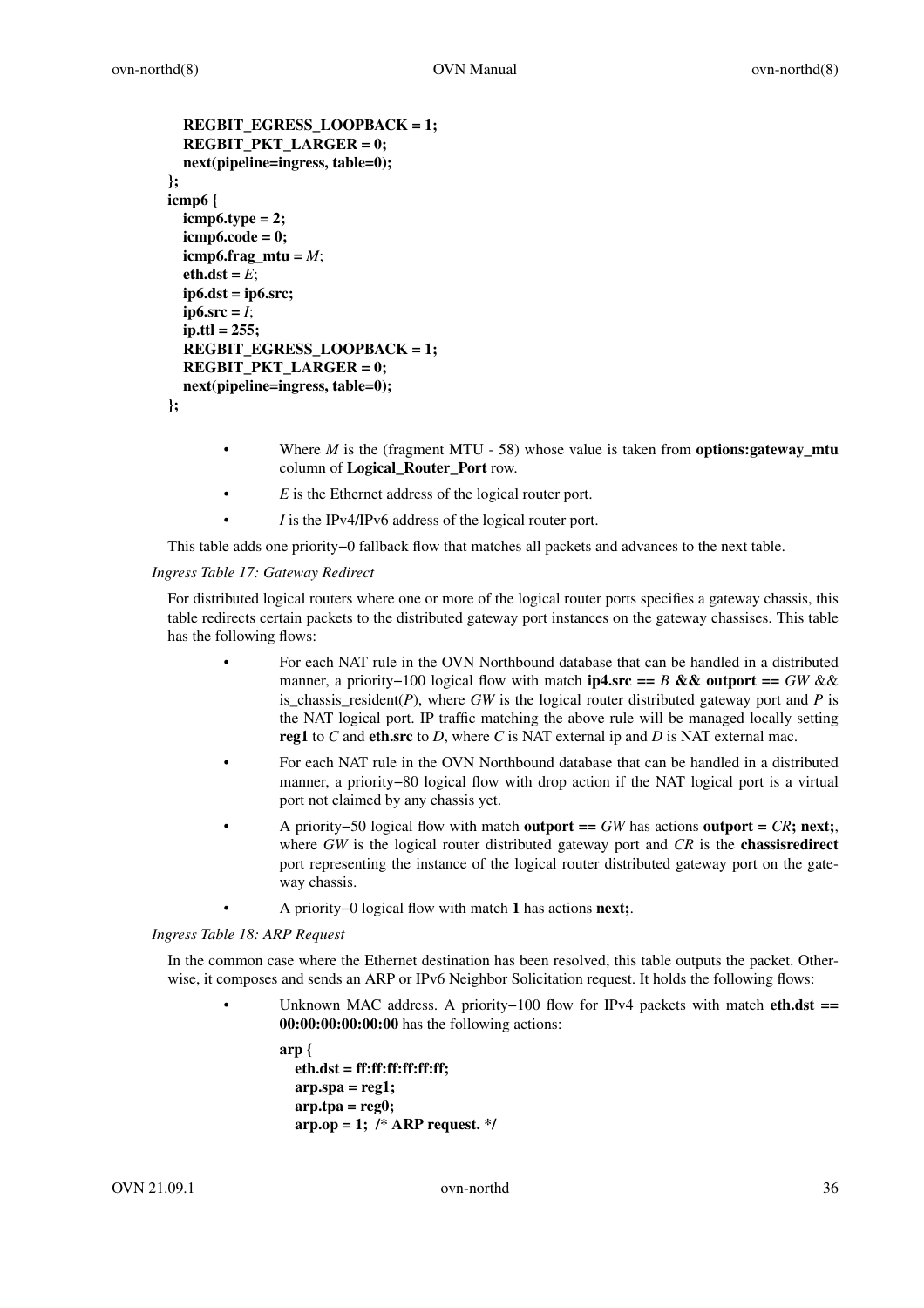```
    REGBIT_EGRESS_LOOPBACK = 1;
    REGBIT_PKT_LARGER = 0;
    next(pipeline=ingress, table=0);
};
icmp6 {
    icmp6.type = 2;
    icmp6.code = 0;
    icmp6.frag_mtu = M;
    eth.dst = E;
    ip6.dst = ip6.src;
    ip6.src = I;
    ip.ttl = 255;
    REGBIT_EGRESS_LOOPBACK = 1;
    REGBIT_PKT_LARGER = 0;
    next(pipeline=ingress, table=0);
};
```

- Where *M* is the (fragment MTU - 58) whose value is taken from **options:gateway_mtu** column of **Logical_Router_Port** row.
- *E* is the Ethernet address of the logical router port.
- *I* is the IPv4/IPv6 address of the logical router port.

This table adds one priority−0 fallback flow that matches all packets and advances to the next table.

*Ingress Table 17: Gateway Redirect*

For distributed logical routers where one or more of the logical router ports specifies a gateway chassis, this table redirects certain packets to the distributed gateway port instances on the gateway chassises. This table has the following flows:

- For each NAT rule in the OVN Northbound database that can be handled in a distributed manner, a priority−100 logical flow with match **ip4.src ==** *B* **&& outport ==** *GW* && is_chassis_resident(*P*), where *GW* is the logical router distributed gateway port and *P* is the NAT logical port. IP traffic matching the above rule will be managed locally setting **reg1** to *C* and **eth.src** to *D*, where *C* is NAT external ip and *D* is NAT external mac.
- For each NAT rule in the OVN Northbound database that can be handled in a distributed manner, a priority−80 logical flow with drop action if the NAT logical port is a virtual port not claimed by any chassis yet.
- A priority−50 logical flow with match **outport ==** *GW* has actions **outport =** *CR***; next;**, where *GW* is the logical router distributed gateway port and *CR* is the **chassisredirect** port representing the instance of the logical router distributed gateway port on the gateway chassis.
- A priority−0 logical flow with match **1** has actions **next;**.

*Ingress Table 18: ARP Request*

In the common case where the Ethernet destination has been resolved, this table outputs the packet. Otherwise, it composes and sends an ARP or IPv6 Neighbor Solicitation request. It holds the following flows:

- Unknown MAC address. A priority−100 flow for IPv4 packets with match **eth.dst == 00:00:00:00:00:00** has the following actions:

```
arp {
    eth.dst = ff:ff:ff:ff:ff:ff;
    arp.spa = reg1;
    arp.tpa = reg0;
    arp.op = 1;  /* ARP request. */
```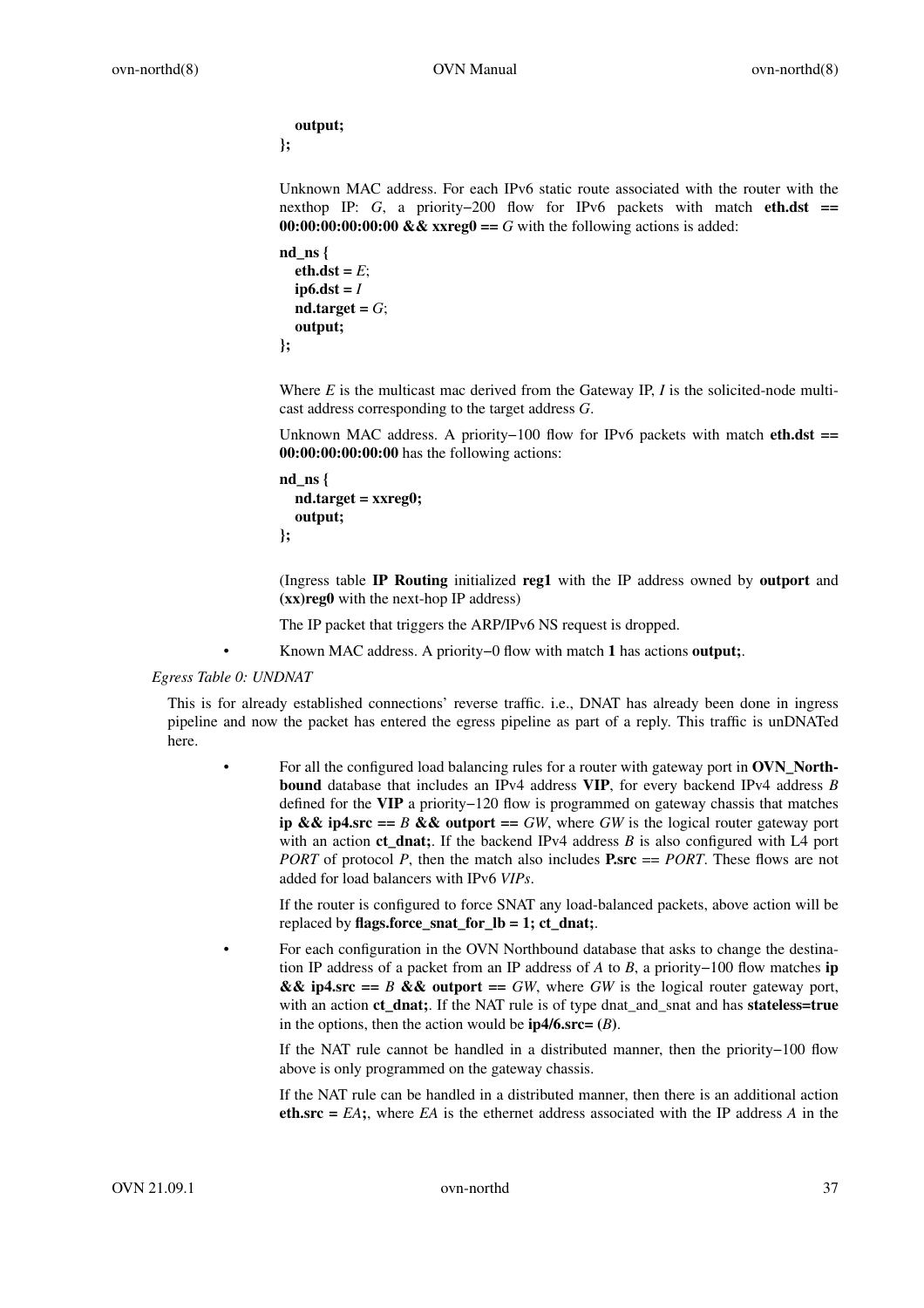**output;**
**};**

Unknown MAC address. For each IPv6 static route associated with the router with the nexthop IP: *G*, a priority−200 flow for IPv6 packets with match **eth.dst == 00:00:00:00:00:00 && xxreg0 ==** *G* with the following actions is added:

```
nd_ns {
    eth.dst = E;
    ip6.dst = I
    nd.target = G;
    output;
};
```

Where *E* is the multicast mac derived from the Gateway IP, *I* is the solicited-node multicast address corresponding to the target address *G*.

Unknown MAC address. A priority−100 flow for IPv6 packets with match **eth.dst == 00:00:00:00:00:00** has the following actions:

```
nd_ns {
    nd.target = xxreg0;
    output;
};
```

(Ingress table **IP Routing** initialized **reg1** with the IP address owned by **outport** and **(xx)reg0** with the next-hop IP address)

The IP packet that triggers the ARP/IPv6 NS request is dropped.

- Known MAC address. A priority−0 flow with match **1** has actions **output;**.

*Egress Table 0: UNDNAT*

This is for already established connections' reverse traffic. i.e., DNAT has already been done in ingress pipeline and now the packet has entered the egress pipeline as part of a reply. This traffic is unDNATed here.

- For all the configured load balancing rules for a router with gateway port in **OVN_Northbound** database that includes an IPv4 address **VIP**, for every backend IPv4 address *B* defined for the **VIP** a priority−120 flow is programmed on gateway chassis that matches **ip && ip4.src ==** *B* **&& outport ==** *GW*, where *GW* is the logical router gateway port with an action **ct_dnat;**. If the backend IPv4 address *B* is also configured with L4 port *PORT* of protocol *P*, then the match also includes **P.src** == *PORT*. These flows are not added for load balancers with IPv6 *VIPs*.

  If the router is configured to force SNAT any load-balanced packets, above action will be replaced by **flags.force_snat_for_lb = 1; ct_dnat;**.

- For each configuration in the OVN Northbound database that asks to change the destination IP address of a packet from an IP address of *A* to *B*, a priority−100 flow matches **ip && ip4.src ==** *B* **&& outport ==** *GW*, where *GW* is the logical router gateway port, with an action **ct_dnat;**. If the NAT rule is of type dnat_and_snat and has **stateless=true** in the options, then the action would be **ip4/6.src= (***B***)**.

  If the NAT rule cannot be handled in a distributed manner, then the priority−100 flow above is only programmed on the gateway chassis.

  If the NAT rule can be handled in a distributed manner, then there is an additional action **eth.src =** *EA***;**, where *EA* is the ethernet address associated with the IP address *A* in the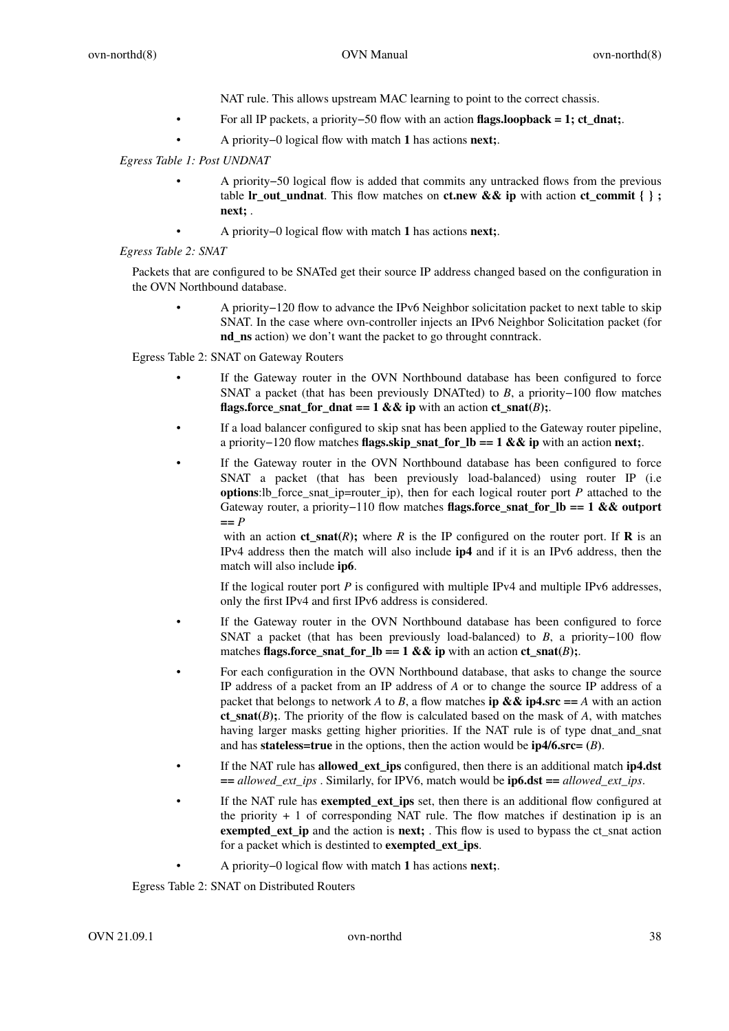NAT rule. This allows upstream MAC learning to point to the correct chassis.

- For all IP packets, a priority−50 flow with an action **flags.loopback = 1; ct_dnat;**.
- A priority−0 logical flow with match **1** has actions **next;**.

*Egress Table 1: Post UNDNAT*

- A priority−50 logical flow is added that commits any untracked flows from the previous table **lr_out_undnat**. This flow matches on **ct.new && ip** with action **ct_commit { } ; next;** .
- A priority−0 logical flow with match **1** has actions **next;**.

*Egress Table 2: SNAT*

Packets that are configured to be SNATed get their source IP address changed based on the configuration in the OVN Northbound database.

- A priority−120 flow to advance the IPv6 Neighbor solicitation packet to next table to skip SNAT. In the case where ovn-controller injects an IPv6 Neighbor Solicitation packet (for **nd_ns** action) we don't want the packet to go throught conntrack.

Egress Table 2: SNAT on Gateway Routers

- If the Gateway router in the OVN Northbound database has been configured to force SNAT a packet (that has been previously DNATted) to *B*, a priority−100 flow matches **flags.force_snat_for_dnat == 1 && ip** with an action **ct_snat(***B***);**.
- If a load balancer configured to skip snat has been applied to the Gateway router pipeline, a priority−120 flow matches **flags.skip_snat_for_lb == 1 && ip** with an action **next;**.
- If the Gateway router in the OVN Northbound database has been configured to force SNAT a packet (that has been previously load-balanced) using router IP (i.e **options**:lb_force_snat_ip=router_ip), then for each logical router port *P* attached to the Gateway router, a priority−110 flow matches **flags.force_snat_for_lb == 1 && outport == ***P*

  with an action **ct_snat(***R***);** where *R* is the IP configured on the router port. If **R** is an IPv4 address then the match will also include **ip4** and if it is an IPv6 address, then the match will also include **ip6**.

  If the logical router port *P* is configured with multiple IPv4 and multiple IPv6 addresses, only the first IPv4 and first IPv6 address is considered.

- If the Gateway router in the OVN Northbound database has been configured to force SNAT a packet (that has been previously load-balanced) to *B*, a priority−100 flow matches **flags.force_snat_for_lb == 1 && ip** with an action **ct_snat(***B***);**.
- For each configuration in the OVN Northbound database, that asks to change the source IP address of a packet from an IP address of *A* or to change the source IP address of a packet that belongs to network *A* to *B*, a flow matches **ip && ip4.src == ***A* with an action **ct_snat(***B***);**. The priority of the flow is calculated based on the mask of *A*, with matches having larger masks getting higher priorities. If the NAT rule is of type dnat_and_snat and has **stateless=true** in the options, then the action would be **ip4/6.src= (***B***)**.
- If the NAT rule has **allowed_ext_ips** configured, then there is an additional match **ip4.dst ==** *allowed_ext_ips* . Similarly, for IPV6, match would be **ip6.dst ==** *allowed_ext_ips*.
- If the NAT rule has **exempted_ext_ips** set, then there is an additional flow configured at the priority + 1 of corresponding NAT rule. The flow matches if destination ip is an **exempted_ext_ip** and the action is **next;** . This flow is used to bypass the ct_snat action for a packet which is destinted to **exempted_ext_ips**.
- A priority−0 logical flow with match **1** has actions **next;**.

Egress Table 2: SNAT on Distributed Routers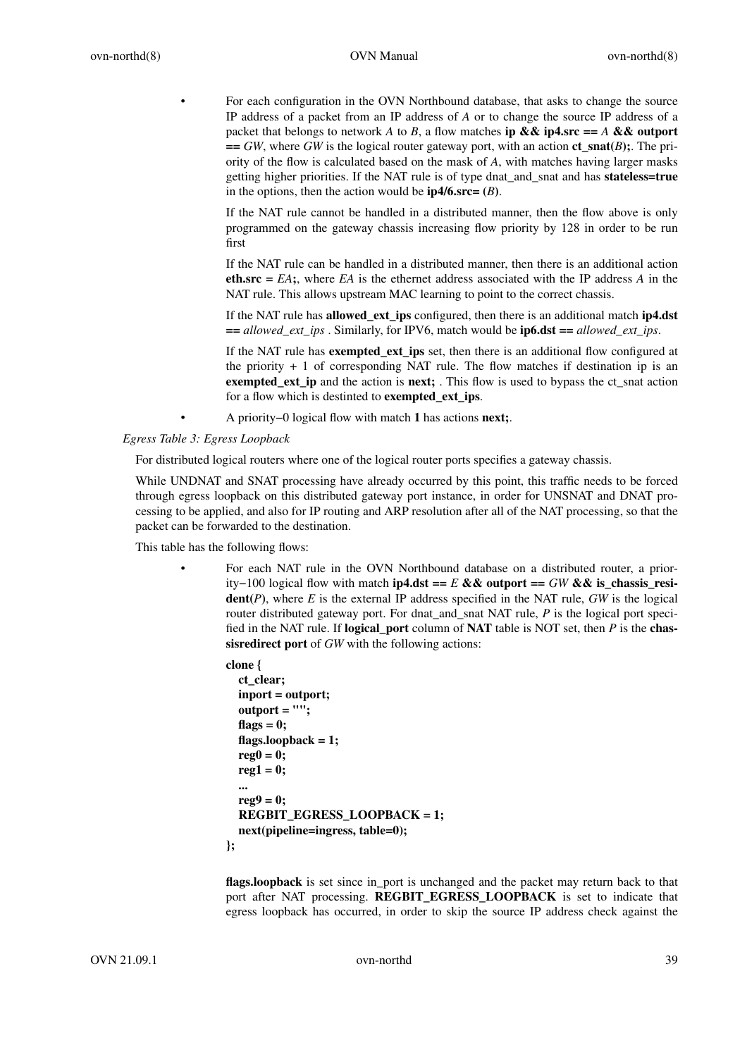- For each configuration in the OVN Northbound database, that asks to change the source IP address of a packet from an IP address of *A* or to change the source IP address of a packet that belongs to network *A* to *B*, a flow matches **ip && ip4.src ==** *A* **&& outport ==** *GW*, where *GW* is the logical router gateway port, with an action **ct_snat(***B***);**. The priority of the flow is calculated based on the mask of *A*, with matches having larger masks getting higher priorities. If the NAT rule is of type dnat_and_snat and has **stateless=true** in the options, then the action would be **ip4/6.src= (***B***)**.

  If the NAT rule cannot be handled in a distributed manner, then the flow above is only programmed on the gateway chassis increasing flow priority by 128 in order to be run first

  If the NAT rule can be handled in a distributed manner, then there is an additional action **eth.src =** *EA***;**, where *EA* is the ethernet address associated with the IP address *A* in the NAT rule. This allows upstream MAC learning to point to the correct chassis.

  If the NAT rule has **allowed_ext_ips** configured, then there is an additional match **ip4.dst ==** *allowed_ext_ips* . Similarly, for IPV6, match would be **ip6.dst ==** *allowed_ext_ips*.

  If the NAT rule has **exempted_ext_ips** set, then there is an additional flow configured at the priority + 1 of corresponding NAT rule. The flow matches if destination ip is an **exempted_ext_ip** and the action is **next;** . This flow is used to bypass the ct_snat action for a flow which is destinted to **exempted_ext_ips**.

- A priority−0 logical flow with match **1** has actions **next;**.

*Egress Table 3: Egress Loopback*

For distributed logical routers where one of the logical router ports specifies a gateway chassis.

While UNDNAT and SNAT processing have already occurred by this point, this traffic needs to be forced through egress loopback on this distributed gateway port instance, in order for UNSNAT and DNAT processing to be applied, and also for IP routing and ARP resolution after all of the NAT processing, so that the packet can be forwarded to the destination.

This table has the following flows:

- For each NAT rule in the OVN Northbound database on a distributed router, a priority−100 logical flow with match **ip4.dst ==** *E* **&& outport ==** *GW* **&& is_chassis_resident(***P***)**, where *E* is the external IP address specified in the NAT rule, *GW* is the logical router distributed gateway port. For dnat_and_snat NAT rule, *P* is the logical port specified in the NAT rule. If **logical_port** column of **NAT** table is NOT set, then *P* is the **chassisredirect port** of *GW* with the following actions:

  ```
  clone {
      ct_clear;
      inport = outport;
      outport = "";
      flags = 0;
      flags.loopback = 1;
      reg0 = 0;
      reg1 = 0;
      ...
      reg9 = 0;
      REGBIT_EGRESS_LOOPBACK = 1;
      next(pipeline=ingress, table=0);
  };
  ```

  **flags.loopback** is set since in_port is unchanged and the packet may return back to that port after NAT processing. **REGBIT_EGRESS_LOOPBACK** is set to indicate that egress loopback has occurred, in order to skip the source IP address check against the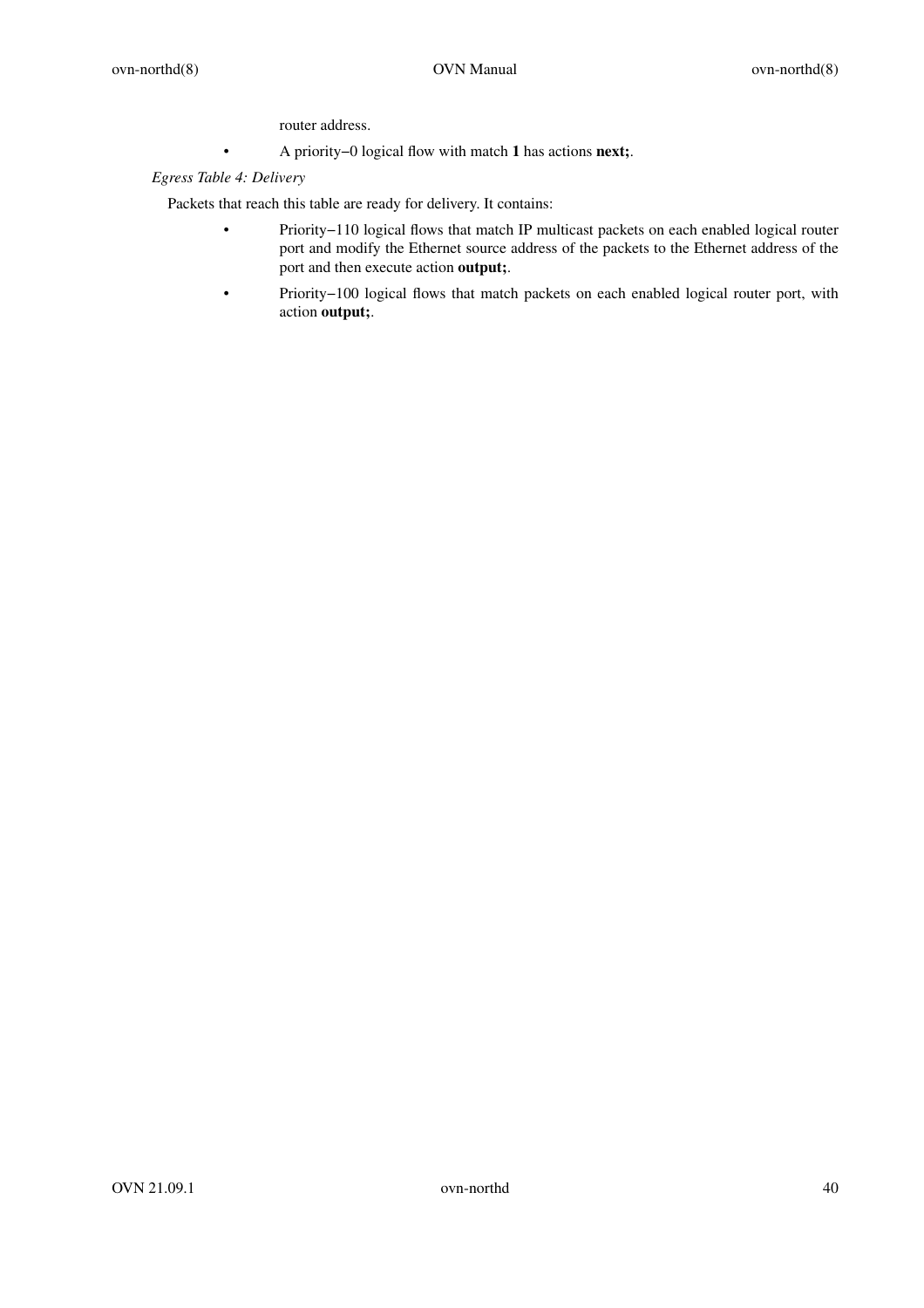router address.

- A priority−0 logical flow with match **1** has actions **next;**.

*Egress Table 4: Delivery*

Packets that reach this table are ready for delivery. It contains:

- Priority−110 logical flows that match IP multicast packets on each enabled logical router port and modify the Ethernet source address of the packets to the Ethernet address of the port and then execute action **output;**.
- Priority−100 logical flows that match packets on each enabled logical router port, with action **output;**.